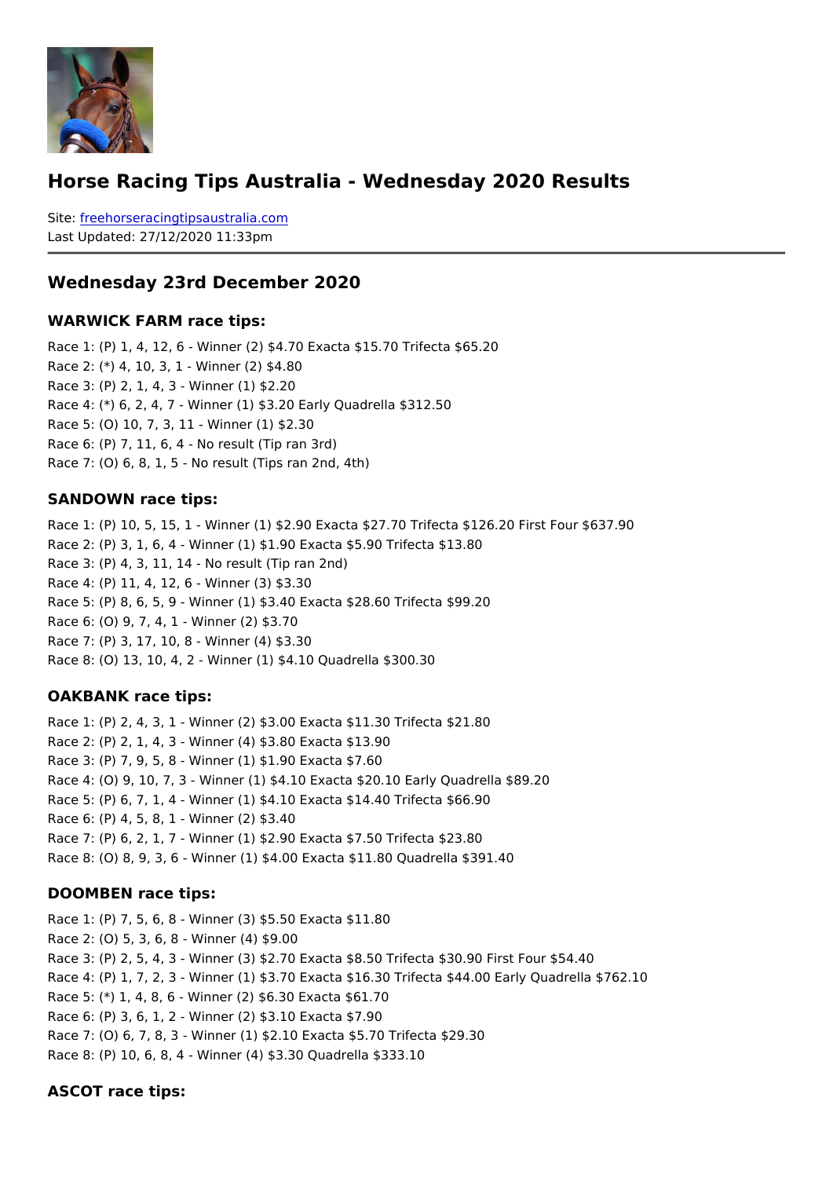# Horse Racing Tips Australia - Wednesday 2020 Results

Site: freehorseracingtipsaustralia.com
Last Updated: 27/12/2020 11:33pm

## Wednesday 23rd December 2020

### WARWICK FARM race tips:

Race 1: (P) 1, 4, 12, 6 - Winner (2) $4.70 Exacta $15.70 Trifecta $65.20
Race 2: (*) 4, 10, 3, 1 - Winner (2) $4.80
Race 3: (P) 2, 1, 4, 3 - Winner (1) $2.20
Race 4: (*) 6, 2, 4, 7 - Winner (1) $3.20 Early Quadrella $312.50
Race 5: (O) 10, 7, 3, 11 - Winner (1) $2.30
Race 6: (P) 7, 11, 6, 4 - No result (Tip ran 3rd)
Race 7: (O) 6, 8, 1, 5 - No result (Tips ran 2nd, 4th)

### SANDOWN race tips:

Race 1: (P) 10, 5, 15, 1 - Winner (1) $2.90 Exacta $27.70 Trifecta $126.20 First Four $637.90
Race 2: (P) 3, 1, 6, 4 - Winner (1) $1.90 Exacta $5.90 Trifecta $13.80
Race 3: (P) 4, 3, 11, 14 - No result (Tip ran 2nd)
Race 4: (P) 11, 4, 12, 6 - Winner (3) $3.30
Race 5: (P) 8, 6, 5, 9 - Winner (1) $3.40 Exacta $28.60 Trifecta $99.20
Race 6: (O) 9, 7, 4, 1 - Winner (2) $3.70
Race 7: (P) 3, 17, 10, 8 - Winner (4) $3.30
Race 8: (O) 13, 10, 4, 2 - Winner (1) $4.10 Quadrella $300.30

### OAKBANK race tips:

Race 1: (P) 2, 4, 3, 1 - Winner (2) $3.00 Exacta $11.30 Trifecta $21.80
Race 2: (P) 2, 1, 4, 3 - Winner (4) $3.80 Exacta $13.90
Race 3: (P) 7, 9, 5, 8 - Winner (1) $1.90 Exacta $7.60
Race 4: (O) 9, 10, 7, 3 - Winner (1) $4.10 Exacta $20.10 Early Quadrella $89.20
Race 5: (P) 6, 7, 1, 4 - Winner (1) $4.10 Exacta $14.40 Trifecta $66.90
Race 6: (P) 4, 5, 8, 1 - Winner (2) $3.40
Race 7: (P) 6, 2, 1, 7 - Winner (1) $2.90 Exacta $7.50 Trifecta $23.80
Race 8: (O) 8, 9, 3, 6 - Winner (1) $4.00 Exacta $11.80 Quadrella $391.40

### DOOMBEN race tips:

Race 1: (P) 7, 5, 6, 8 - Winner (3) $5.50 Exacta $11.80
Race 2: (O) 5, 3, 6, 8 - Winner (4) $9.00
Race 3: (P) 2, 5, 4, 3 - Winner (3) $2.70 Exacta $8.50 Trifecta $30.90 First Four $54.40
Race 4: (P) 1, 7, 2, 3 - Winner (1) $3.70 Exacta $16.30 Trifecta $44.00 Early Quadrella $762.10
Race 5: (*) 1, 4, 8, 6 - Winner (2) $6.30 Exacta $61.70
Race 6: (P) 3, 6, 1, 2 - Winner (2) $3.10 Exacta $7.90
Race 7: (O) 6, 7, 8, 3 - Winner (1) $2.10 Exacta $5.70 Trifecta $29.30
Race 8: (P) 10, 6, 8, 4 - Winner (4) $3.30 Quadrella $333.10

### ASCOT race tips: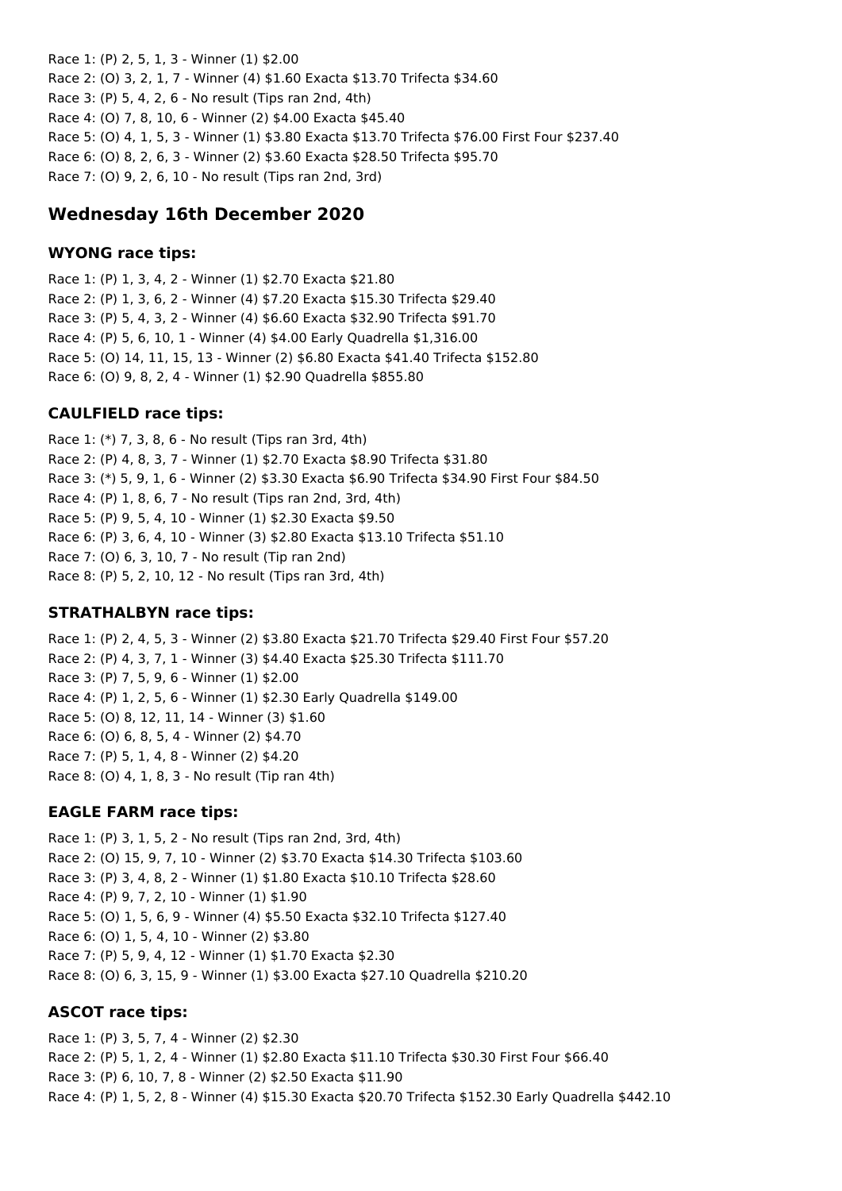Race 1: (P) 2, 5, 1, 3 - Winner (1) $2.00
Race 2: (O) 3, 2, 1, 7 - Winner (4) $1.60 Exacta $13.70 Trifecta $34.60
Race 3: (P) 5, 4, 2, 6 - No result (Tips ran 2nd, 4th)
Race 4: (O) 7, 8, 10, 6 - Winner (2) $4.00 Exacta $45.40
Race 5: (O) 4, 1, 5, 3 - Winner (1) $3.80 Exacta $13.70 Trifecta $76.00 First Four $237.40
Race 6: (O) 8, 2, 6, 3 - Winner (2) $3.60 Exacta $28.50 Trifecta $95.70
Race 7: (O) 9, 2, 6, 10 - No result (Tips ran 2nd, 3rd)

## Wednesday 16th December 2020

### WYONG race tips:

Race 1: (P) 1, 3, 4, 2 - Winner (1) $2.70 Exacta $21.80
Race 2: (P) 1, 3, 6, 2 - Winner (4) $7.20 Exacta $15.30 Trifecta $29.40
Race 3: (P) 5, 4, 3, 2 - Winner (4) $6.60 Exacta $32.90 Trifecta $91.70
Race 4: (P) 5, 6, 10, 1 - Winner (4) $4.00 Early Quadrella $1,316.00
Race 5: (O) 14, 11, 15, 13 - Winner (2) $6.80 Exacta $41.40 Trifecta $152.80
Race 6: (O) 9, 8, 2, 4 - Winner (1) $2.90 Quadrella $855.80

### CAULFIELD race tips:

Race 1: (*) 7, 3, 8, 6 - No result (Tips ran 3rd, 4th)
Race 2: (P) 4, 8, 3, 7 - Winner (1) $2.70 Exacta $8.90 Trifecta $31.80
Race 3: (*) 5, 9, 1, 6 - Winner (2) $3.30 Exacta $6.90 Trifecta $34.90 First Four $84.50
Race 4: (P) 1, 8, 6, 7 - No result (Tips ran 2nd, 3rd, 4th)
Race 5: (P) 9, 5, 4, 10 - Winner (1) $2.30 Exacta $9.50
Race 6: (P) 3, 6, 4, 10 - Winner (3) $2.80 Exacta $13.10 Trifecta $51.10
Race 7: (O) 6, 3, 10, 7 - No result (Tip ran 2nd)
Race 8: (P) 5, 2, 10, 12 - No result (Tips ran 3rd, 4th)

### STRATHALBYN race tips:

Race 1: (P) 2, 4, 5, 3 - Winner (2) $3.80 Exacta $21.70 Trifecta $29.40 First Four $57.20
Race 2: (P) 4, 3, 7, 1 - Winner (3) $4.40 Exacta $25.30 Trifecta $111.70
Race 3: (P) 7, 5, 9, 6 - Winner (1) $2.00
Race 4: (P) 1, 2, 5, 6 - Winner (1) $2.30 Early Quadrella $149.00
Race 5: (O) 8, 12, 11, 14 - Winner (3) $1.60
Race 6: (O) 6, 8, 5, 4 - Winner (2) $4.70
Race 7: (P) 5, 1, 4, 8 - Winner (2) $4.20
Race 8: (O) 4, 1, 8, 3 - No result (Tip ran 4th)

### EAGLE FARM race tips:

Race 1: (P) 3, 1, 5, 2 - No result (Tips ran 2nd, 3rd, 4th)
Race 2: (O) 15, 9, 7, 10 - Winner (2) $3.70 Exacta $14.30 Trifecta $103.60
Race 3: (P) 3, 4, 8, 2 - Winner (1) $1.80 Exacta $10.10 Trifecta $28.60
Race 4: (P) 9, 7, 2, 10 - Winner (1) $1.90
Race 5: (O) 1, 5, 6, 9 - Winner (4) $5.50 Exacta $32.10 Trifecta $127.40
Race 6: (O) 1, 5, 4, 10 - Winner (2) $3.80
Race 7: (P) 5, 9, 4, 12 - Winner (1) $1.70 Exacta $2.30
Race 8: (O) 6, 3, 15, 9 - Winner (1) $3.00 Exacta $27.10 Quadrella $210.20

### ASCOT race tips:

Race 1: (P) 3, 5, 7, 4 - Winner (2) $2.30
Race 2: (P) 5, 1, 2, 4 - Winner (1) $2.80 Exacta $11.10 Trifecta $30.30 First Four $66.40
Race 3: (P) 6, 10, 7, 8 - Winner (2) $2.50 Exacta $11.90
Race 4: (P) 1, 5, 2, 8 - Winner (4) $15.30 Exacta $20.70 Trifecta $152.30 Early Quadrella $442.10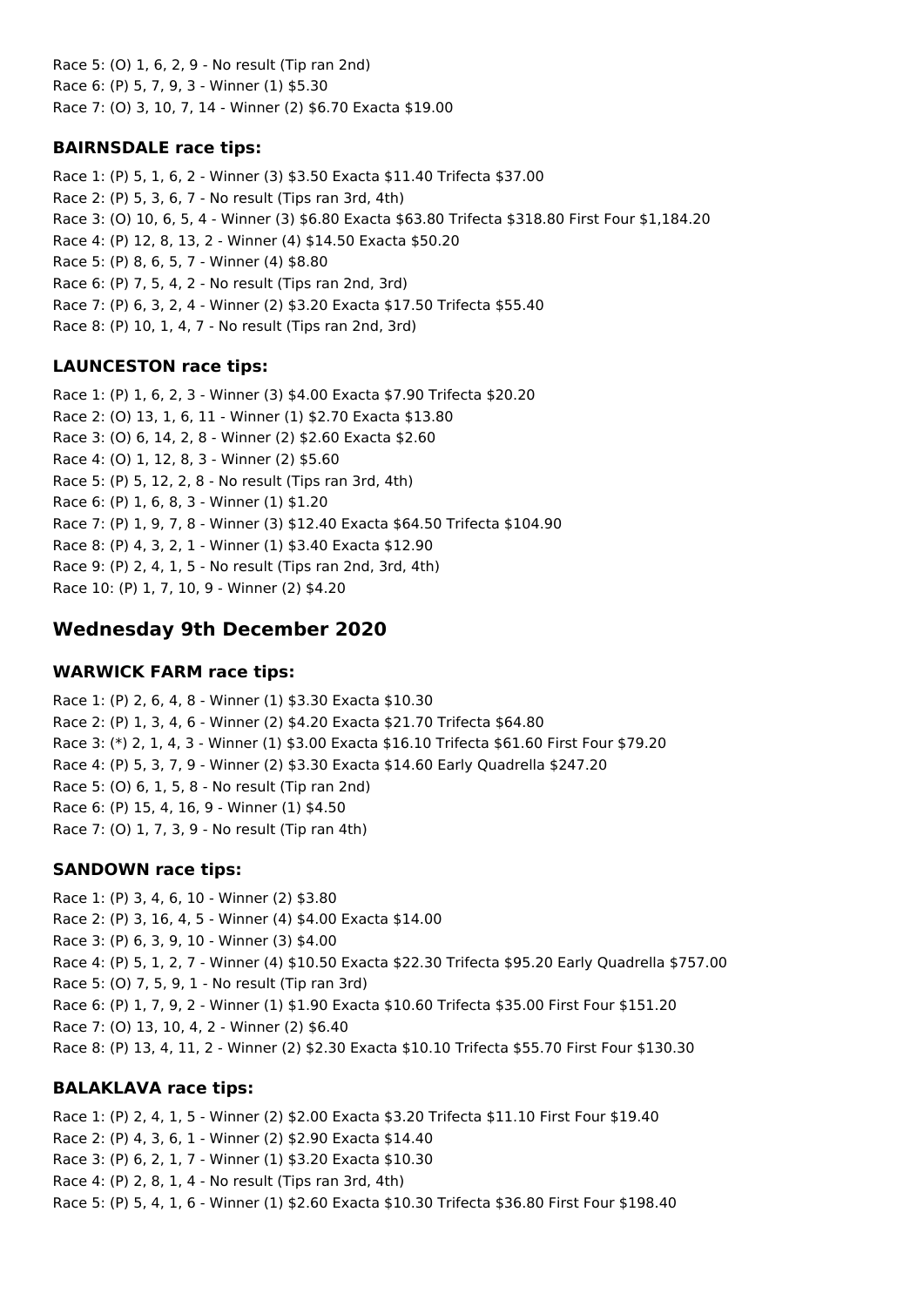Race 5: (O) 1, 6, 2, 9 - No result (Tip ran 2nd)
Race 6: (P) 5, 7, 9, 3 - Winner (1) $5.30
Race 7: (O) 3, 10, 7, 14 - Winner (2) $6.70 Exacta $19.00

### BAIRNSDALE race tips:

Race 1: (P) 5, 1, 6, 2 - Winner (3) $3.50 Exacta $11.40 Trifecta $37.00
Race 2: (P) 5, 3, 6, 7 - No result (Tips ran 3rd, 4th)
Race 3: (O) 10, 6, 5, 4 - Winner (3) $6.80 Exacta $63.80 Trifecta $318.80 First Four $1,184.20
Race 4: (P) 12, 8, 13, 2 - Winner (4) $14.50 Exacta $50.20
Race 5: (P) 8, 6, 5, 7 - Winner (4) $8.80
Race 6: (P) 7, 5, 4, 2 - No result (Tips ran 2nd, 3rd)
Race 7: (P) 6, 3, 2, 4 - Winner (2) $3.20 Exacta $17.50 Trifecta $55.40
Race 8: (P) 10, 1, 4, 7 - No result (Tips ran 2nd, 3rd)

### LAUNCESTON race tips:

Race 1: (P) 1, 6, 2, 3 - Winner (3) $4.00 Exacta $7.90 Trifecta $20.20
Race 2: (O) 13, 1, 6, 11 - Winner (1) $2.70 Exacta $13.80
Race 3: (O) 6, 14, 2, 8 - Winner (2) $2.60 Exacta $2.60
Race 4: (O) 1, 12, 8, 3 - Winner (2) $5.60
Race 5: (P) 5, 12, 2, 8 - No result (Tips ran 3rd, 4th)
Race 6: (P) 1, 6, 8, 3 - Winner (1) $1.20
Race 7: (P) 1, 9, 7, 8 - Winner (3) $12.40 Exacta $64.50 Trifecta $104.90
Race 8: (P) 4, 3, 2, 1 - Winner (1) $3.40 Exacta $12.90
Race 9: (P) 2, 4, 1, 5 - No result (Tips ran 2nd, 3rd, 4th)
Race 10: (P) 1, 7, 10, 9 - Winner (2) $4.20

## Wednesday 9th December 2020

### WARWICK FARM race tips:

Race 1: (P) 2, 6, 4, 8 - Winner (1) $3.30 Exacta $10.30
Race 2: (P) 1, 3, 4, 6 - Winner (2) $4.20 Exacta $21.70 Trifecta $64.80
Race 3: (*) 2, 1, 4, 3 - Winner (1) $3.00 Exacta $16.10 Trifecta $61.60 First Four $79.20
Race 4: (P) 5, 3, 7, 9 - Winner (2) $3.30 Exacta $14.60 Early Quadrella $247.20
Race 5: (O) 6, 1, 5, 8 - No result (Tip ran 2nd)
Race 6: (P) 15, 4, 16, 9 - Winner (1) $4.50
Race 7: (O) 1, 7, 3, 9 - No result (Tip ran 4th)

### SANDOWN race tips:

Race 1: (P) 3, 4, 6, 10 - Winner (2) $3.80
Race 2: (P) 3, 16, 4, 5 - Winner (4) $4.00 Exacta $14.00
Race 3: (P) 6, 3, 9, 10 - Winner (3) $4.00
Race 4: (P) 5, 1, 2, 7 - Winner (4) $10.50 Exacta $22.30 Trifecta $95.20 Early Quadrella $757.00
Race 5: (O) 7, 5, 9, 1 - No result (Tip ran 3rd)
Race 6: (P) 1, 7, 9, 2 - Winner (1) $1.90 Exacta $10.60 Trifecta $35.00 First Four $151.20
Race 7: (O) 13, 10, 4, 2 - Winner (2) $6.40
Race 8: (P) 13, 4, 11, 2 - Winner (2) $2.30 Exacta $10.10 Trifecta $55.70 First Four $130.30

### BALAKLAVA race tips:

Race 1: (P) 2, 4, 1, 5 - Winner (2) $2.00 Exacta $3.20 Trifecta $11.10 First Four $19.40
Race 2: (P) 4, 3, 6, 1 - Winner (2) $2.90 Exacta $14.40
Race 3: (P) 6, 2, 1, 7 - Winner (1) $3.20 Exacta $10.30
Race 4: (P) 2, 8, 1, 4 - No result (Tips ran 3rd, 4th)
Race 5: (P) 5, 4, 1, 6 - Winner (1) $2.60 Exacta $10.30 Trifecta $36.80 First Four $198.40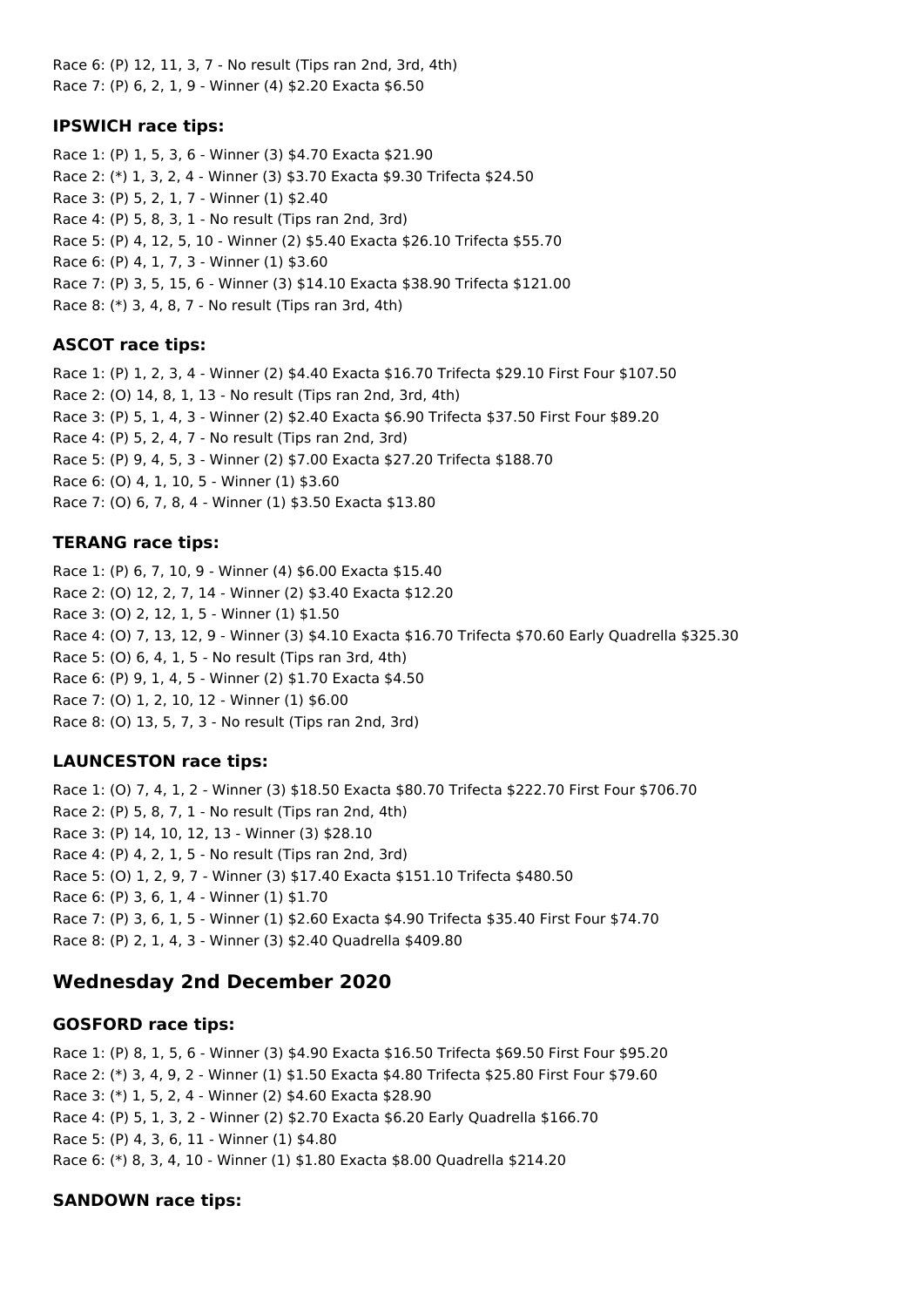Race 6: (P) 12, 11, 3, 7 - No result (Tips ran 2nd, 3rd, 4th)
Race 7: (P) 6, 2, 1, 9 - Winner (4) $2.20 Exacta $6.50

### IPSWICH race tips:

Race 1: (P) 1, 5, 3, 6 - Winner (3) $4.70 Exacta $21.90
Race 2: (*) 1, 3, 2, 4 - Winner (3) $3.70 Exacta $9.30 Trifecta $24.50
Race 3: (P) 5, 2, 1, 7 - Winner (1) $2.40
Race 4: (P) 5, 8, 3, 1 - No result (Tips ran 2nd, 3rd)
Race 5: (P) 4, 12, 5, 10 - Winner (2) $5.40 Exacta $26.10 Trifecta $55.70
Race 6: (P) 4, 1, 7, 3 - Winner (1) $3.60
Race 7: (P) 3, 5, 15, 6 - Winner (3) $14.10 Exacta $38.90 Trifecta $121.00
Race 8: (*) 3, 4, 8, 7 - No result (Tips ran 3rd, 4th)

### ASCOT race tips:

Race 1: (P) 1, 2, 3, 4 - Winner (2) $4.40 Exacta $16.70 Trifecta $29.10 First Four $107.50
Race 2: (O) 14, 8, 1, 13 - No result (Tips ran 2nd, 3rd, 4th)
Race 3: (P) 5, 1, 4, 3 - Winner (2) $2.40 Exacta $6.90 Trifecta $37.50 First Four $89.20
Race 4: (P) 5, 2, 4, 7 - No result (Tips ran 2nd, 3rd)
Race 5: (P) 9, 4, 5, 3 - Winner (2) $7.00 Exacta $27.20 Trifecta $188.70
Race 6: (O) 4, 1, 10, 5 - Winner (1) $3.60
Race 7: (O) 6, 7, 8, 4 - Winner (1) $3.50 Exacta $13.80

### TERANG race tips:

Race 1: (P) 6, 7, 10, 9 - Winner (4) $6.00 Exacta $15.40
Race 2: (O) 12, 2, 7, 14 - Winner (2) $3.40 Exacta $12.20
Race 3: (O) 2, 12, 1, 5 - Winner (1) $1.50
Race 4: (O) 7, 13, 12, 9 - Winner (3) $4.10 Exacta $16.70 Trifecta $70.60 Early Quadrella $325.30
Race 5: (O) 6, 4, 1, 5 - No result (Tips ran 3rd, 4th)
Race 6: (P) 9, 1, 4, 5 - Winner (2) $1.70 Exacta $4.50
Race 7: (O) 1, 2, 10, 12 - Winner (1) $6.00
Race 8: (O) 13, 5, 7, 3 - No result (Tips ran 2nd, 3rd)

### LAUNCESTON race tips:

Race 1: (O) 7, 4, 1, 2 - Winner (3) $18.50 Exacta $80.70 Trifecta $222.70 First Four $706.70
Race 2: (P) 5, 8, 7, 1 - No result (Tips ran 2nd, 4th)
Race 3: (P) 14, 10, 12, 13 - Winner (3) $28.10
Race 4: (P) 4, 2, 1, 5 - No result (Tips ran 2nd, 3rd)
Race 5: (O) 1, 2, 9, 7 - Winner (3) $17.40 Exacta $151.10 Trifecta $480.50
Race 6: (P) 3, 6, 1, 4 - Winner (1) $1.70
Race 7: (P) 3, 6, 1, 5 - Winner (1) $2.60 Exacta $4.90 Trifecta $35.40 First Four $74.70
Race 8: (P) 2, 1, 4, 3 - Winner (3) $2.40 Quadrella $409.80

## Wednesday 2nd December 2020

### GOSFORD race tips:

Race 1: (P) 8, 1, 5, 6 - Winner (3) $4.90 Exacta $16.50 Trifecta $69.50 First Four $95.20
Race 2: (*) 3, 4, 9, 2 - Winner (1) $1.50 Exacta $4.80 Trifecta $25.80 First Four $79.60
Race 3: (*) 1, 5, 2, 4 - Winner (2) $4.60 Exacta $28.90
Race 4: (P) 5, 1, 3, 2 - Winner (2) $2.70 Exacta $6.20 Early Quadrella $166.70
Race 5: (P) 4, 3, 6, 11 - Winner (1) $4.80
Race 6: (*) 8, 3, 4, 10 - Winner (1) $1.80 Exacta $8.00 Quadrella $214.20

### SANDOWN race tips: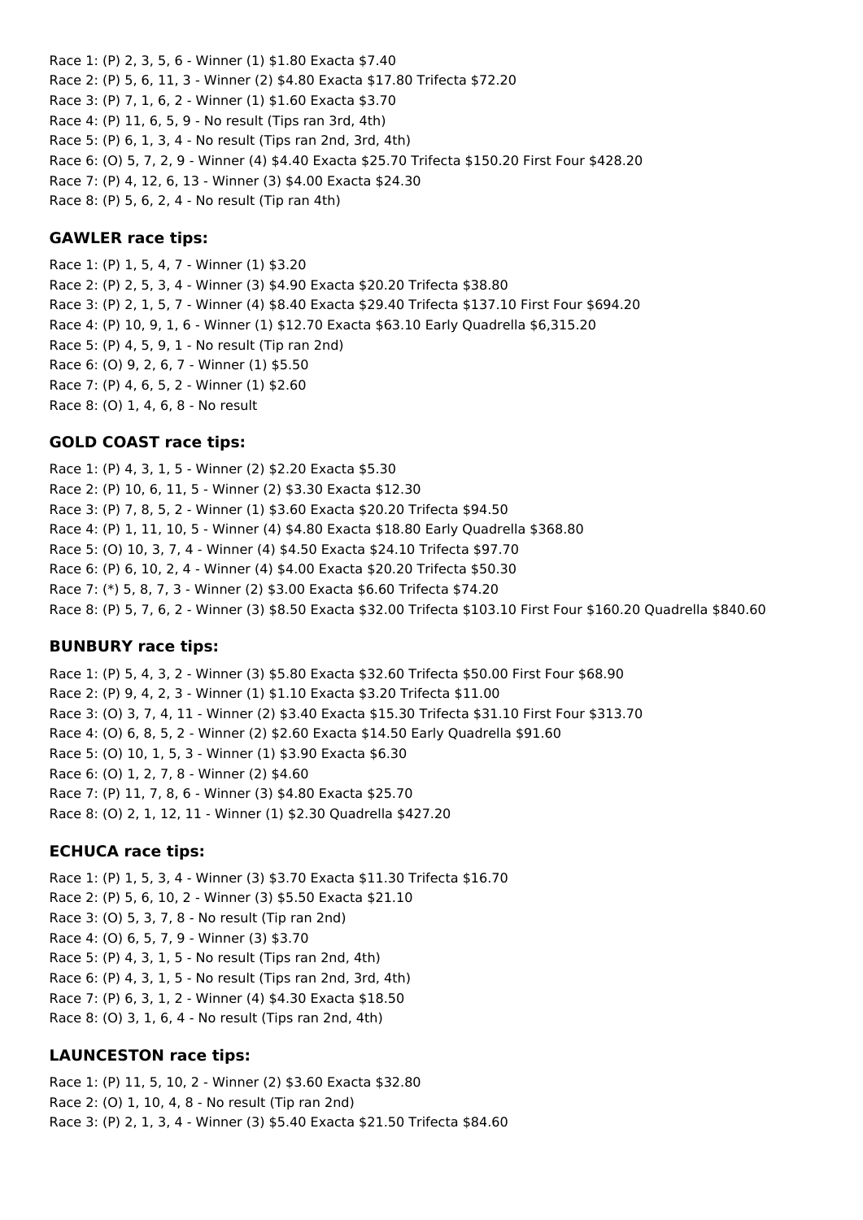Race 1: (P) 2, 3, 5, 6 - Winner (1) $1.80 Exacta $7.40
Race 2: (P) 5, 6, 11, 3 - Winner (2) $4.80 Exacta $17.80 Trifecta $72.20
Race 3: (P) 7, 1, 6, 2 - Winner (1) $1.60 Exacta $3.70
Race 4: (P) 11, 6, 5, 9 - No result (Tips ran 3rd, 4th)
Race 5: (P) 6, 1, 3, 4 - No result (Tips ran 2nd, 3rd, 4th)
Race 6: (O) 5, 7, 2, 9 - Winner (4) $4.40 Exacta $25.70 Trifecta $150.20 First Four $428.20
Race 7: (P) 4, 12, 6, 13 - Winner (3) $4.00 Exacta $24.30
Race 8: (P) 5, 6, 2, 4 - No result (Tip ran 4th)

### GAWLER race tips:

Race 1: (P) 1, 5, 4, 7 - Winner (1) $3.20
Race 2: (P) 2, 5, 3, 4 - Winner (3) $4.90 Exacta $20.20 Trifecta $38.80
Race 3: (P) 2, 1, 5, 7 - Winner (4) $8.40 Exacta $29.40 Trifecta $137.10 First Four $694.20
Race 4: (P) 10, 9, 1, 6 - Winner (1) $12.70 Exacta $63.10 Early Quadrella $6,315.20
Race 5: (P) 4, 5, 9, 1 - No result (Tip ran 2nd)
Race 6: (O) 9, 2, 6, 7 - Winner (1) $5.50
Race 7: (P) 4, 6, 5, 2 - Winner (1) $2.60
Race 8: (O) 1, 4, 6, 8 - No result

### GOLD COAST race tips:

Race 1: (P) 4, 3, 1, 5 - Winner (2) $2.20 Exacta $5.30
Race 2: (P) 10, 6, 11, 5 - Winner (2) $3.30 Exacta $12.30
Race 3: (P) 7, 8, 5, 2 - Winner (1) $3.60 Exacta $20.20 Trifecta $94.50
Race 4: (P) 1, 11, 10, 5 - Winner (4) $4.80 Exacta $18.80 Early Quadrella $368.80
Race 5: (O) 10, 3, 7, 4 - Winner (4) $4.50 Exacta $24.10 Trifecta $97.70
Race 6: (P) 6, 10, 2, 4 - Winner (4) $4.00 Exacta $20.20 Trifecta $50.30
Race 7: (*) 5, 8, 7, 3 - Winner (2) $3.00 Exacta $6.60 Trifecta $74.20
Race 8: (P) 5, 7, 6, 2 - Winner (3) $8.50 Exacta $32.00 Trifecta $103.10 First Four $160.20 Quadrella $840.60

### BUNBURY race tips:

Race 1: (P) 5, 4, 3, 2 - Winner (3) $5.80 Exacta $32.60 Trifecta $50.00 First Four $68.90
Race 2: (P) 9, 4, 2, 3 - Winner (1) $1.10 Exacta $3.20 Trifecta $11.00
Race 3: (O) 3, 7, 4, 11 - Winner (2) $3.40 Exacta $15.30 Trifecta $31.10 First Four $313.70
Race 4: (O) 6, 8, 5, 2 - Winner (2) $2.60 Exacta $14.50 Early Quadrella $91.60
Race 5: (O) 10, 1, 5, 3 - Winner (1) $3.90 Exacta $6.30
Race 6: (O) 1, 2, 7, 8 - Winner (2) $4.60
Race 7: (P) 11, 7, 8, 6 - Winner (3) $4.80 Exacta $25.70
Race 8: (O) 2, 1, 12, 11 - Winner (1) $2.30 Quadrella $427.20

### ECHUCA race tips:

Race 1: (P) 1, 5, 3, 4 - Winner (3) $3.70 Exacta $11.30 Trifecta $16.70
Race 2: (P) 5, 6, 10, 2 - Winner (3) $5.50 Exacta $21.10
Race 3: (O) 5, 3, 7, 8 - No result (Tip ran 2nd)
Race 4: (O) 6, 5, 7, 9 - Winner (3) $3.70
Race 5: (P) 4, 3, 1, 5 - No result (Tips ran 2nd, 4th)
Race 6: (P) 4, 3, 1, 5 - No result (Tips ran 2nd, 3rd, 4th)
Race 7: (P) 6, 3, 1, 2 - Winner (4) $4.30 Exacta $18.50
Race 8: (O) 3, 1, 6, 4 - No result (Tips ran 2nd, 4th)

### LAUNCESTON race tips:

Race 1: (P) 11, 5, 10, 2 - Winner (2) $3.60 Exacta $32.80
Race 2: (O) 1, 10, 4, 8 - No result (Tip ran 2nd)
Race 3: (P) 2, 1, 3, 4 - Winner (3) $5.40 Exacta $21.50 Trifecta $84.60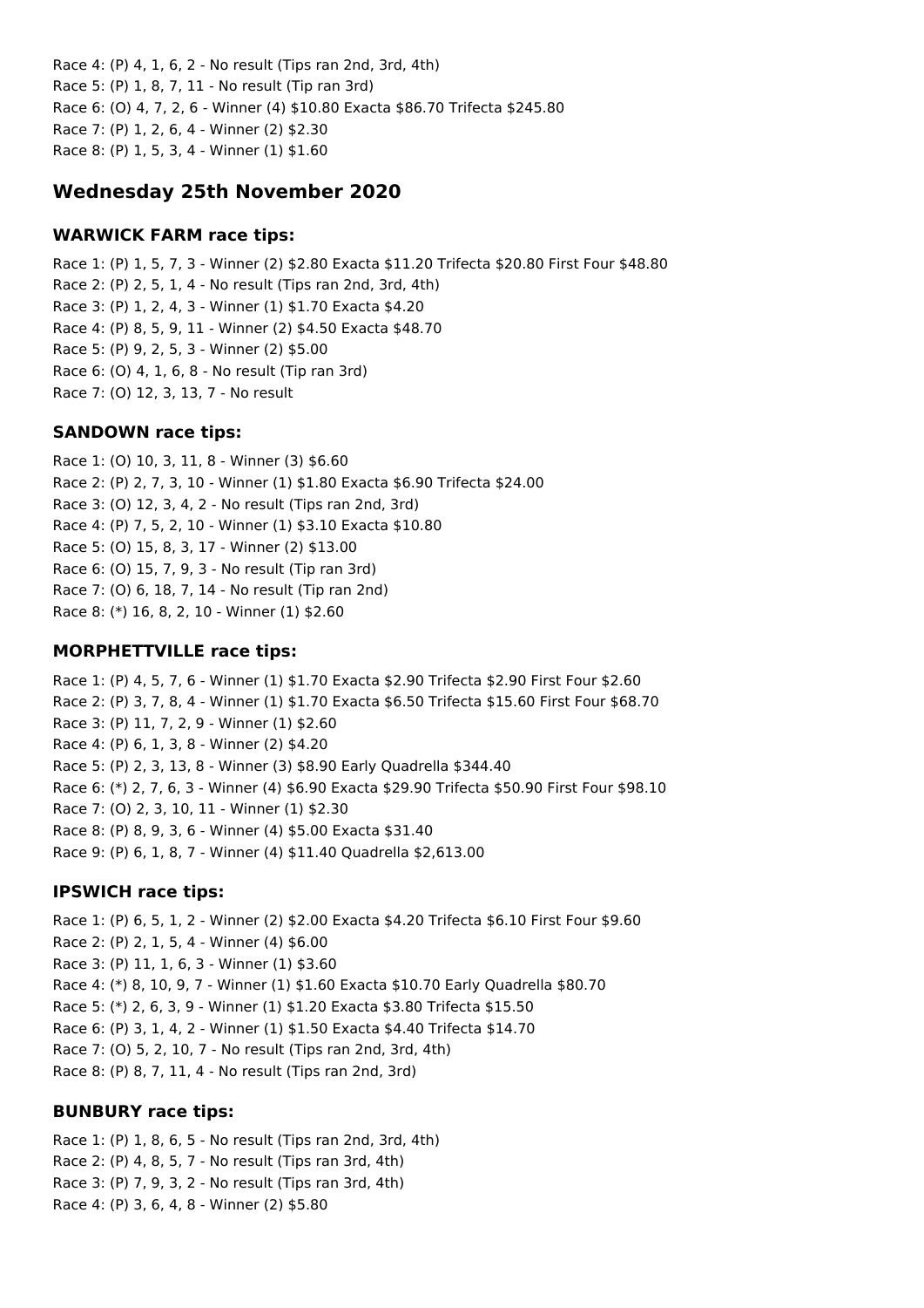Race 4: (P) 4, 1, 6, 2 - No result (Tips ran 2nd, 3rd, 4th)
Race 5: (P) 1, 8, 7, 11 - No result (Tip ran 3rd)
Race 6: (O) 4, 7, 2, 6 - Winner (4) $10.80 Exacta $86.70 Trifecta $245.80
Race 7: (P) 1, 2, 6, 4 - Winner (2) $2.30
Race 8: (P) 1, 5, 3, 4 - Winner (1) $1.60

## Wednesday 25th November 2020

### WARWICK FARM race tips:

Race 1: (P) 1, 5, 7, 3 - Winner (2) $2.80 Exacta $11.20 Trifecta $20.80 First Four $48.80
Race 2: (P) 2, 5, 1, 4 - No result (Tips ran 2nd, 3rd, 4th)
Race 3: (P) 1, 2, 4, 3 - Winner (1) $1.70 Exacta $4.20
Race 4: (P) 8, 5, 9, 11 - Winner (2) $4.50 Exacta $48.70
Race 5: (P) 9, 2, 5, 3 - Winner (2) $5.00
Race 6: (O) 4, 1, 6, 8 - No result (Tip ran 3rd)
Race 7: (O) 12, 3, 13, 7 - No result

### SANDOWN race tips:

Race 1: (O) 10, 3, 11, 8 - Winner (3) $6.60
Race 2: (P) 2, 7, 3, 10 - Winner (1) $1.80 Exacta $6.90 Trifecta $24.00
Race 3: (O) 12, 3, 4, 2 - No result (Tips ran 2nd, 3rd)
Race 4: (P) 7, 5, 2, 10 - Winner (1) $3.10 Exacta $10.80
Race 5: (O) 15, 8, 3, 17 - Winner (2) $13.00
Race 6: (O) 15, 7, 9, 3 - No result (Tip ran 3rd)
Race 7: (O) 6, 18, 7, 14 - No result (Tip ran 2nd)
Race 8: (*) 16, 8, 2, 10 - Winner (1) $2.60

### MORPHETTVILLE race tips:

Race 1: (P) 4, 5, 7, 6 - Winner (1) $1.70 Exacta $2.90 Trifecta $2.90 First Four $2.60
Race 2: (P) 3, 7, 8, 4 - Winner (1) $1.70 Exacta $6.50 Trifecta $15.60 First Four $68.70
Race 3: (P) 11, 7, 2, 9 - Winner (1) $2.60
Race 4: (P) 6, 1, 3, 8 - Winner (2) $4.20
Race 5: (P) 2, 3, 13, 8 - Winner (3) $8.90 Early Quadrella $344.40
Race 6: (*) 2, 7, 6, 3 - Winner (4) $6.90 Exacta $29.90 Trifecta $50.90 First Four $98.10
Race 7: (O) 2, 3, 10, 11 - Winner (1) $2.30
Race 8: (P) 8, 9, 3, 6 - Winner (4) $5.00 Exacta $31.40
Race 9: (P) 6, 1, 8, 7 - Winner (4) $11.40 Quadrella $2,613.00

### IPSWICH race tips:

Race 1: (P) 6, 5, 1, 2 - Winner (2) $2.00 Exacta $4.20 Trifecta $6.10 First Four $9.60
Race 2: (P) 2, 1, 5, 4 - Winner (4) $6.00
Race 3: (P) 11, 1, 6, 3 - Winner (1) $3.60
Race 4: (*) 8, 10, 9, 7 - Winner (1) $1.60 Exacta $10.70 Early Quadrella $80.70
Race 5: (*) 2, 6, 3, 9 - Winner (1) $1.20 Exacta $3.80 Trifecta $15.50
Race 6: (P) 3, 1, 4, 2 - Winner (1) $1.50 Exacta $4.40 Trifecta $14.70
Race 7: (O) 5, 2, 10, 7 - No result (Tips ran 2nd, 3rd, 4th)
Race 8: (P) 8, 7, 11, 4 - No result (Tips ran 2nd, 3rd)

### BUNBURY race tips:

Race 1: (P) 1, 8, 6, 5 - No result (Tips ran 2nd, 3rd, 4th)
Race 2: (P) 4, 8, 5, 7 - No result (Tips ran 3rd, 4th)
Race 3: (P) 7, 9, 3, 2 - No result (Tips ran 3rd, 4th)
Race 4: (P) 3, 6, 4, 8 - Winner (2) $5.80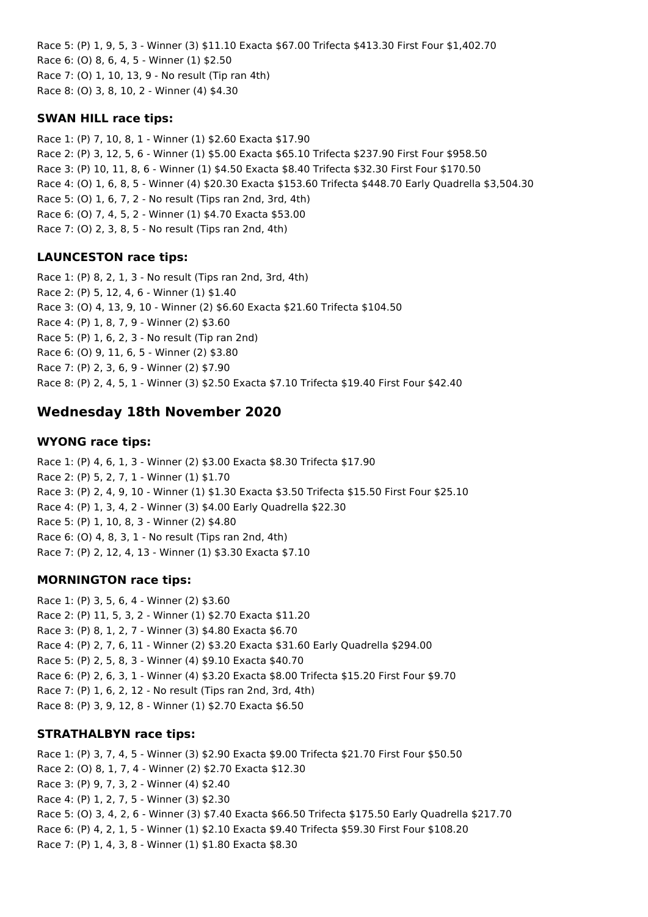Race 5: (P) 1, 9, 5, 3 - Winner (3) $11.10 Exacta $67.00 Trifecta $413.30 First Four $1,402.70
Race 6: (O) 8, 6, 4, 5 - Winner (1) $2.50
Race 7: (O) 1, 10, 13, 9 - No result (Tip ran 4th)
Race 8: (O) 3, 8, 10, 2 - Winner (4) $4.30

### SWAN HILL race tips:

Race 1: (P) 7, 10, 8, 1 - Winner (1) $2.60 Exacta $17.90
Race 2: (P) 3, 12, 5, 6 - Winner (1) $5.00 Exacta $65.10 Trifecta $237.90 First Four $958.50
Race 3: (P) 10, 11, 8, 6 - Winner (1) $4.50 Exacta $8.40 Trifecta $32.30 First Four $170.50
Race 4: (O) 1, 6, 8, 5 - Winner (4) $20.30 Exacta $153.60 Trifecta $448.70 Early Quadrella $3,504.30
Race 5: (O) 1, 6, 7, 2 - No result (Tips ran 2nd, 3rd, 4th)
Race 6: (O) 7, 4, 5, 2 - Winner (1) $4.70 Exacta $53.00
Race 7: (O) 2, 3, 8, 5 - No result (Tips ran 2nd, 4th)

### LAUNCESTON race tips:

Race 1: (P) 8, 2, 1, 3 - No result (Tips ran 2nd, 3rd, 4th)
Race 2: (P) 5, 12, 4, 6 - Winner (1) $1.40
Race 3: (O) 4, 13, 9, 10 - Winner (2) $6.60 Exacta $21.60 Trifecta $104.50
Race 4: (P) 1, 8, 7, 9 - Winner (2) $3.60
Race 5: (P) 1, 6, 2, 3 - No result (Tip ran 2nd)
Race 6: (O) 9, 11, 6, 5 - Winner (2) $3.80
Race 7: (P) 2, 3, 6, 9 - Winner (2) $7.90
Race 8: (P) 2, 4, 5, 1 - Winner (3) $2.50 Exacta $7.10 Trifecta $19.40 First Four $42.40

## Wednesday 18th November 2020

### WYONG race tips:

Race 1: (P) 4, 6, 1, 3 - Winner (2) $3.00 Exacta $8.30 Trifecta $17.90
Race 2: (P) 5, 2, 7, 1 - Winner (1) $1.70
Race 3: (P) 2, 4, 9, 10 - Winner (1) $1.30 Exacta $3.50 Trifecta $15.50 First Four $25.10
Race 4: (P) 1, 3, 4, 2 - Winner (3) $4.00 Early Quadrella $22.30
Race 5: (P) 1, 10, 8, 3 - Winner (2) $4.80
Race 6: (O) 4, 8, 3, 1 - No result (Tips ran 2nd, 4th)
Race 7: (P) 2, 12, 4, 13 - Winner (1) $3.30 Exacta $7.10

### MORNINGTON race tips:

Race 1: (P) 3, 5, 6, 4 - Winner (2) $3.60
Race 2: (P) 11, 5, 3, 2 - Winner (1) $2.70 Exacta $11.20
Race 3: (P) 8, 1, 2, 7 - Winner (3) $4.80 Exacta $6.70
Race 4: (P) 2, 7, 6, 11 - Winner (2) $3.20 Exacta $31.60 Early Quadrella $294.00
Race 5: (P) 2, 5, 8, 3 - Winner (4) $9.10 Exacta $40.70
Race 6: (P) 2, 6, 3, 1 - Winner (4) $3.20 Exacta $8.00 Trifecta $15.20 First Four $9.70
Race 7: (P) 1, 6, 2, 12 - No result (Tips ran 2nd, 3rd, 4th)
Race 8: (P) 3, 9, 12, 8 - Winner (1) $2.70 Exacta $6.50

### STRATHALBYN race tips:

Race 1: (P) 3, 7, 4, 5 - Winner (3) $2.90 Exacta $9.00 Trifecta $21.70 First Four $50.50
Race 2: (O) 8, 1, 7, 4 - Winner (2) $2.70 Exacta $12.30
Race 3: (P) 9, 7, 3, 2 - Winner (4) $2.40
Race 4: (P) 1, 2, 7, 5 - Winner (3) $2.30
Race 5: (O) 3, 4, 2, 6 - Winner (3) $7.40 Exacta $66.50 Trifecta $175.50 Early Quadrella $217.70
Race 6: (P) 4, 2, 1, 5 - Winner (1) $2.10 Exacta $9.40 Trifecta $59.30 First Four $108.20
Race 7: (P) 1, 4, 3, 8 - Winner (1) $1.80 Exacta $8.30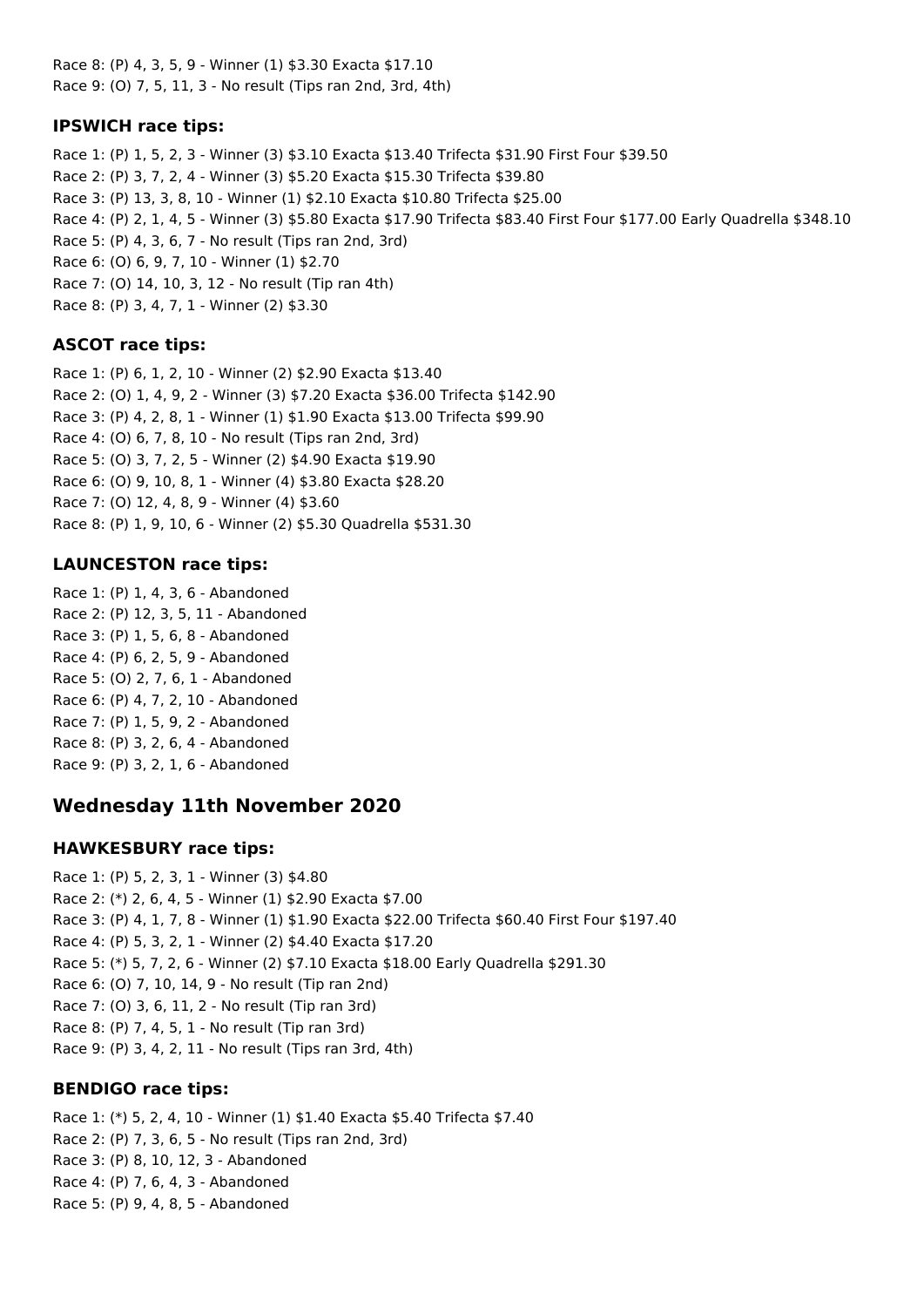Race 8: (P) 4, 3, 5, 9 - Winner (1) $3.30 Exacta $17.10
Race 9: (O) 7, 5, 11, 3 - No result (Tips ran 2nd, 3rd, 4th)

### IPSWICH race tips:

Race 1: (P) 1, 5, 2, 3 - Winner (3) $3.10 Exacta $13.40 Trifecta $31.90 First Four $39.50
Race 2: (P) 3, 7, 2, 4 - Winner (3) $5.20 Exacta $15.30 Trifecta $39.80
Race 3: (P) 13, 3, 8, 10 - Winner (1) $2.10 Exacta $10.80 Trifecta $25.00
Race 4: (P) 2, 1, 4, 5 - Winner (3) $5.80 Exacta $17.90 Trifecta $83.40 First Four $177.00 Early Quadrella $348.10
Race 5: (P) 4, 3, 6, 7 - No result (Tips ran 2nd, 3rd)
Race 6: (O) 6, 9, 7, 10 - Winner (1) $2.70
Race 7: (O) 14, 10, 3, 12 - No result (Tip ran 4th)
Race 8: (P) 3, 4, 7, 1 - Winner (2) $3.30

### ASCOT race tips:

Race 1: (P) 6, 1, 2, 10 - Winner (2) $2.90 Exacta $13.40
Race 2: (O) 1, 4, 9, 2 - Winner (3) $7.20 Exacta $36.00 Trifecta $142.90
Race 3: (P) 4, 2, 8, 1 - Winner (1) $1.90 Exacta $13.00 Trifecta $99.90
Race 4: (O) 6, 7, 8, 10 - No result (Tips ran 2nd, 3rd)
Race 5: (O) 3, 7, 2, 5 - Winner (2) $4.90 Exacta $19.90
Race 6: (O) 9, 10, 8, 1 - Winner (4) $3.80 Exacta $28.20
Race 7: (O) 12, 4, 8, 9 - Winner (4) $3.60
Race 8: (P) 1, 9, 10, 6 - Winner (2) $5.30 Quadrella $531.30

### LAUNCESTON race tips:

Race 1: (P) 1, 4, 3, 6 - Abandoned
Race 2: (P) 12, 3, 5, 11 - Abandoned
Race 3: (P) 1, 5, 6, 8 - Abandoned
Race 4: (P) 6, 2, 5, 9 - Abandoned
Race 5: (O) 2, 7, 6, 1 - Abandoned
Race 6: (P) 4, 7, 2, 10 - Abandoned
Race 7: (P) 1, 5, 9, 2 - Abandoned
Race 8: (P) 3, 2, 6, 4 - Abandoned
Race 9: (P) 3, 2, 1, 6 - Abandoned

## Wednesday 11th November 2020

### HAWKESBURY race tips:

Race 1: (P) 5, 2, 3, 1 - Winner (3) $4.80
Race 2: (*) 2, 6, 4, 5 - Winner (1) $2.90 Exacta $7.00
Race 3: (P) 4, 1, 7, 8 - Winner (1) $1.90 Exacta $22.00 Trifecta $60.40 First Four $197.40
Race 4: (P) 5, 3, 2, 1 - Winner (2) $4.40 Exacta $17.20
Race 5: (*) 5, 7, 2, 6 - Winner (2) $7.10 Exacta $18.00 Early Quadrella $291.30
Race 6: (O) 7, 10, 14, 9 - No result (Tip ran 2nd)
Race 7: (O) 3, 6, 11, 2 - No result (Tip ran 3rd)
Race 8: (P) 7, 4, 5, 1 - No result (Tip ran 3rd)
Race 9: (P) 3, 4, 2, 11 - No result (Tips ran 3rd, 4th)

### BENDIGO race tips:

Race 1: (*) 5, 2, 4, 10 - Winner (1) $1.40 Exacta $5.40 Trifecta $7.40
Race 2: (P) 7, 3, 6, 5 - No result (Tips ran 2nd, 3rd)
Race 3: (P) 8, 10, 12, 3 - Abandoned
Race 4: (P) 7, 6, 4, 3 - Abandoned
Race 5: (P) 9, 4, 8, 5 - Abandoned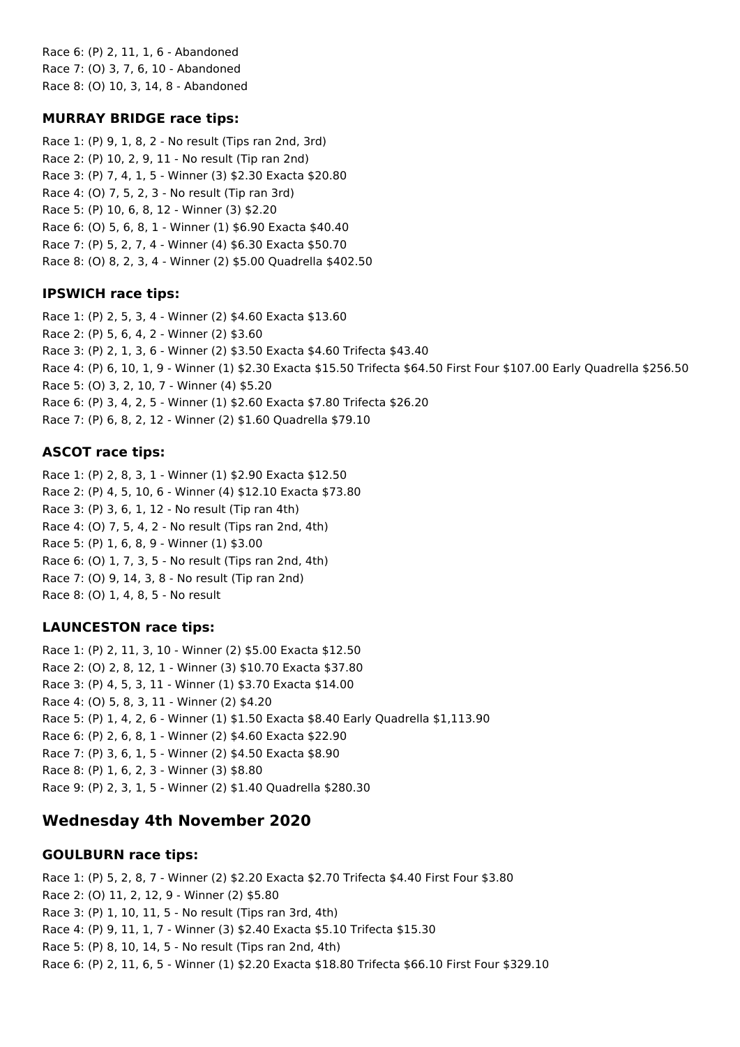Race 6: (P) 2, 11, 1, 6 - Abandoned
Race 7: (O) 3, 7, 6, 10 - Abandoned
Race 8: (O) 10, 3, 14, 8 - Abandoned

### MURRAY BRIDGE race tips:

Race 1: (P) 9, 1, 8, 2 - No result (Tips ran 2nd, 3rd)
Race 2: (P) 10, 2, 9, 11 - No result (Tip ran 2nd)
Race 3: (P) 7, 4, 1, 5 - Winner (3) $2.30 Exacta $20.80
Race 4: (O) 7, 5, 2, 3 - No result (Tip ran 3rd)
Race 5: (P) 10, 6, 8, 12 - Winner (3) $2.20
Race 6: (O) 5, 6, 8, 1 - Winner (1) $6.90 Exacta $40.40
Race 7: (P) 5, 2, 7, 4 - Winner (4) $6.30 Exacta $50.70
Race 8: (O) 8, 2, 3, 4 - Winner (2) $5.00 Quadrella $402.50

### IPSWICH race tips:

Race 1: (P) 2, 5, 3, 4 - Winner (2) $4.60 Exacta $13.60
Race 2: (P) 5, 6, 4, 2 - Winner (2) $3.60
Race 3: (P) 2, 1, 3, 6 - Winner (2) $3.50 Exacta $4.60 Trifecta $43.40
Race 4: (P) 6, 10, 1, 9 - Winner (1) $2.30 Exacta $15.50 Trifecta $64.50 First Four $107.00 Early Quadrella $256.50
Race 5: (O) 3, 2, 10, 7 - Winner (4) $5.20
Race 6: (P) 3, 4, 2, 5 - Winner (1) $2.60 Exacta $7.80 Trifecta $26.20
Race 7: (P) 6, 8, 2, 12 - Winner (2) $1.60 Quadrella $79.10

### ASCOT race tips:

Race 1: (P) 2, 8, 3, 1 - Winner (1) $2.90 Exacta $12.50
Race 2: (P) 4, 5, 10, 6 - Winner (4) $12.10 Exacta $73.80
Race 3: (P) 3, 6, 1, 12 - No result (Tip ran 4th)
Race 4: (O) 7, 5, 4, 2 - No result (Tips ran 2nd, 4th)
Race 5: (P) 1, 6, 8, 9 - Winner (1) $3.00
Race 6: (O) 1, 7, 3, 5 - No result (Tips ran 2nd, 4th)
Race 7: (O) 9, 14, 3, 8 - No result (Tip ran 2nd)
Race 8: (O) 1, 4, 8, 5 - No result

### LAUNCESTON race tips:

Race 1: (P) 2, 11, 3, 10 - Winner (2) $5.00 Exacta $12.50
Race 2: (O) 2, 8, 12, 1 - Winner (3) $10.70 Exacta $37.80
Race 3: (P) 4, 5, 3, 11 - Winner (1) $3.70 Exacta $14.00
Race 4: (O) 5, 8, 3, 11 - Winner (2) $4.20
Race 5: (P) 1, 4, 2, 6 - Winner (1) $1.50 Exacta $8.40 Early Quadrella $1,113.90
Race 6: (P) 2, 6, 8, 1 - Winner (2) $4.60 Exacta $22.90
Race 7: (P) 3, 6, 1, 5 - Winner (2) $4.50 Exacta $8.90
Race 8: (P) 1, 6, 2, 3 - Winner (3) $8.80
Race 9: (P) 2, 3, 1, 5 - Winner (2) $1.40 Quadrella $280.30

## Wednesday 4th November 2020

### GOULBURN race tips:

Race 1: (P) 5, 2, 8, 7 - Winner (2) $2.20 Exacta $2.70 Trifecta $4.40 First Four $3.80
Race 2: (O) 11, 2, 12, 9 - Winner (2) $5.80
Race 3: (P) 1, 10, 11, 5 - No result (Tips ran 3rd, 4th)
Race 4: (P) 9, 11, 1, 7 - Winner (3) $2.40 Exacta $5.10 Trifecta $15.30
Race 5: (P) 8, 10, 14, 5 - No result (Tips ran 2nd, 4th)
Race 6: (P) 2, 11, 6, 5 - Winner (1) $2.20 Exacta $18.80 Trifecta $66.10 First Four $329.10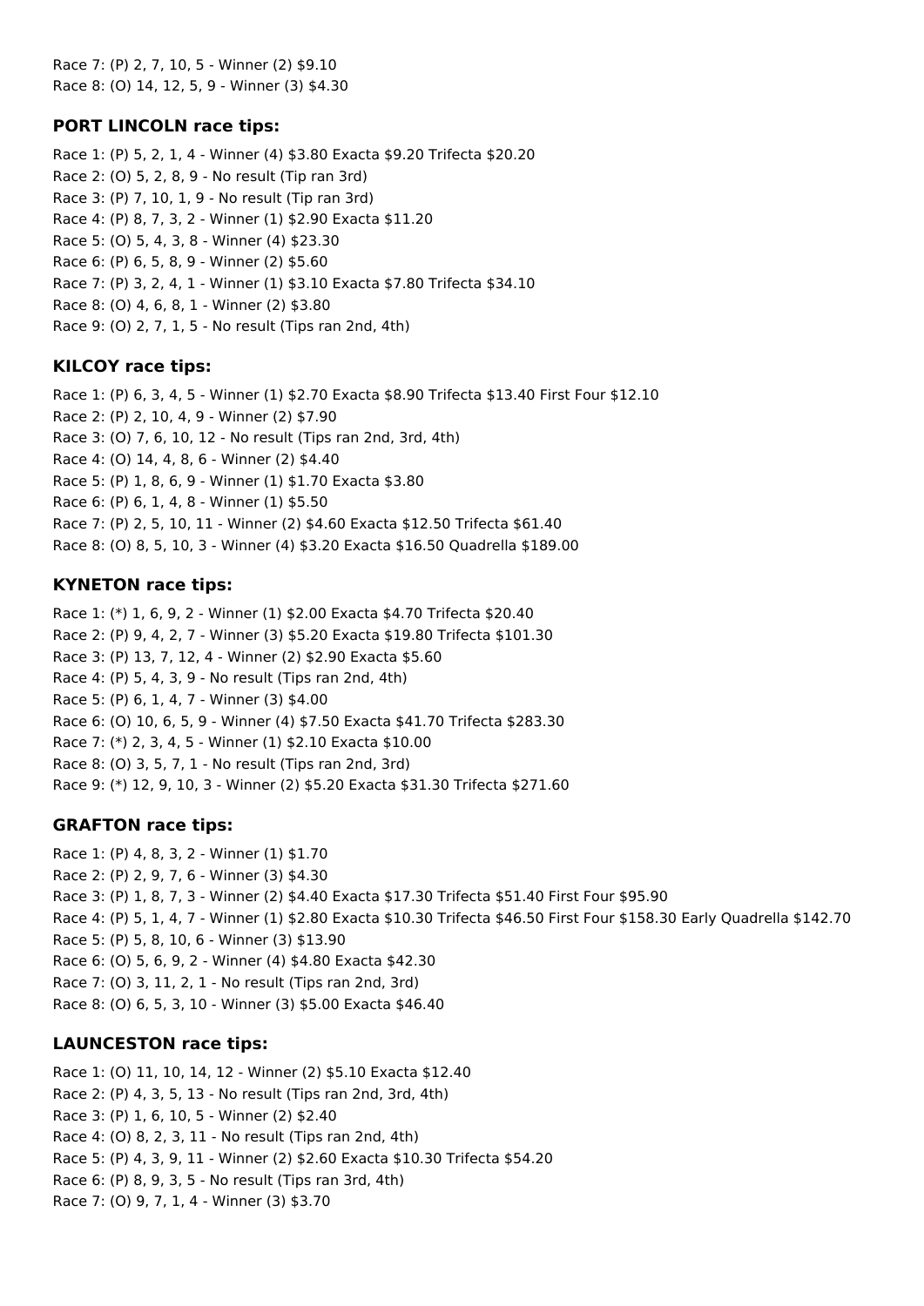Race 7: (P) 2, 7, 10, 5 - Winner (2) $9.10
Race 8: (O) 14, 12, 5, 9 - Winner (3) $4.30

### PORT LINCOLN race tips:

Race 1: (P) 5, 2, 1, 4 - Winner (4) $3.80 Exacta $9.20 Trifecta $20.20
Race 2: (O) 5, 2, 8, 9 - No result (Tip ran 3rd)
Race 3: (P) 7, 10, 1, 9 - No result (Tip ran 3rd)
Race 4: (P) 8, 7, 3, 2 - Winner (1) $2.90 Exacta $11.20
Race 5: (O) 5, 4, 3, 8 - Winner (4) $23.30
Race 6: (P) 6, 5, 8, 9 - Winner (2) $5.60
Race 7: (P) 3, 2, 4, 1 - Winner (1) $3.10 Exacta $7.80 Trifecta $34.10
Race 8: (O) 4, 6, 8, 1 - Winner (2) $3.80
Race 9: (O) 2, 7, 1, 5 - No result (Tips ran 2nd, 4th)

### KILCOY race tips:

Race 1: (P) 6, 3, 4, 5 - Winner (1) $2.70 Exacta $8.90 Trifecta $13.40 First Four $12.10
Race 2: (P) 2, 10, 4, 9 - Winner (2) $7.90
Race 3: (O) 7, 6, 10, 12 - No result (Tips ran 2nd, 3rd, 4th)
Race 4: (O) 14, 4, 8, 6 - Winner (2) $4.40
Race 5: (P) 1, 8, 6, 9 - Winner (1) $1.70 Exacta $3.80
Race 6: (P) 6, 1, 4, 8 - Winner (1) $5.50
Race 7: (P) 2, 5, 10, 11 - Winner (2) $4.60 Exacta $12.50 Trifecta $61.40
Race 8: (O) 8, 5, 10, 3 - Winner (4) $3.20 Exacta $16.50 Quadrella $189.00

### KYNETON race tips:

Race 1: (*) 1, 6, 9, 2 - Winner (1) $2.00 Exacta $4.70 Trifecta $20.40
Race 2: (P) 9, 4, 2, 7 - Winner (3) $5.20 Exacta $19.80 Trifecta $101.30
Race 3: (P) 13, 7, 12, 4 - Winner (2) $2.90 Exacta $5.60
Race 4: (P) 5, 4, 3, 9 - No result (Tips ran 2nd, 4th)
Race 5: (P) 6, 1, 4, 7 - Winner (3) $4.00
Race 6: (O) 10, 6, 5, 9 - Winner (4) $7.50 Exacta $41.70 Trifecta $283.30
Race 7: (*) 2, 3, 4, 5 - Winner (1) $2.10 Exacta $10.00
Race 8: (O) 3, 5, 7, 1 - No result (Tips ran 2nd, 3rd)
Race 9: (*) 12, 9, 10, 3 - Winner (2) $5.20 Exacta $31.30 Trifecta $271.60

### GRAFTON race tips:

Race 1: (P) 4, 8, 3, 2 - Winner (1) $1.70
Race 2: (P) 2, 9, 7, 6 - Winner (3) $4.30
Race 3: (P) 1, 8, 7, 3 - Winner (2) $4.40 Exacta $17.30 Trifecta $51.40 First Four $95.90
Race 4: (P) 5, 1, 4, 7 - Winner (1) $2.80 Exacta $10.30 Trifecta $46.50 First Four $158.30 Early Quadrella $142.70
Race 5: (P) 5, 8, 10, 6 - Winner (3) $13.90
Race 6: (O) 5, 6, 9, 2 - Winner (4) $4.80 Exacta $42.30
Race 7: (O) 3, 11, 2, 1 - No result (Tips ran 2nd, 3rd)
Race 8: (O) 6, 5, 3, 10 - Winner (3) $5.00 Exacta $46.40

### LAUNCESTON race tips:

Race 1: (O) 11, 10, 14, 12 - Winner (2) $5.10 Exacta $12.40
Race 2: (P) 4, 3, 5, 13 - No result (Tips ran 2nd, 3rd, 4th)
Race 3: (P) 1, 6, 10, 5 - Winner (2) $2.40
Race 4: (O) 8, 2, 3, 11 - No result (Tips ran 2nd, 4th)
Race 5: (P) 4, 3, 9, 11 - Winner (2) $2.60 Exacta $10.30 Trifecta $54.20
Race 6: (P) 8, 9, 3, 5 - No result (Tips ran 3rd, 4th)
Race 7: (O) 9, 7, 1, 4 - Winner (3) $3.70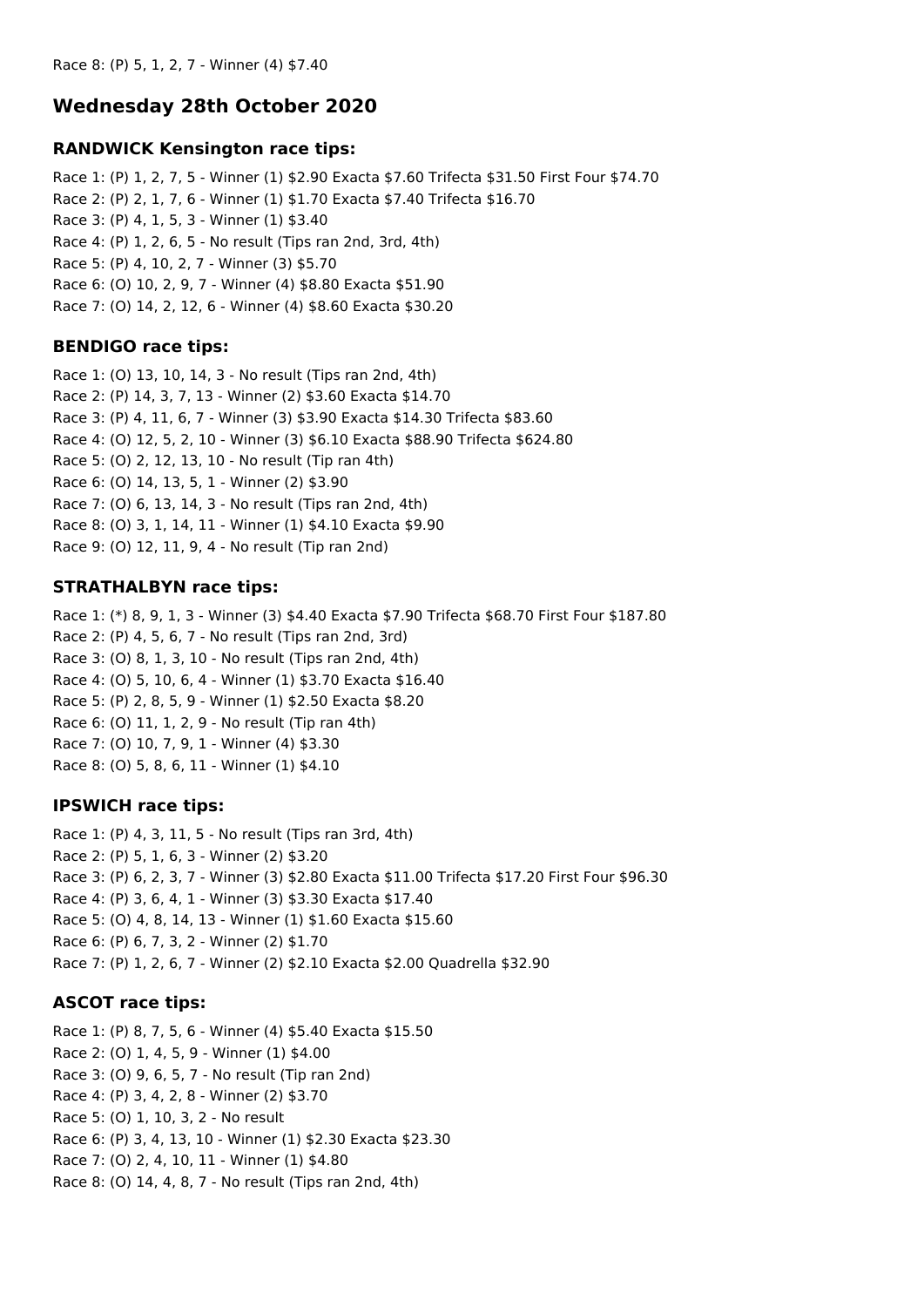Race 8: (P) 5, 1, 2, 7 - Winner (4) $7.40

## Wednesday 28th October 2020

### RANDWICK Kensington race tips:

Race 1: (P) 1, 2, 7, 5 - Winner (1) $2.90 Exacta $7.60 Trifecta $31.50 First Four $74.70
Race 2: (P) 2, 1, 7, 6 - Winner (1) $1.70 Exacta $7.40 Trifecta $16.70
Race 3: (P) 4, 1, 5, 3 - Winner (1) $3.40
Race 4: (P) 1, 2, 6, 5 - No result (Tips ran 2nd, 3rd, 4th)
Race 5: (P) 4, 10, 2, 7 - Winner (3) $5.70
Race 6: (O) 10, 2, 9, 7 - Winner (4) $8.80 Exacta $51.90
Race 7: (O) 14, 2, 12, 6 - Winner (4) $8.60 Exacta $30.20

### BENDIGO race tips:

Race 1: (O) 13, 10, 14, 3 - No result (Tips ran 2nd, 4th)
Race 2: (P) 14, 3, 7, 13 - Winner (2) $3.60 Exacta $14.70
Race 3: (P) 4, 11, 6, 7 - Winner (3) $3.90 Exacta $14.30 Trifecta $83.60
Race 4: (O) 12, 5, 2, 10 - Winner (3) $6.10 Exacta $88.90 Trifecta $624.80
Race 5: (O) 2, 12, 13, 10 - No result (Tip ran 4th)
Race 6: (O) 14, 13, 5, 1 - Winner (2) $3.90
Race 7: (O) 6, 13, 14, 3 - No result (Tips ran 2nd, 4th)
Race 8: (O) 3, 1, 14, 11 - Winner (1) $4.10 Exacta $9.90
Race 9: (O) 12, 11, 9, 4 - No result (Tip ran 2nd)

### STRATHALBYN race tips:

Race 1: (*) 8, 9, 1, 3 - Winner (3) $4.40 Exacta $7.90 Trifecta $68.70 First Four $187.80
Race 2: (P) 4, 5, 6, 7 - No result (Tips ran 2nd, 3rd)
Race 3: (O) 8, 1, 3, 10 - No result (Tips ran 2nd, 4th)
Race 4: (O) 5, 10, 6, 4 - Winner (1) $3.70 Exacta $16.40
Race 5: (P) 2, 8, 5, 9 - Winner (1) $2.50 Exacta $8.20
Race 6: (O) 11, 1, 2, 9 - No result (Tip ran 4th)
Race 7: (O) 10, 7, 9, 1 - Winner (4) $3.30
Race 8: (O) 5, 8, 6, 11 - Winner (1) $4.10

### IPSWICH race tips:

Race 1: (P) 4, 3, 11, 5 - No result (Tips ran 3rd, 4th)
Race 2: (P) 5, 1, 6, 3 - Winner (2) $3.20
Race 3: (P) 6, 2, 3, 7 - Winner (3) $2.80 Exacta $11.00 Trifecta $17.20 First Four $96.30
Race 4: (P) 3, 6, 4, 1 - Winner (3) $3.30 Exacta $17.40
Race 5: (O) 4, 8, 14, 13 - Winner (1) $1.60 Exacta $15.60
Race 6: (P) 6, 7, 3, 2 - Winner (2) $1.70
Race 7: (P) 1, 2, 6, 7 - Winner (2) $2.10 Exacta $2.00 Quadrella $32.90

### ASCOT race tips:

Race 1: (P) 8, 7, 5, 6 - Winner (4) $5.40 Exacta $15.50
Race 2: (O) 1, 4, 5, 9 - Winner (1) $4.00
Race 3: (O) 9, 6, 5, 7 - No result (Tip ran 2nd)
Race 4: (P) 3, 4, 2, 8 - Winner (2) $3.70
Race 5: (O) 1, 10, 3, 2 - No result
Race 6: (P) 3, 4, 13, 10 - Winner (1) $2.30 Exacta $23.30
Race 7: (O) 2, 4, 10, 11 - Winner (1) $4.80
Race 8: (O) 14, 4, 8, 7 - No result (Tips ran 2nd, 4th)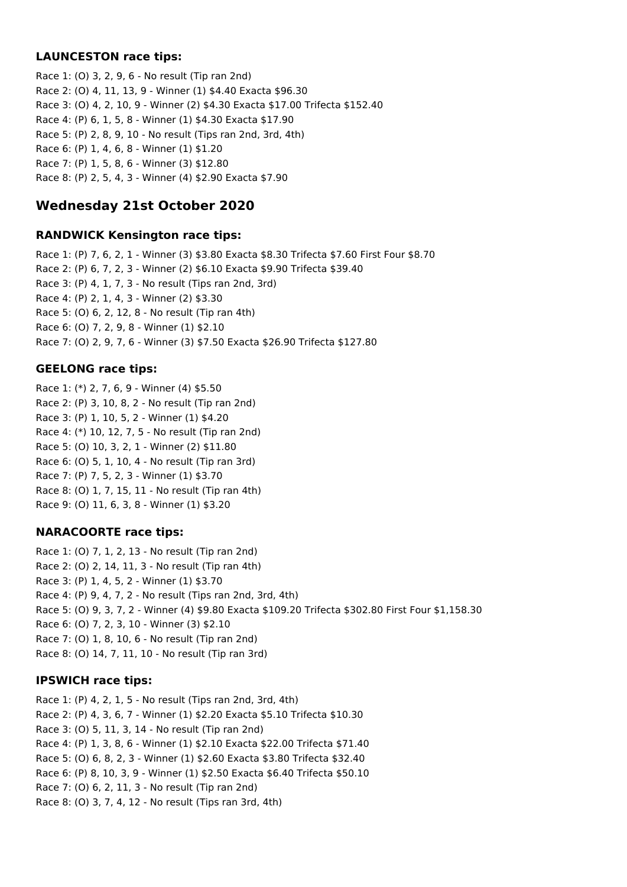### LAUNCESTON race tips:

Race 1: (O) 3, 2, 9, 6 - No result (Tip ran 2nd)
Race 2: (O) 4, 11, 13, 9 - Winner (1) $4.40 Exacta $96.30
Race 3: (O) 4, 2, 10, 9 - Winner (2) $4.30 Exacta $17.00 Trifecta $152.40
Race 4: (P) 6, 1, 5, 8 - Winner (1) $4.30 Exacta $17.90
Race 5: (P) 2, 8, 9, 10 - No result (Tips ran 2nd, 3rd, 4th)
Race 6: (P) 1, 4, 6, 8 - Winner (1) $1.20
Race 7: (P) 1, 5, 8, 6 - Winner (3) $12.80
Race 8: (P) 2, 5, 4, 3 - Winner (4) $2.90 Exacta $7.90

## Wednesday 21st October 2020

### RANDWICK Kensington race tips:

Race 1: (P) 7, 6, 2, 1 - Winner (3) $3.80 Exacta $8.30 Trifecta $7.60 First Four $8.70
Race 2: (P) 6, 7, 2, 3 - Winner (2) $6.10 Exacta $9.90 Trifecta $39.40
Race 3: (P) 4, 1, 7, 3 - No result (Tips ran 2nd, 3rd)
Race 4: (P) 2, 1, 4, 3 - Winner (2) $3.30
Race 5: (O) 6, 2, 12, 8 - No result (Tip ran 4th)
Race 6: (O) 7, 2, 9, 8 - Winner (1) $2.10
Race 7: (O) 2, 9, 7, 6 - Winner (3) $7.50 Exacta $26.90 Trifecta $127.80

### GEELONG race tips:

Race 1: (*) 2, 7, 6, 9 - Winner (4) $5.50
Race 2: (P) 3, 10, 8, 2 - No result (Tip ran 2nd)
Race 3: (P) 1, 10, 5, 2 - Winner (1) $4.20
Race 4: (*) 10, 12, 7, 5 - No result (Tip ran 2nd)
Race 5: (O) 10, 3, 2, 1 - Winner (2) $11.80
Race 6: (O) 5, 1, 10, 4 - No result (Tip ran 3rd)
Race 7: (P) 7, 5, 2, 3 - Winner (1) $3.70
Race 8: (O) 1, 7, 15, 11 - No result (Tip ran 4th)
Race 9: (O) 11, 6, 3, 8 - Winner (1) $3.20

### NARACOORTE race tips:

Race 1: (O) 7, 1, 2, 13 - No result (Tip ran 2nd)
Race 2: (O) 2, 14, 11, 3 - No result (Tip ran 4th)
Race 3: (P) 1, 4, 5, 2 - Winner (1) $3.70
Race 4: (P) 9, 4, 7, 2 - No result (Tips ran 2nd, 3rd, 4th)
Race 5: (O) 9, 3, 7, 2 - Winner (4) $9.80 Exacta $109.20 Trifecta $302.80 First Four $1,158.30
Race 6: (O) 7, 2, 3, 10 - Winner (3) $2.10
Race 7: (O) 1, 8, 10, 6 - No result (Tip ran 2nd)
Race 8: (O) 14, 7, 11, 10 - No result (Tip ran 3rd)

### IPSWICH race tips:

Race 1: (P) 4, 2, 1, 5 - No result (Tips ran 2nd, 3rd, 4th)
Race 2: (P) 4, 3, 6, 7 - Winner (1) $2.20 Exacta $5.10 Trifecta $10.30
Race 3: (O) 5, 11, 3, 14 - No result (Tip ran 2nd)
Race 4: (P) 1, 3, 8, 6 - Winner (1) $2.10 Exacta $22.00 Trifecta $71.40
Race 5: (O) 6, 8, 2, 3 - Winner (1) $2.60 Exacta $3.80 Trifecta $32.40
Race 6: (P) 8, 10, 3, 9 - Winner (1) $2.50 Exacta $6.40 Trifecta $50.10
Race 7: (O) 6, 2, 11, 3 - No result (Tip ran 2nd)
Race 8: (O) 3, 7, 4, 12 - No result (Tips ran 3rd, 4th)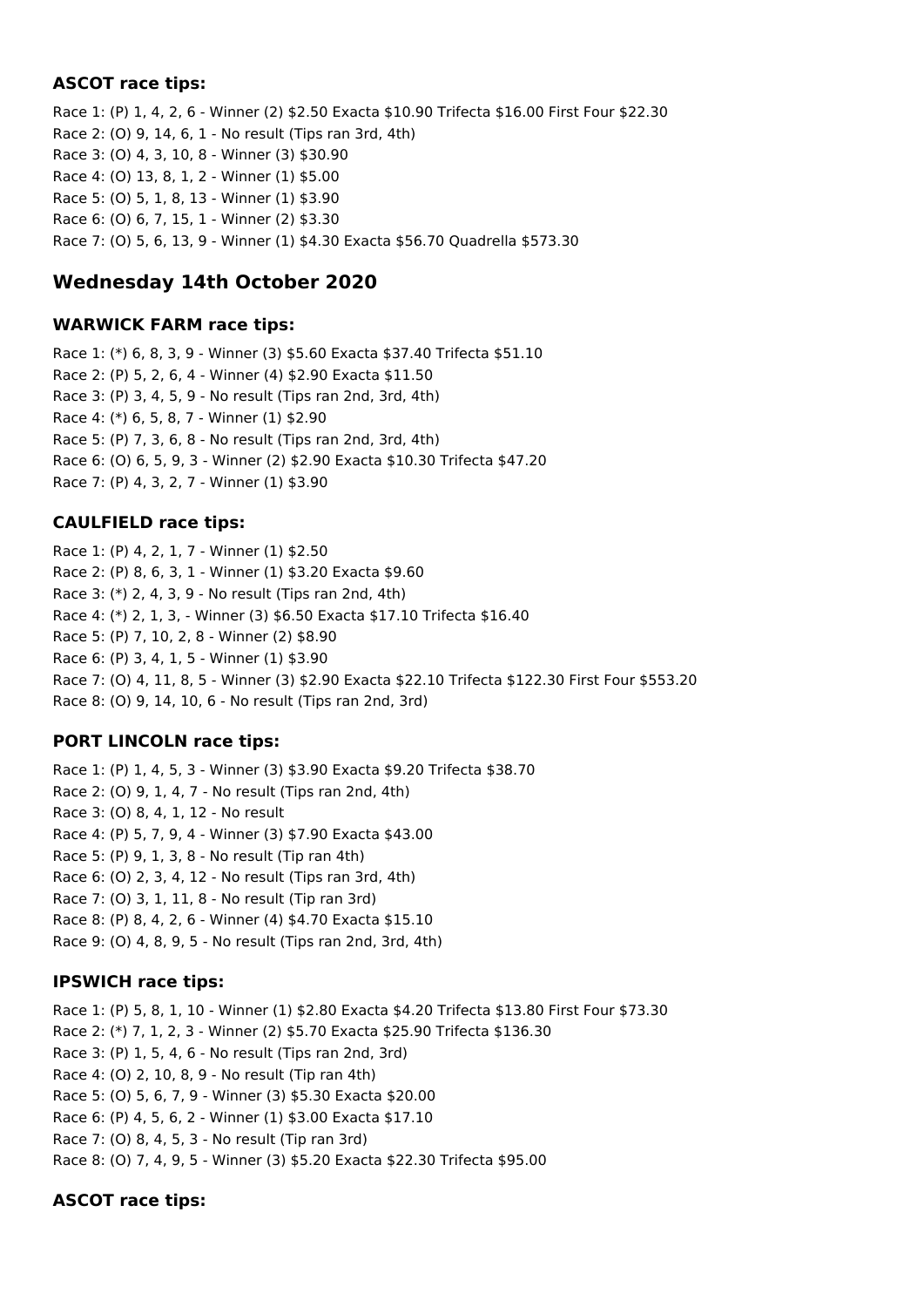### ASCOT race tips:

Race 1: (P) 1, 4, 2, 6 - Winner (2) $2.50 Exacta $10.90 Trifecta $16.00 First Four $22.30
Race 2: (O) 9, 14, 6, 1 - No result (Tips ran 3rd, 4th)
Race 3: (O) 4, 3, 10, 8 - Winner (3) $30.90
Race 4: (O) 13, 8, 1, 2 - Winner (1) $5.00
Race 5: (O) 5, 1, 8, 13 - Winner (1) $3.90
Race 6: (O) 6, 7, 15, 1 - Winner (2) $3.30
Race 7: (O) 5, 6, 13, 9 - Winner (1) $4.30 Exacta $56.70 Quadrella $573.30

## Wednesday 14th October 2020

### WARWICK FARM race tips:

Race 1: (*) 6, 8, 3, 9 - Winner (3) $5.60 Exacta $37.40 Trifecta $51.10
Race 2: (P) 5, 2, 6, 4 - Winner (4) $2.90 Exacta $11.50
Race 3: (P) 3, 4, 5, 9 - No result (Tips ran 2nd, 3rd, 4th)
Race 4: (*) 6, 5, 8, 7 - Winner (1) $2.90
Race 5: (P) 7, 3, 6, 8 - No result (Tips ran 2nd, 3rd, 4th)
Race 6: (O) 6, 5, 9, 3 - Winner (2) $2.90 Exacta $10.30 Trifecta $47.20
Race 7: (P) 4, 3, 2, 7 - Winner (1) $3.90

### CAULFIELD race tips:

Race 1: (P) 4, 2, 1, 7 - Winner (1) $2.50
Race 2: (P) 8, 6, 3, 1 - Winner (1) $3.20 Exacta $9.60
Race 3: (*) 2, 4, 3, 9 - No result (Tips ran 2nd, 4th)
Race 4: (*) 2, 1, 3, - Winner (3) $6.50 Exacta $17.10 Trifecta $16.40
Race 5: (P) 7, 10, 2, 8 - Winner (2) $8.90
Race 6: (P) 3, 4, 1, 5 - Winner (1) $3.90
Race 7: (O) 4, 11, 8, 5 - Winner (3) $2.90 Exacta $22.10 Trifecta $122.30 First Four $553.20
Race 8: (O) 9, 14, 10, 6 - No result (Tips ran 2nd, 3rd)

### PORT LINCOLN race tips:

Race 1: (P) 1, 4, 5, 3 - Winner (3) $3.90 Exacta $9.20 Trifecta $38.70
Race 2: (O) 9, 1, 4, 7 - No result (Tips ran 2nd, 4th)
Race 3: (O) 8, 4, 1, 12 - No result
Race 4: (P) 5, 7, 9, 4 - Winner (3) $7.90 Exacta $43.00
Race 5: (P) 9, 1, 3, 8 - No result (Tip ran 4th)
Race 6: (O) 2, 3, 4, 12 - No result (Tips ran 3rd, 4th)
Race 7: (O) 3, 1, 11, 8 - No result (Tip ran 3rd)
Race 8: (P) 8, 4, 2, 6 - Winner (4) $4.70 Exacta $15.10
Race 9: (O) 4, 8, 9, 5 - No result (Tips ran 2nd, 3rd, 4th)

### IPSWICH race tips:

Race 1: (P) 5, 8, 1, 10 - Winner (1) $2.80 Exacta $4.20 Trifecta $13.80 First Four $73.30
Race 2: (*) 7, 1, 2, 3 - Winner (2) $5.70 Exacta $25.90 Trifecta $136.30
Race 3: (P) 1, 5, 4, 6 - No result (Tips ran 2nd, 3rd)
Race 4: (O) 2, 10, 8, 9 - No result (Tip ran 4th)
Race 5: (O) 5, 6, 7, 9 - Winner (3) $5.30 Exacta $20.00
Race 6: (P) 4, 5, 6, 2 - Winner (1) $3.00 Exacta $17.10
Race 7: (O) 8, 4, 5, 3 - No result (Tip ran 3rd)
Race 8: (O) 7, 4, 9, 5 - Winner (3) $5.20 Exacta $22.30 Trifecta $95.00

### ASCOT race tips: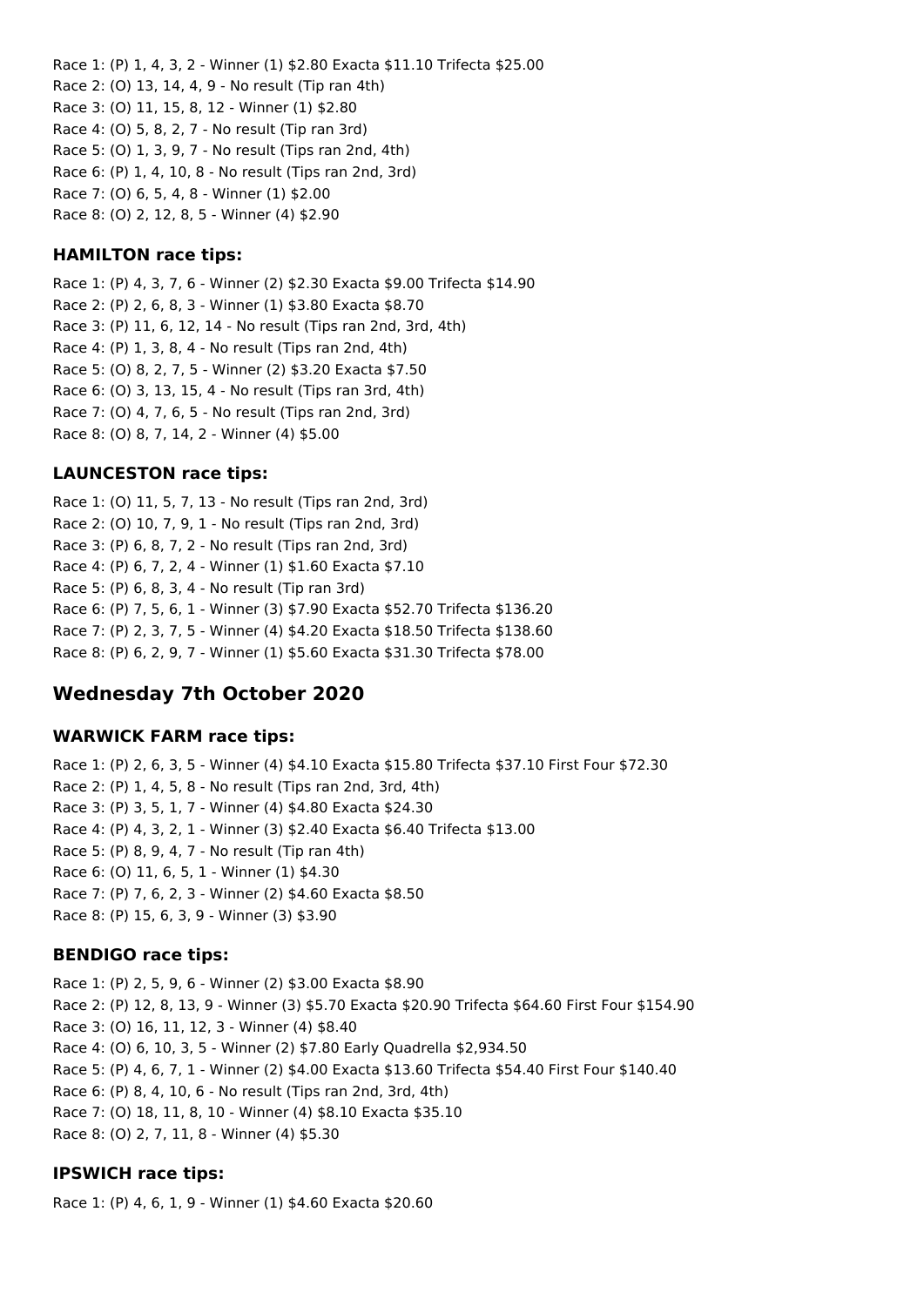Race 1: (P) 1, 4, 3, 2 - Winner (1) $2.80 Exacta $11.10 Trifecta $25.00
Race 2: (O) 13, 14, 4, 9 - No result (Tip ran 4th)
Race 3: (O) 11, 15, 8, 12 - Winner (1) $2.80
Race 4: (O) 5, 8, 2, 7 - No result (Tip ran 3rd)
Race 5: (O) 1, 3, 9, 7 - No result (Tips ran 2nd, 4th)
Race 6: (P) 1, 4, 10, 8 - No result (Tips ran 2nd, 3rd)
Race 7: (O) 6, 5, 4, 8 - Winner (1) $2.00
Race 8: (O) 2, 12, 8, 5 - Winner (4) $2.90

### HAMILTON race tips:

Race 1: (P) 4, 3, 7, 6 - Winner (2) $2.30 Exacta $9.00 Trifecta $14.90
Race 2: (P) 2, 6, 8, 3 - Winner (1) $3.80 Exacta $8.70
Race 3: (P) 11, 6, 12, 14 - No result (Tips ran 2nd, 3rd, 4th)
Race 4: (P) 1, 3, 8, 4 - No result (Tips ran 2nd, 4th)
Race 5: (O) 8, 2, 7, 5 - Winner (2) $3.20 Exacta $7.50
Race 6: (O) 3, 13, 15, 4 - No result (Tips ran 3rd, 4th)
Race 7: (O) 4, 7, 6, 5 - No result (Tips ran 2nd, 3rd)
Race 8: (O) 8, 7, 14, 2 - Winner (4) $5.00

### LAUNCESTON race tips:

Race 1: (O) 11, 5, 7, 13 - No result (Tips ran 2nd, 3rd)
Race 2: (O) 10, 7, 9, 1 - No result (Tips ran 2nd, 3rd)
Race 3: (P) 6, 8, 7, 2 - No result (Tips ran 2nd, 3rd)
Race 4: (P) 6, 7, 2, 4 - Winner (1) $1.60 Exacta $7.10
Race 5: (P) 6, 8, 3, 4 - No result (Tip ran 3rd)
Race 6: (P) 7, 5, 6, 1 - Winner (3) $7.90 Exacta $52.70 Trifecta $136.20
Race 7: (P) 2, 3, 7, 5 - Winner (4) $4.20 Exacta $18.50 Trifecta $138.60
Race 8: (P) 6, 2, 9, 7 - Winner (1) $5.60 Exacta $31.30 Trifecta $78.00

## Wednesday 7th October 2020

### WARWICK FARM race tips:

Race 1: (P) 2, 6, 3, 5 - Winner (4) $4.10 Exacta $15.80 Trifecta $37.10 First Four $72.30
Race 2: (P) 1, 4, 5, 8 - No result (Tips ran 2nd, 3rd, 4th)
Race 3: (P) 3, 5, 1, 7 - Winner (4) $4.80 Exacta $24.30
Race 4: (P) 4, 3, 2, 1 - Winner (3) $2.40 Exacta $6.40 Trifecta $13.00
Race 5: (P) 8, 9, 4, 7 - No result (Tip ran 4th)
Race 6: (O) 11, 6, 5, 1 - Winner (1) $4.30
Race 7: (P) 7, 6, 2, 3 - Winner (2) $4.60 Exacta $8.50
Race 8: (P) 15, 6, 3, 9 - Winner (3) $3.90

### BENDIGO race tips:

Race 1: (P) 2, 5, 9, 6 - Winner (2) $3.00 Exacta $8.90
Race 2: (P) 12, 8, 13, 9 - Winner (3) $5.70 Exacta $20.90 Trifecta $64.60 First Four $154.90
Race 3: (O) 16, 11, 12, 3 - Winner (4) $8.40
Race 4: (O) 6, 10, 3, 5 - Winner (2) $7.80 Early Quadrella $2,934.50
Race 5: (P) 4, 6, 7, 1 - Winner (2) $4.00 Exacta $13.60 Trifecta $54.40 First Four $140.40
Race 6: (P) 8, 4, 10, 6 - No result (Tips ran 2nd, 3rd, 4th)
Race 7: (O) 18, 11, 8, 10 - Winner (4) $8.10 Exacta $35.10
Race 8: (O) 2, 7, 11, 8 - Winner (4) $5.30

### IPSWICH race tips:

Race 1: (P) 4, 6, 1, 9 - Winner (1) $4.60 Exacta $20.60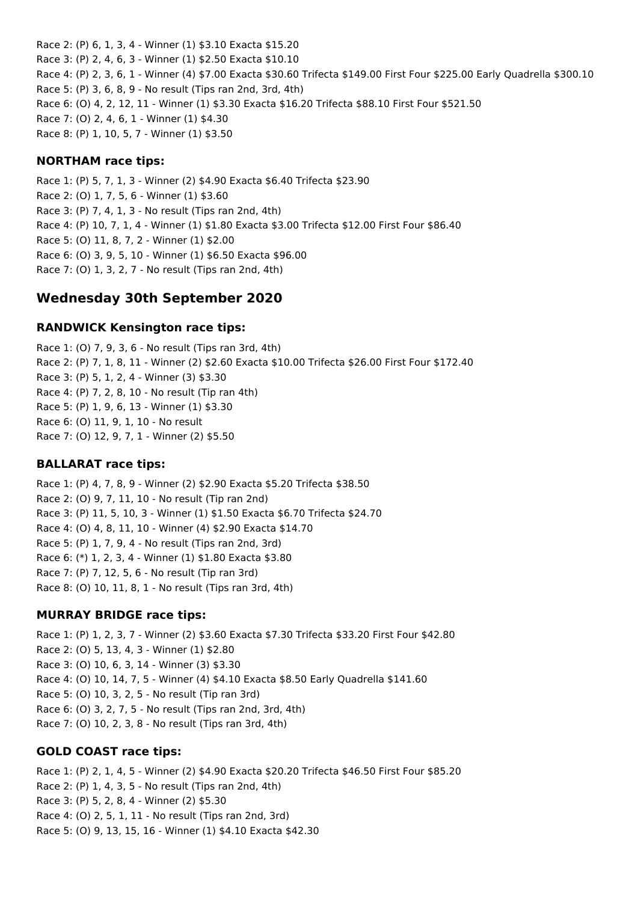Race 2: (P) 6, 1, 3, 4 - Winner (1) $3.10 Exacta $15.20
Race 3: (P) 2, 4, 6, 3 - Winner (1) $2.50 Exacta $10.10
Race 4: (P) 2, 3, 6, 1 - Winner (4) $7.00 Exacta $30.60 Trifecta $149.00 First Four $225.00 Early Quadrella $300.10
Race 5: (P) 3, 6, 8, 9 - No result (Tips ran 2nd, 3rd, 4th)
Race 6: (O) 4, 2, 12, 11 - Winner (1) $3.30 Exacta $16.20 Trifecta $88.10 First Four $521.50
Race 7: (O) 2, 4, 6, 1 - Winner (1) $4.30
Race 8: (P) 1, 10, 5, 7 - Winner (1) $3.50

### NORTHAM race tips:

Race 1: (P) 5, 7, 1, 3 - Winner (2) $4.90 Exacta $6.40 Trifecta $23.90
Race 2: (O) 1, 7, 5, 6 - Winner (1) $3.60
Race 3: (P) 7, 4, 1, 3 - No result (Tips ran 2nd, 4th)
Race 4: (P) 10, 7, 1, 4 - Winner (1) $1.80 Exacta $3.00 Trifecta $12.00 First Four $86.40
Race 5: (O) 11, 8, 7, 2 - Winner (1) $2.00
Race 6: (O) 3, 9, 5, 10 - Winner (1) $6.50 Exacta $96.00
Race 7: (O) 1, 3, 2, 7 - No result (Tips ran 2nd, 4th)

## Wednesday 30th September 2020

### RANDWICK Kensington race tips:

Race 1: (O) 7, 9, 3, 6 - No result (Tips ran 3rd, 4th)
Race 2: (P) 7, 1, 8, 11 - Winner (2) $2.60 Exacta $10.00 Trifecta $26.00 First Four $172.40
Race 3: (P) 5, 1, 2, 4 - Winner (3) $3.30
Race 4: (P) 7, 2, 8, 10 - No result (Tip ran 4th)
Race 5: (P) 1, 9, 6, 13 - Winner (1) $3.30
Race 6: (O) 11, 9, 1, 10 - No result
Race 7: (O) 12, 9, 7, 1 - Winner (2) $5.50

### BALLARAT race tips:

Race 1: (P) 4, 7, 8, 9 - Winner (2) $2.90 Exacta $5.20 Trifecta $38.50
Race 2: (O) 9, 7, 11, 10 - No result (Tip ran 2nd)
Race 3: (P) 11, 5, 10, 3 - Winner (1) $1.50 Exacta $6.70 Trifecta $24.70
Race 4: (O) 4, 8, 11, 10 - Winner (4) $2.90 Exacta $14.70
Race 5: (P) 1, 7, 9, 4 - No result (Tips ran 2nd, 3rd)
Race 6: (*) 1, 2, 3, 4 - Winner (1) $1.80 Exacta $3.80
Race 7: (P) 7, 12, 5, 6 - No result (Tip ran 3rd)
Race 8: (O) 10, 11, 8, 1 - No result (Tips ran 3rd, 4th)

### MURRAY BRIDGE race tips:

Race 1: (P) 1, 2, 3, 7 - Winner (2) $3.60 Exacta $7.30 Trifecta $33.20 First Four $42.80
Race 2: (O) 5, 13, 4, 3 - Winner (1) $2.80
Race 3: (O) 10, 6, 3, 14 - Winner (3) $3.30
Race 4: (O) 10, 14, 7, 5 - Winner (4) $4.10 Exacta $8.50 Early Quadrella $141.60
Race 5: (O) 10, 3, 2, 5 - No result (Tip ran 3rd)
Race 6: (O) 3, 2, 7, 5 - No result (Tips ran 2nd, 3rd, 4th)
Race 7: (O) 10, 2, 3, 8 - No result (Tips ran 3rd, 4th)

### GOLD COAST race tips:

Race 1: (P) 2, 1, 4, 5 - Winner (2) $4.90 Exacta $20.20 Trifecta $46.50 First Four $85.20
Race 2: (P) 1, 4, 3, 5 - No result (Tips ran 2nd, 4th)
Race 3: (P) 5, 2, 8, 4 - Winner (2) $5.30
Race 4: (O) 2, 5, 1, 11 - No result (Tips ran 2nd, 3rd)
Race 5: (O) 9, 13, 15, 16 - Winner (1) $4.10 Exacta $42.30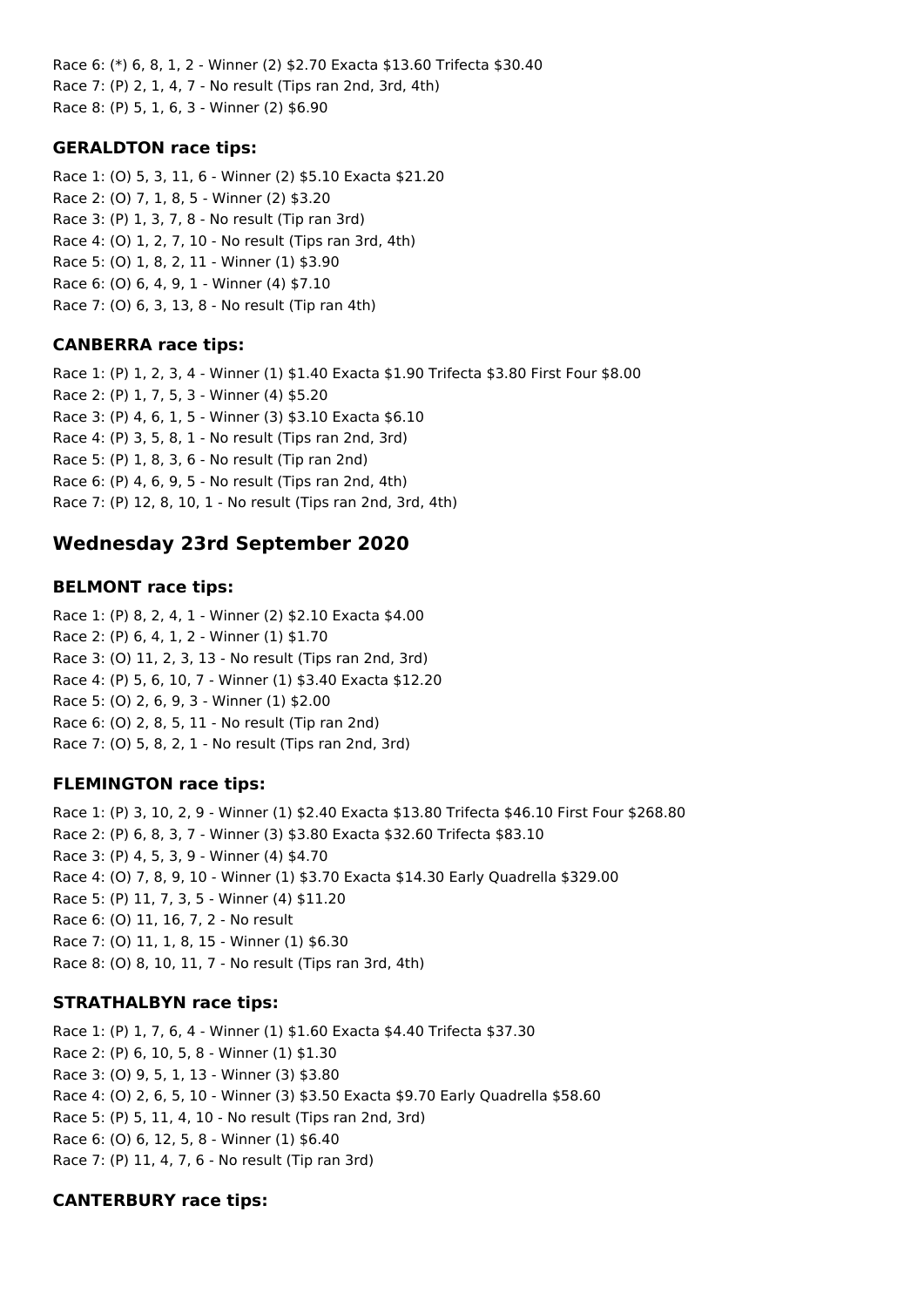Race 6: (*) 6, 8, 1, 2 - Winner (2) $2.70 Exacta $13.60 Trifecta $30.40
Race 7: (P) 2, 1, 4, 7 - No result (Tips ran 2nd, 3rd, 4th)
Race 8: (P) 5, 1, 6, 3 - Winner (2) $6.90

### GERALDTON race tips:

Race 1: (O) 5, 3, 11, 6 - Winner (2) $5.10 Exacta $21.20
Race 2: (O) 7, 1, 8, 5 - Winner (2) $3.20
Race 3: (P) 1, 3, 7, 8 - No result (Tip ran 3rd)
Race 4: (O) 1, 2, 7, 10 - No result (Tips ran 3rd, 4th)
Race 5: (O) 1, 8, 2, 11 - Winner (1) $3.90
Race 6: (O) 6, 4, 9, 1 - Winner (4) $7.10
Race 7: (O) 6, 3, 13, 8 - No result (Tip ran 4th)

### CANBERRA race tips:

Race 1: (P) 1, 2, 3, 4 - Winner (1) $1.40 Exacta $1.90 Trifecta $3.80 First Four $8.00
Race 2: (P) 1, 7, 5, 3 - Winner (4) $5.20
Race 3: (P) 4, 6, 1, 5 - Winner (3) $3.10 Exacta $6.10
Race 4: (P) 3, 5, 8, 1 - No result (Tips ran 2nd, 3rd)
Race 5: (P) 1, 8, 3, 6 - No result (Tip ran 2nd)
Race 6: (P) 4, 6, 9, 5 - No result (Tips ran 2nd, 4th)
Race 7: (P) 12, 8, 10, 1 - No result (Tips ran 2nd, 3rd, 4th)

## Wednesday 23rd September 2020

### BELMONT race tips:

Race 1: (P) 8, 2, 4, 1 - Winner (2) $2.10 Exacta $4.00
Race 2: (P) 6, 4, 1, 2 - Winner (1) $1.70
Race 3: (O) 11, 2, 3, 13 - No result (Tips ran 2nd, 3rd)
Race 4: (P) 5, 6, 10, 7 - Winner (1) $3.40 Exacta $12.20
Race 5: (O) 2, 6, 9, 3 - Winner (1) $2.00
Race 6: (O) 2, 8, 5, 11 - No result (Tip ran 2nd)
Race 7: (O) 5, 8, 2, 1 - No result (Tips ran 2nd, 3rd)

### FLEMINGTON race tips:

Race 1: (P) 3, 10, 2, 9 - Winner (1) $2.40 Exacta $13.80 Trifecta $46.10 First Four $268.80
Race 2: (P) 6, 8, 3, 7 - Winner (3) $3.80 Exacta $32.60 Trifecta $83.10
Race 3: (P) 4, 5, 3, 9 - Winner (4) $4.70
Race 4: (O) 7, 8, 9, 10 - Winner (1) $3.70 Exacta $14.30 Early Quadrella $329.00
Race 5: (P) 11, 7, 3, 5 - Winner (4) $11.20
Race 6: (O) 11, 16, 7, 2 - No result
Race 7: (O) 11, 1, 8, 15 - Winner (1) $6.30
Race 8: (O) 8, 10, 11, 7 - No result (Tips ran 3rd, 4th)

### STRATHALBYN race tips:

Race 1: (P) 1, 7, 6, 4 - Winner (1) $1.60 Exacta $4.40 Trifecta $37.30
Race 2: (P) 6, 10, 5, 8 - Winner (1) $1.30
Race 3: (O) 9, 5, 1, 13 - Winner (3) $3.80
Race 4: (O) 2, 6, 5, 10 - Winner (3) $3.50 Exacta $9.70 Early Quadrella $58.60
Race 5: (P) 5, 11, 4, 10 - No result (Tips ran 2nd, 3rd)
Race 6: (O) 6, 12, 5, 8 - Winner (1) $6.40
Race 7: (P) 11, 4, 7, 6 - No result (Tip ran 3rd)

### CANTERBURY race tips: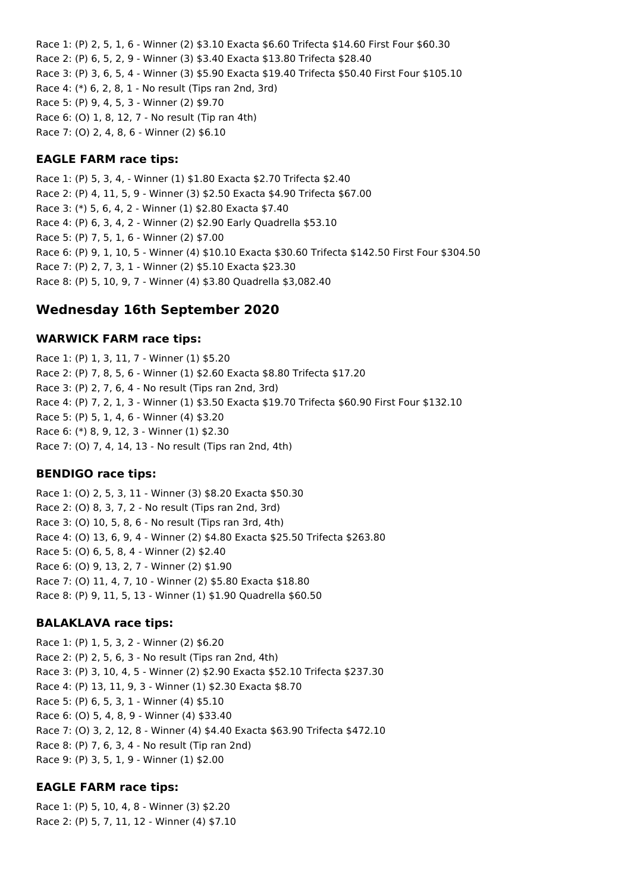Race 1: (P) 2, 5, 1, 6 - Winner (2) $3.10 Exacta $6.60 Trifecta $14.60 First Four $60.30
Race 2: (P) 6, 5, 2, 9 - Winner (3) $3.40 Exacta $13.80 Trifecta $28.40
Race 3: (P) 3, 6, 5, 4 - Winner (3) $5.90 Exacta $19.40 Trifecta $50.40 First Four $105.10
Race 4: (*) 6, 2, 8, 1 - No result (Tips ran 2nd, 3rd)
Race 5: (P) 9, 4, 5, 3 - Winner (2) $9.70
Race 6: (O) 1, 8, 12, 7 - No result (Tip ran 4th)
Race 7: (O) 2, 4, 8, 6 - Winner (2) $6.10

### EAGLE FARM race tips:

Race 1: (P) 5, 3, 4, - Winner (1) $1.80 Exacta $2.70 Trifecta $2.40
Race 2: (P) 4, 11, 5, 9 - Winner (3) $2.50 Exacta $4.90 Trifecta $67.00
Race 3: (*) 5, 6, 4, 2 - Winner (1) $2.80 Exacta $7.40
Race 4: (P) 6, 3, 4, 2 - Winner (2) $2.90 Early Quadrella $53.10
Race 5: (P) 7, 5, 1, 6 - Winner (2) $7.00
Race 6: (P) 9, 1, 10, 5 - Winner (4) $10.10 Exacta $30.60 Trifecta $142.50 First Four $304.50
Race 7: (P) 2, 7, 3, 1 - Winner (2) $5.10 Exacta $23.30
Race 8: (P) 5, 10, 9, 7 - Winner (4) $3.80 Quadrella $3,082.40

## Wednesday 16th September 2020

### WARWICK FARM race tips:

Race 1: (P) 1, 3, 11, 7 - Winner (1) $5.20
Race 2: (P) 7, 8, 5, 6 - Winner (1) $2.60 Exacta $8.80 Trifecta $17.20
Race 3: (P) 2, 7, 6, 4 - No result (Tips ran 2nd, 3rd)
Race 4: (P) 7, 2, 1, 3 - Winner (1) $3.50 Exacta $19.70 Trifecta $60.90 First Four $132.10
Race 5: (P) 5, 1, 4, 6 - Winner (4) $3.20
Race 6: (*) 8, 9, 12, 3 - Winner (1) $2.30
Race 7: (O) 7, 4, 14, 13 - No result (Tips ran 2nd, 4th)

### BENDIGO race tips:

Race 1: (O) 2, 5, 3, 11 - Winner (3) $8.20 Exacta $50.30
Race 2: (O) 8, 3, 7, 2 - No result (Tips ran 2nd, 3rd)
Race 3: (O) 10, 5, 8, 6 - No result (Tips ran 3rd, 4th)
Race 4: (O) 13, 6, 9, 4 - Winner (2) $4.80 Exacta $25.50 Trifecta $263.80
Race 5: (O) 6, 5, 8, 4 - Winner (2) $2.40
Race 6: (O) 9, 13, 2, 7 - Winner (2) $1.90
Race 7: (O) 11, 4, 7, 10 - Winner (2) $5.80 Exacta $18.80
Race 8: (P) 9, 11, 5, 13 - Winner (1) $1.90 Quadrella $60.50

### BALAKLAVA race tips:

Race 1: (P) 1, 5, 3, 2 - Winner (2) $6.20
Race 2: (P) 2, 5, 6, 3 - No result (Tips ran 2nd, 4th)
Race 3: (P) 3, 10, 4, 5 - Winner (2) $2.90 Exacta $52.10 Trifecta $237.30
Race 4: (P) 13, 11, 9, 3 - Winner (1) $2.30 Exacta $8.70
Race 5: (P) 6, 5, 3, 1 - Winner (4) $5.10
Race 6: (O) 5, 4, 8, 9 - Winner (4) $33.40
Race 7: (O) 3, 2, 12, 8 - Winner (4) $4.40 Exacta $63.90 Trifecta $472.10
Race 8: (P) 7, 6, 3, 4 - No result (Tip ran 2nd)
Race 9: (P) 3, 5, 1, 9 - Winner (1) $2.00

### EAGLE FARM race tips:

Race 1: (P) 5, 10, 4, 8 - Winner (3) $2.20
Race 2: (P) 5, 7, 11, 12 - Winner (4) $7.10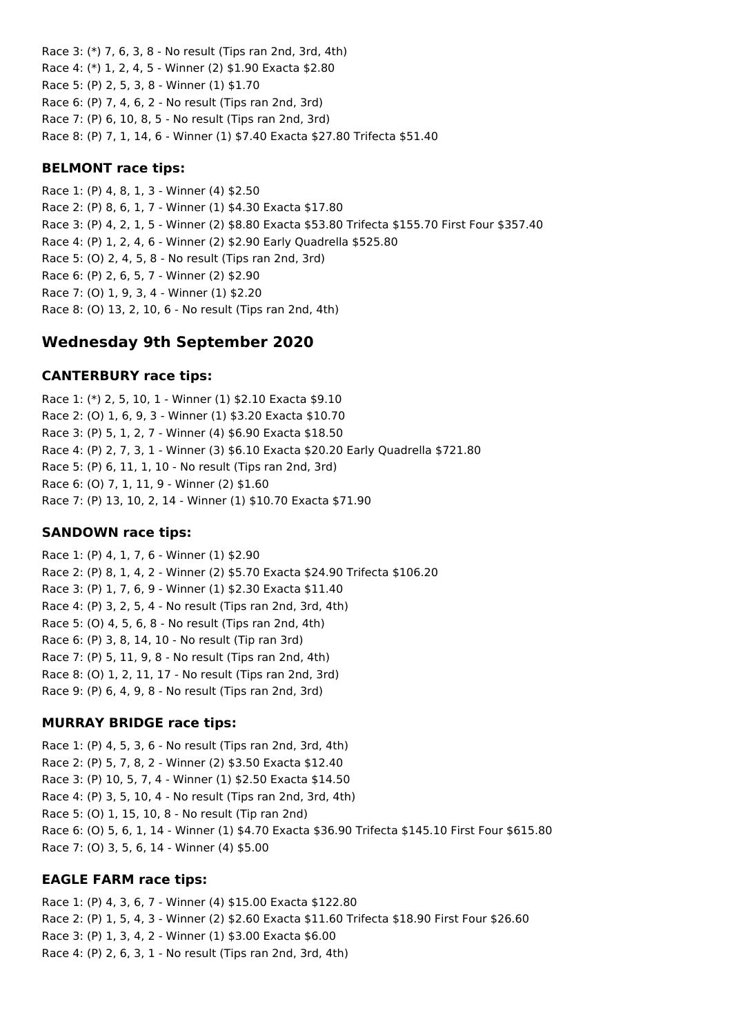Race 3: (*) 7, 6, 3, 8 - No result (Tips ran 2nd, 3rd, 4th)
Race 4: (*) 1, 2, 4, 5 - Winner (2) $1.90 Exacta $2.80
Race 5: (P) 2, 5, 3, 8 - Winner (1) $1.70
Race 6: (P) 7, 4, 6, 2 - No result (Tips ran 2nd, 3rd)
Race 7: (P) 6, 10, 8, 5 - No result (Tips ran 2nd, 3rd)
Race 8: (P) 7, 1, 14, 6 - Winner (1) $7.40 Exacta $27.80 Trifecta $51.40

### BELMONT race tips:

Race 1: (P) 4, 8, 1, 3 - Winner (4) $2.50
Race 2: (P) 8, 6, 1, 7 - Winner (1) $4.30 Exacta $17.80
Race 3: (P) 4, 2, 1, 5 - Winner (2) $8.80 Exacta $53.80 Trifecta $155.70 First Four $357.40
Race 4: (P) 1, 2, 4, 6 - Winner (2) $2.90 Early Quadrella $525.80
Race 5: (O) 2, 4, 5, 8 - No result (Tips ran 2nd, 3rd)
Race 6: (P) 2, 6, 5, 7 - Winner (2) $2.90
Race 7: (O) 1, 9, 3, 4 - Winner (1) $2.20
Race 8: (O) 13, 2, 10, 6 - No result (Tips ran 2nd, 4th)

## Wednesday 9th September 2020

### CANTERBURY race tips:

Race 1: (*) 2, 5, 10, 1 - Winner (1) $2.10 Exacta $9.10
Race 2: (O) 1, 6, 9, 3 - Winner (1) $3.20 Exacta $10.70
Race 3: (P) 5, 1, 2, 7 - Winner (4) $6.90 Exacta $18.50
Race 4: (P) 2, 7, 3, 1 - Winner (3) $6.10 Exacta $20.20 Early Quadrella $721.80
Race 5: (P) 6, 11, 1, 10 - No result (Tips ran 2nd, 3rd)
Race 6: (O) 7, 1, 11, 9 - Winner (2) $1.60
Race 7: (P) 13, 10, 2, 14 - Winner (1) $10.70 Exacta $71.90

### SANDOWN race tips:

Race 1: (P) 4, 1, 7, 6 - Winner (1) $2.90
Race 2: (P) 8, 1, 4, 2 - Winner (2) $5.70 Exacta $24.90 Trifecta $106.20
Race 3: (P) 1, 7, 6, 9 - Winner (1) $2.30 Exacta $11.40
Race 4: (P) 3, 2, 5, 4 - No result (Tips ran 2nd, 3rd, 4th)
Race 5: (O) 4, 5, 6, 8 - No result (Tips ran 2nd, 4th)
Race 6: (P) 3, 8, 14, 10 - No result (Tip ran 3rd)
Race 7: (P) 5, 11, 9, 8 - No result (Tips ran 2nd, 4th)
Race 8: (O) 1, 2, 11, 17 - No result (Tips ran 2nd, 3rd)
Race 9: (P) 6, 4, 9, 8 - No result (Tips ran 2nd, 3rd)

### MURRAY BRIDGE race tips:

Race 1: (P) 4, 5, 3, 6 - No result (Tips ran 2nd, 3rd, 4th)
Race 2: (P) 5, 7, 8, 2 - Winner (2) $3.50 Exacta $12.40
Race 3: (P) 10, 5, 7, 4 - Winner (1) $2.50 Exacta $14.50
Race 4: (P) 3, 5, 10, 4 - No result (Tips ran 2nd, 3rd, 4th)
Race 5: (O) 1, 15, 10, 8 - No result (Tip ran 2nd)
Race 6: (O) 5, 6, 1, 14 - Winner (1) $4.70 Exacta $36.90 Trifecta $145.10 First Four $615.80
Race 7: (O) 3, 5, 6, 14 - Winner (4) $5.00

### EAGLE FARM race tips:

Race 1: (P) 4, 3, 6, 7 - Winner (4) $15.00 Exacta $122.80
Race 2: (P) 1, 5, 4, 3 - Winner (2) $2.60 Exacta $11.60 Trifecta $18.90 First Four $26.60
Race 3: (P) 1, 3, 4, 2 - Winner (1) $3.00 Exacta $6.00
Race 4: (P) 2, 6, 3, 1 - No result (Tips ran 2nd, 3rd, 4th)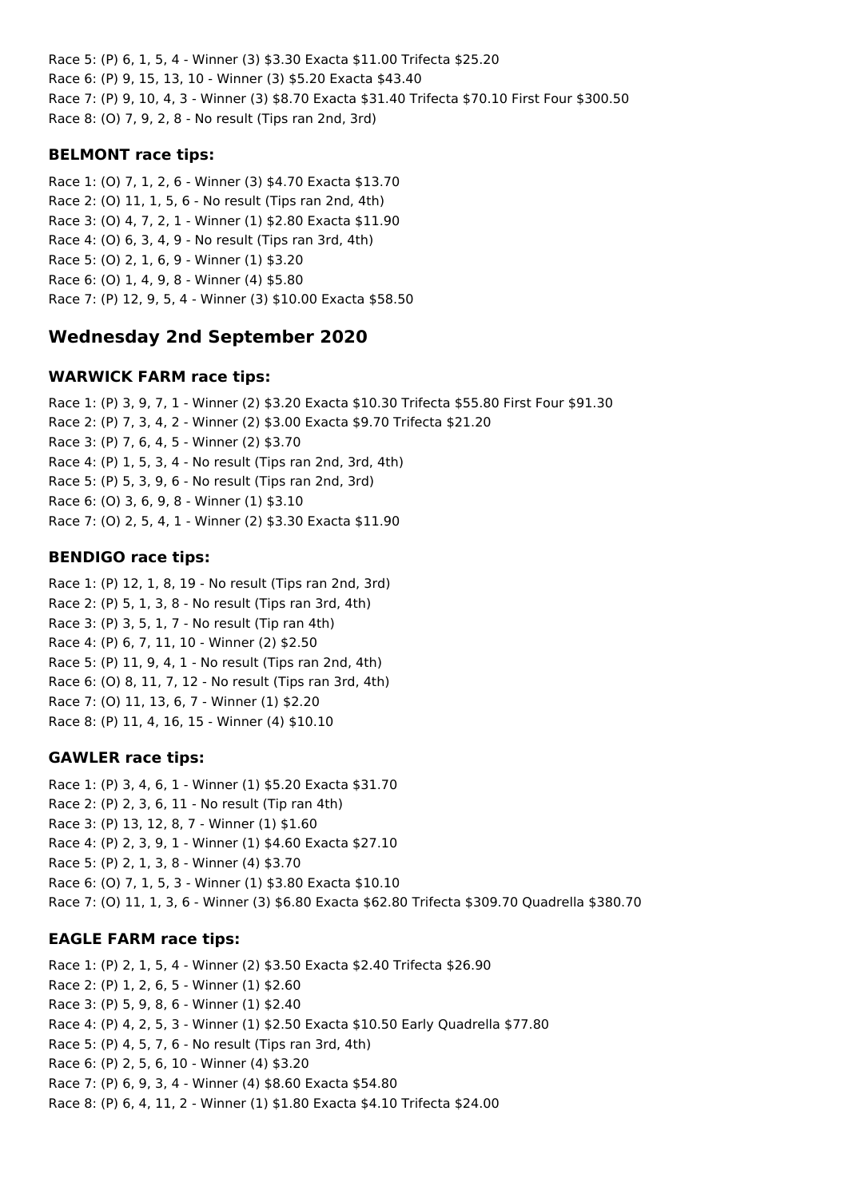Race 5: (P) 6, 1, 5, 4 - Winner (3) $3.30 Exacta $11.00 Trifecta $25.20
Race 6: (P) 9, 15, 13, 10 - Winner (3) $5.20 Exacta $43.40
Race 7: (P) 9, 10, 4, 3 - Winner (3) $8.70 Exacta $31.40 Trifecta $70.10 First Four $300.50
Race 8: (O) 7, 9, 2, 8 - No result (Tips ran 2nd, 3rd)

### BELMONT race tips:

Race 1: (O) 7, 1, 2, 6 - Winner (3) $4.70 Exacta $13.70
Race 2: (O) 11, 1, 5, 6 - No result (Tips ran 2nd, 4th)
Race 3: (O) 4, 7, 2, 1 - Winner (1) $2.80 Exacta $11.90
Race 4: (O) 6, 3, 4, 9 - No result (Tips ran 3rd, 4th)
Race 5: (O) 2, 1, 6, 9 - Winner (1) $3.20
Race 6: (O) 1, 4, 9, 8 - Winner (4) $5.80
Race 7: (P) 12, 9, 5, 4 - Winner (3) $10.00 Exacta $58.50

## Wednesday 2nd September 2020

### WARWICK FARM race tips:

Race 1: (P) 3, 9, 7, 1 - Winner (2) $3.20 Exacta $10.30 Trifecta $55.80 First Four $91.30
Race 2: (P) 7, 3, 4, 2 - Winner (2) $3.00 Exacta $9.70 Trifecta $21.20
Race 3: (P) 7, 6, 4, 5 - Winner (2) $3.70
Race 4: (P) 1, 5, 3, 4 - No result (Tips ran 2nd, 3rd, 4th)
Race 5: (P) 5, 3, 9, 6 - No result (Tips ran 2nd, 3rd)
Race 6: (O) 3, 6, 9, 8 - Winner (1) $3.10
Race 7: (O) 2, 5, 4, 1 - Winner (2) $3.30 Exacta $11.90

### BENDIGO race tips:

Race 1: (P) 12, 1, 8, 19 - No result (Tips ran 2nd, 3rd)
Race 2: (P) 5, 1, 3, 8 - No result (Tips ran 3rd, 4th)
Race 3: (P) 3, 5, 1, 7 - No result (Tip ran 4th)
Race 4: (P) 6, 7, 11, 10 - Winner (2) $2.50
Race 5: (P) 11, 9, 4, 1 - No result (Tips ran 2nd, 4th)
Race 6: (O) 8, 11, 7, 12 - No result (Tips ran 3rd, 4th)
Race 7: (O) 11, 13, 6, 7 - Winner (1) $2.20
Race 8: (P) 11, 4, 16, 15 - Winner (4) $10.10

### GAWLER race tips:

Race 1: (P) 3, 4, 6, 1 - Winner (1) $5.20 Exacta $31.70
Race 2: (P) 2, 3, 6, 11 - No result (Tip ran 4th)
Race 3: (P) 13, 12, 8, 7 - Winner (1) $1.60
Race 4: (P) 2, 3, 9, 1 - Winner (1) $4.60 Exacta $27.10
Race 5: (P) 2, 1, 3, 8 - Winner (4) $3.70
Race 6: (O) 7, 1, 5, 3 - Winner (1) $3.80 Exacta $10.10
Race 7: (O) 11, 1, 3, 6 - Winner (3) $6.80 Exacta $62.80 Trifecta $309.70 Quadrella $380.70

### EAGLE FARM race tips:

Race 1: (P) 2, 1, 5, 4 - Winner (2) $3.50 Exacta $2.40 Trifecta $26.90
Race 2: (P) 1, 2, 6, 5 - Winner (1) $2.60
Race 3: (P) 5, 9, 8, 6 - Winner (1) $2.40
Race 4: (P) 4, 2, 5, 3 - Winner (1) $2.50 Exacta $10.50 Early Quadrella $77.80
Race 5: (P) 4, 5, 7, 6 - No result (Tips ran 3rd, 4th)
Race 6: (P) 2, 5, 6, 10 - Winner (4) $3.20
Race 7: (P) 6, 9, 3, 4 - Winner (4) $8.60 Exacta $54.80
Race 8: (P) 6, 4, 11, 2 - Winner (1) $1.80 Exacta $4.10 Trifecta $24.00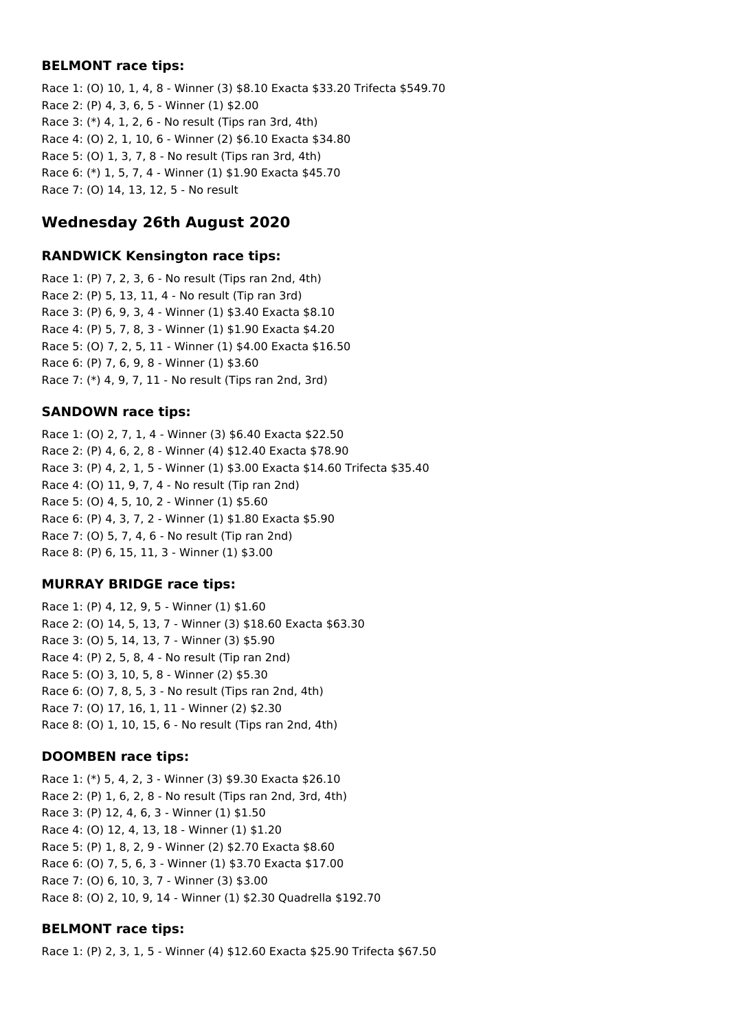### BELMONT race tips:

Race 1: (O) 10, 1, 4, 8 - Winner (3) $8.10 Exacta $33.20 Trifecta $549.70
Race 2: (P) 4, 3, 6, 5 - Winner (1) $2.00
Race 3: (*) 4, 1, 2, 6 - No result (Tips ran 3rd, 4th)
Race 4: (O) 2, 1, 10, 6 - Winner (2) $6.10 Exacta $34.80
Race 5: (O) 1, 3, 7, 8 - No result (Tips ran 3rd, 4th)
Race 6: (*) 1, 5, 7, 4 - Winner (1) $1.90 Exacta $45.70
Race 7: (O) 14, 13, 12, 5 - No result

## Wednesday 26th August 2020

### RANDWICK Kensington race tips:

Race 1: (P) 7, 2, 3, 6 - No result (Tips ran 2nd, 4th)
Race 2: (P) 5, 13, 11, 4 - No result (Tip ran 3rd)
Race 3: (P) 6, 9, 3, 4 - Winner (1) $3.40 Exacta $8.10
Race 4: (P) 5, 7, 8, 3 - Winner (1) $1.90 Exacta $4.20
Race 5: (O) 7, 2, 5, 11 - Winner (1) $4.00 Exacta $16.50
Race 6: (P) 7, 6, 9, 8 - Winner (1) $3.60
Race 7: (*) 4, 9, 7, 11 - No result (Tips ran 2nd, 3rd)

### SANDOWN race tips:

Race 1: (O) 2, 7, 1, 4 - Winner (3) $6.40 Exacta $22.50
Race 2: (P) 4, 6, 2, 8 - Winner (4) $12.40 Exacta $78.90
Race 3: (P) 4, 2, 1, 5 - Winner (1) $3.00 Exacta $14.60 Trifecta $35.40
Race 4: (O) 11, 9, 7, 4 - No result (Tip ran 2nd)
Race 5: (O) 4, 5, 10, 2 - Winner (1) $5.60
Race 6: (P) 4, 3, 7, 2 - Winner (1) $1.80 Exacta $5.90
Race 7: (O) 5, 7, 4, 6 - No result (Tip ran 2nd)
Race 8: (P) 6, 15, 11, 3 - Winner (1) $3.00

### MURRAY BRIDGE race tips:

Race 1: (P) 4, 12, 9, 5 - Winner (1) $1.60
Race 2: (O) 14, 5, 13, 7 - Winner (3) $18.60 Exacta $63.30
Race 3: (O) 5, 14, 13, 7 - Winner (3) $5.90
Race 4: (P) 2, 5, 8, 4 - No result (Tip ran 2nd)
Race 5: (O) 3, 10, 5, 8 - Winner (2) $5.30
Race 6: (O) 7, 8, 5, 3 - No result (Tips ran 2nd, 4th)
Race 7: (O) 17, 16, 1, 11 - Winner (2) $2.30
Race 8: (O) 1, 10, 15, 6 - No result (Tips ran 2nd, 4th)

### DOOMBEN race tips:

Race 1: (*) 5, 4, 2, 3 - Winner (3) $9.30 Exacta $26.10
Race 2: (P) 1, 6, 2, 8 - No result (Tips ran 2nd, 3rd, 4th)
Race 3: (P) 12, 4, 6, 3 - Winner (1) $1.50
Race 4: (O) 12, 4, 13, 18 - Winner (1) $1.20
Race 5: (P) 1, 8, 2, 9 - Winner (2) $2.70 Exacta $8.60
Race 6: (O) 7, 5, 6, 3 - Winner (1) $3.70 Exacta $17.00
Race 7: (O) 6, 10, 3, 7 - Winner (3) $3.00
Race 8: (O) 2, 10, 9, 14 - Winner (1) $2.30 Quadrella $192.70

### BELMONT race tips:

Race 1: (P) 2, 3, 1, 5 - Winner (4) $12.60 Exacta $25.90 Trifecta $67.50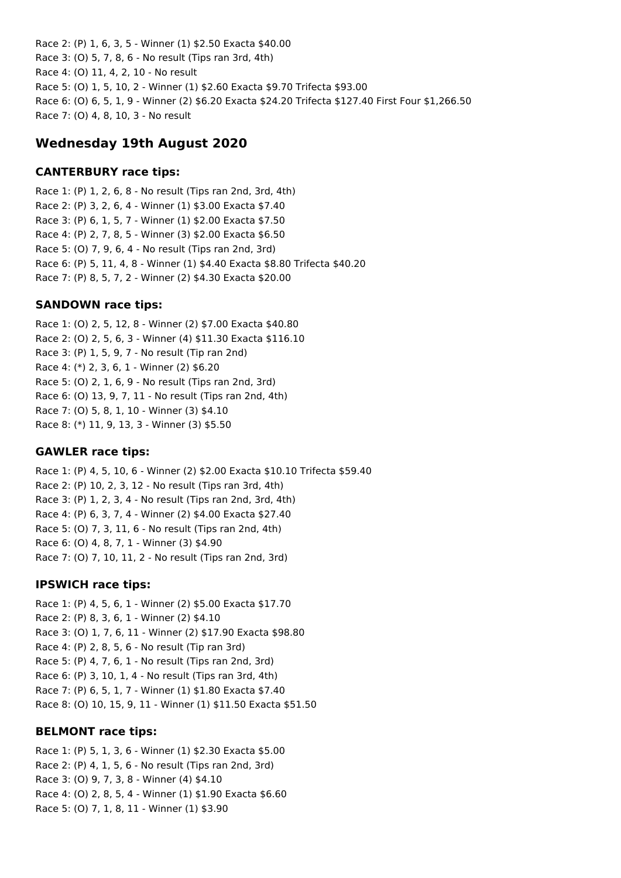Race 2: (P) 1, 6, 3, 5 - Winner (1) $2.50 Exacta $40.00
Race 3: (O) 5, 7, 8, 6 - No result (Tips ran 3rd, 4th)
Race 4: (O) 11, 4, 2, 10 - No result
Race 5: (O) 1, 5, 10, 2 - Winner (1) $2.60 Exacta $9.70 Trifecta $93.00
Race 6: (O) 6, 5, 1, 9 - Winner (2) $6.20 Exacta $24.20 Trifecta $127.40 First Four $1,266.50
Race 7: (O) 4, 8, 10, 3 - No result

## Wednesday 19th August 2020

### CANTERBURY race tips:

Race 1: (P) 1, 2, 6, 8 - No result (Tips ran 2nd, 3rd, 4th)
Race 2: (P) 3, 2, 6, 4 - Winner (1) $3.00 Exacta $7.40
Race 3: (P) 6, 1, 5, 7 - Winner (1) $2.00 Exacta $7.50
Race 4: (P) 2, 7, 8, 5 - Winner (3) $2.00 Exacta $6.50
Race 5: (O) 7, 9, 6, 4 - No result (Tips ran 2nd, 3rd)
Race 6: (P) 5, 11, 4, 8 - Winner (1) $4.40 Exacta $8.80 Trifecta $40.20
Race 7: (P) 8, 5, 7, 2 - Winner (2) $4.30 Exacta $20.00

### SANDOWN race tips:

Race 1: (O) 2, 5, 12, 8 - Winner (2) $7.00 Exacta $40.80
Race 2: (O) 2, 5, 6, 3 - Winner (4) $11.30 Exacta $116.10
Race 3: (P) 1, 5, 9, 7 - No result (Tip ran 2nd)
Race 4: (*) 2, 3, 6, 1 - Winner (2) $6.20
Race 5: (O) 2, 1, 6, 9 - No result (Tips ran 2nd, 3rd)
Race 6: (O) 13, 9, 7, 11 - No result (Tips ran 2nd, 4th)
Race 7: (O) 5, 8, 1, 10 - Winner (3) $4.10
Race 8: (*) 11, 9, 13, 3 - Winner (3) $5.50

### GAWLER race tips:

Race 1: (P) 4, 5, 10, 6 - Winner (2) $2.00 Exacta $10.10 Trifecta $59.40
Race 2: (P) 10, 2, 3, 12 - No result (Tips ran 3rd, 4th)
Race 3: (P) 1, 2, 3, 4 - No result (Tips ran 2nd, 3rd, 4th)
Race 4: (P) 6, 3, 7, 4 - Winner (2) $4.00 Exacta $27.40
Race 5: (O) 7, 3, 11, 6 - No result (Tips ran 2nd, 4th)
Race 6: (O) 4, 8, 7, 1 - Winner (3) $4.90
Race 7: (O) 7, 10, 11, 2 - No result (Tips ran 2nd, 3rd)

### IPSWICH race tips:

Race 1: (P) 4, 5, 6, 1 - Winner (2) $5.00 Exacta $17.70
Race 2: (P) 8, 3, 6, 1 - Winner (2) $4.10
Race 3: (O) 1, 7, 6, 11 - Winner (2) $17.90 Exacta $98.80
Race 4: (P) 2, 8, 5, 6 - No result (Tip ran 3rd)
Race 5: (P) 4, 7, 6, 1 - No result (Tips ran 2nd, 3rd)
Race 6: (P) 3, 10, 1, 4 - No result (Tips ran 3rd, 4th)
Race 7: (P) 6, 5, 1, 7 - Winner (1) $1.80 Exacta $7.40
Race 8: (O) 10, 15, 9, 11 - Winner (1) $11.50 Exacta $51.50

### BELMONT race tips:

Race 1: (P) 5, 1, 3, 6 - Winner (1) $2.30 Exacta $5.00
Race 2: (P) 4, 1, 5, 6 - No result (Tips ran 2nd, 3rd)
Race 3: (O) 9, 7, 3, 8 - Winner (4) $4.10
Race 4: (O) 2, 8, 5, 4 - Winner (1) $1.90 Exacta $6.60
Race 5: (O) 7, 1, 8, 11 - Winner (1) $3.90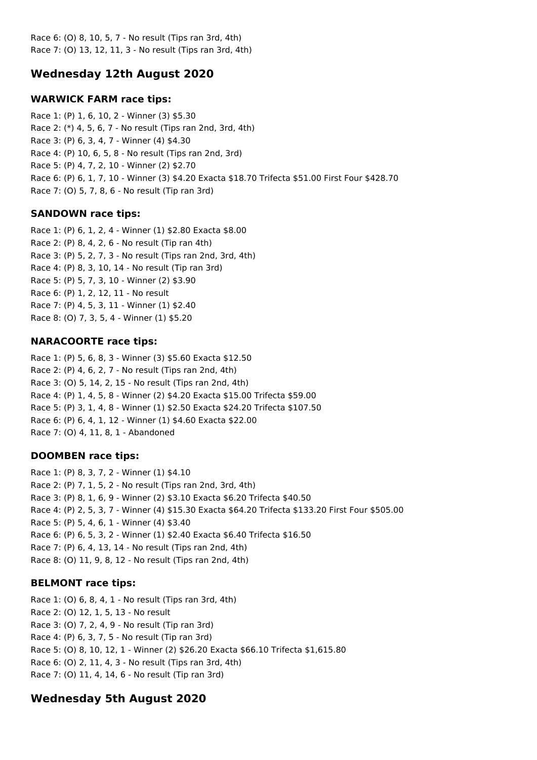Race 6: (O) 8, 10, 5, 7 - No result (Tips ran 3rd, 4th)
Race 7: (O) 13, 12, 11, 3 - No result (Tips ran 3rd, 4th)

## Wednesday 12th August 2020

### WARWICK FARM race tips:

Race 1: (P) 1, 6, 10, 2 - Winner (3) $5.30
Race 2: (*) 4, 5, 6, 7 - No result (Tips ran 2nd, 3rd, 4th)
Race 3: (P) 6, 3, 4, 7 - Winner (4) $4.30
Race 4: (P) 10, 6, 5, 8 - No result (Tips ran 2nd, 3rd)
Race 5: (P) 4, 7, 2, 10 - Winner (2) $2.70
Race 6: (P) 6, 1, 7, 10 - Winner (3) $4.20 Exacta $18.70 Trifecta $51.00 First Four $428.70
Race 7: (O) 5, 7, 8, 6 - No result (Tip ran 3rd)

### SANDOWN race tips:

Race 1: (P) 6, 1, 2, 4 - Winner (1) $2.80 Exacta $8.00
Race 2: (P) 8, 4, 2, 6 - No result (Tip ran 4th)
Race 3: (P) 5, 2, 7, 3 - No result (Tips ran 2nd, 3rd, 4th)
Race 4: (P) 8, 3, 10, 14 - No result (Tip ran 3rd)
Race 5: (P) 5, 7, 3, 10 - Winner (2) $3.90
Race 6: (P) 1, 2, 12, 11 - No result
Race 7: (P) 4, 5, 3, 11 - Winner (1) $2.40
Race 8: (O) 7, 3, 5, 4 - Winner (1) $5.20

### NARACOORTE race tips:

Race 1: (P) 5, 6, 8, 3 - Winner (3) $5.60 Exacta $12.50
Race 2: (P) 4, 6, 2, 7 - No result (Tips ran 2nd, 4th)
Race 3: (O) 5, 14, 2, 15 - No result (Tips ran 2nd, 4th)
Race 4: (P) 1, 4, 5, 8 - Winner (2) $4.20 Exacta $15.00 Trifecta $59.00
Race 5: (P) 3, 1, 4, 8 - Winner (1) $2.50 Exacta $24.20 Trifecta $107.50
Race 6: (P) 6, 4, 1, 12 - Winner (1) $4.60 Exacta $22.00
Race 7: (O) 4, 11, 8, 1 - Abandoned

### DOOMBEN race tips:

Race 1: (P) 8, 3, 7, 2 - Winner (1) $4.10
Race 2: (P) 7, 1, 5, 2 - No result (Tips ran 2nd, 3rd, 4th)
Race 3: (P) 8, 1, 6, 9 - Winner (2) $3.10 Exacta $6.20 Trifecta $40.50
Race 4: (P) 2, 5, 3, 7 - Winner (4) $15.30 Exacta $64.20 Trifecta $133.20 First Four $505.00
Race 5: (P) 5, 4, 6, 1 - Winner (4) $3.40
Race 6: (P) 6, 5, 3, 2 - Winner (1) $2.40 Exacta $6.40 Trifecta $16.50
Race 7: (P) 6, 4, 13, 14 - No result (Tips ran 2nd, 4th)
Race 8: (O) 11, 9, 8, 12 - No result (Tips ran 2nd, 4th)

### BELMONT race tips:

Race 1: (O) 6, 8, 4, 1 - No result (Tips ran 3rd, 4th)
Race 2: (O) 12, 1, 5, 13 - No result
Race 3: (O) 7, 2, 4, 9 - No result (Tip ran 3rd)
Race 4: (P) 6, 3, 7, 5 - No result (Tip ran 3rd)
Race 5: (O) 8, 10, 12, 1 - Winner (2) $26.20 Exacta $66.10 Trifecta $1,615.80
Race 6: (O) 2, 11, 4, 3 - No result (Tips ran 3rd, 4th)
Race 7: (O) 11, 4, 14, 6 - No result (Tip ran 3rd)

## Wednesday 5th August 2020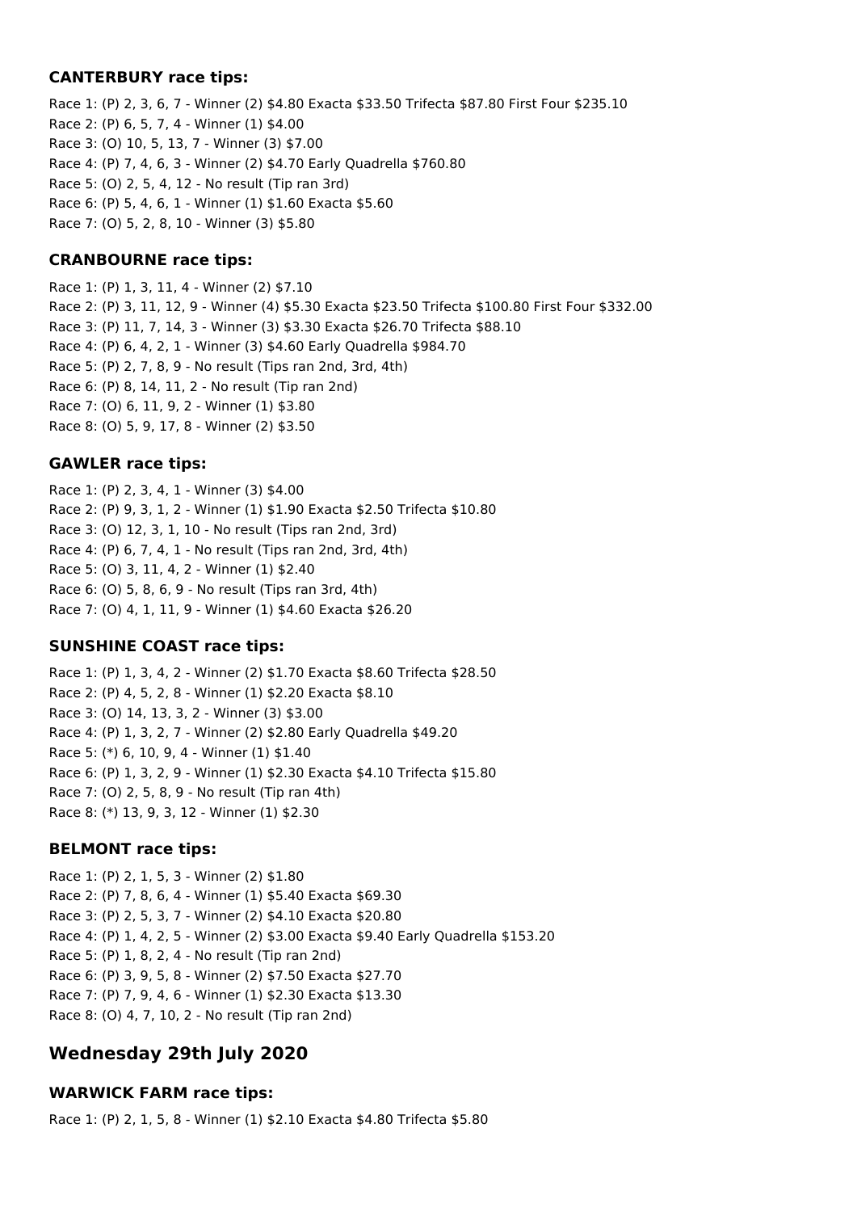### CANTERBURY race tips:

Race 1: (P) 2, 3, 6, 7 - Winner (2) $4.80 Exacta $33.50 Trifecta $87.80 First Four $235.10
Race 2: (P) 6, 5, 7, 4 - Winner (1) $4.00
Race 3: (O) 10, 5, 13, 7 - Winner (3) $7.00
Race 4: (P) 7, 4, 6, 3 - Winner (2) $4.70 Early Quadrella $760.80
Race 5: (O) 2, 5, 4, 12 - No result (Tip ran 3rd)
Race 6: (P) 5, 4, 6, 1 - Winner (1) $1.60 Exacta $5.60
Race 7: (O) 5, 2, 8, 10 - Winner (3) $5.80

### CRANBOURNE race tips:

Race 1: (P) 1, 3, 11, 4 - Winner (2) $7.10
Race 2: (P) 3, 11, 12, 9 - Winner (4) $5.30 Exacta $23.50 Trifecta $100.80 First Four $332.00
Race 3: (P) 11, 7, 14, 3 - Winner (3) $3.30 Exacta $26.70 Trifecta $88.10
Race 4: (P) 6, 4, 2, 1 - Winner (3) $4.60 Early Quadrella $984.70
Race 5: (P) 2, 7, 8, 9 - No result (Tips ran 2nd, 3rd, 4th)
Race 6: (P) 8, 14, 11, 2 - No result (Tip ran 2nd)
Race 7: (O) 6, 11, 9, 2 - Winner (1) $3.80
Race 8: (O) 5, 9, 17, 8 - Winner (2) $3.50

### GAWLER race tips:

Race 1: (P) 2, 3, 4, 1 - Winner (3) $4.00
Race 2: (P) 9, 3, 1, 2 - Winner (1) $1.90 Exacta $2.50 Trifecta $10.80
Race 3: (O) 12, 3, 1, 10 - No result (Tips ran 2nd, 3rd)
Race 4: (P) 6, 7, 4, 1 - No result (Tips ran 2nd, 3rd, 4th)
Race 5: (O) 3, 11, 4, 2 - Winner (1) $2.40
Race 6: (O) 5, 8, 6, 9 - No result (Tips ran 3rd, 4th)
Race 7: (O) 4, 1, 11, 9 - Winner (1) $4.60 Exacta $26.20

### SUNSHINE COAST race tips:

Race 1: (P) 1, 3, 4, 2 - Winner (2) $1.70 Exacta $8.60 Trifecta $28.50
Race 2: (P) 4, 5, 2, 8 - Winner (1) $2.20 Exacta $8.10
Race 3: (O) 14, 13, 3, 2 - Winner (3) $3.00
Race 4: (P) 1, 3, 2, 7 - Winner (2) $2.80 Early Quadrella $49.20
Race 5: (*) 6, 10, 9, 4 - Winner (1) $1.40
Race 6: (P) 1, 3, 2, 9 - Winner (1) $2.30 Exacta $4.10 Trifecta $15.80
Race 7: (O) 2, 5, 8, 9 - No result (Tip ran 4th)
Race 8: (*) 13, 9, 3, 12 - Winner (1) $2.30

### BELMONT race tips:

Race 1: (P) 2, 1, 5, 3 - Winner (2) $1.80
Race 2: (P) 7, 8, 6, 4 - Winner (1) $5.40 Exacta $69.30
Race 3: (P) 2, 5, 3, 7 - Winner (2) $4.10 Exacta $20.80
Race 4: (P) 1, 4, 2, 5 - Winner (2) $3.00 Exacta $9.40 Early Quadrella $153.20
Race 5: (P) 1, 8, 2, 4 - No result (Tip ran 2nd)
Race 6: (P) 3, 9, 5, 8 - Winner (2) $7.50 Exacta $27.70
Race 7: (P) 7, 9, 4, 6 - Winner (1) $2.30 Exacta $13.30
Race 8: (O) 4, 7, 10, 2 - No result (Tip ran 2nd)

## Wednesday 29th July 2020

### WARWICK FARM race tips:

Race 1: (P) 2, 1, 5, 8 - Winner (1) $2.10 Exacta $4.80 Trifecta $5.80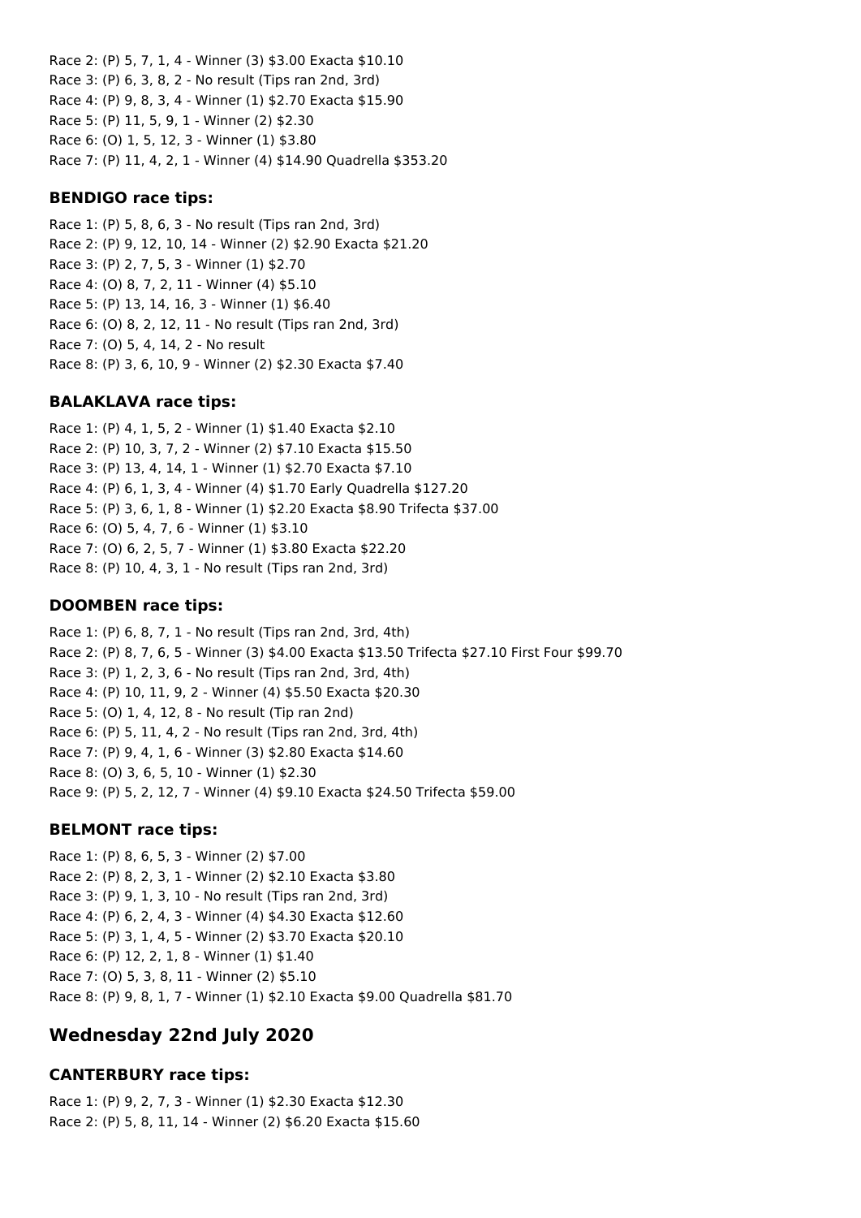Race 2: (P) 5, 7, 1, 4 - Winner (3) $3.00 Exacta $10.10
Race 3: (P) 6, 3, 8, 2 - No result (Tips ran 2nd, 3rd)
Race 4: (P) 9, 8, 3, 4 - Winner (1) $2.70 Exacta $15.90
Race 5: (P) 11, 5, 9, 1 - Winner (2) $2.30
Race 6: (O) 1, 5, 12, 3 - Winner (1) $3.80
Race 7: (P) 11, 4, 2, 1 - Winner (4) $14.90 Quadrella $353.20

### BENDIGO race tips:

Race 1: (P) 5, 8, 6, 3 - No result (Tips ran 2nd, 3rd)
Race 2: (P) 9, 12, 10, 14 - Winner (2) $2.90 Exacta $21.20
Race 3: (P) 2, 7, 5, 3 - Winner (1) $2.70
Race 4: (O) 8, 7, 2, 11 - Winner (4) $5.10
Race 5: (P) 13, 14, 16, 3 - Winner (1) $6.40
Race 6: (O) 8, 2, 12, 11 - No result (Tips ran 2nd, 3rd)
Race 7: (O) 5, 4, 14, 2 - No result
Race 8: (P) 3, 6, 10, 9 - Winner (2) $2.30 Exacta $7.40

### BALAKLAVA race tips:

Race 1: (P) 4, 1, 5, 2 - Winner (1) $1.40 Exacta $2.10
Race 2: (P) 10, 3, 7, 2 - Winner (2) $7.10 Exacta $15.50
Race 3: (P) 13, 4, 14, 1 - Winner (1) $2.70 Exacta $7.10
Race 4: (P) 6, 1, 3, 4 - Winner (4) $1.70 Early Quadrella $127.20
Race 5: (P) 3, 6, 1, 8 - Winner (1) $2.20 Exacta $8.90 Trifecta $37.00
Race 6: (O) 5, 4, 7, 6 - Winner (1) $3.10
Race 7: (O) 6, 2, 5, 7 - Winner (1) $3.80 Exacta $22.20
Race 8: (P) 10, 4, 3, 1 - No result (Tips ran 2nd, 3rd)

### DOOMBEN race tips:

Race 1: (P) 6, 8, 7, 1 - No result (Tips ran 2nd, 3rd, 4th)
Race 2: (P) 8, 7, 6, 5 - Winner (3) $4.00 Exacta $13.50 Trifecta $27.10 First Four $99.70
Race 3: (P) 1, 2, 3, 6 - No result (Tips ran 2nd, 3rd, 4th)
Race 4: (P) 10, 11, 9, 2 - Winner (4) $5.50 Exacta $20.30
Race 5: (O) 1, 4, 12, 8 - No result (Tip ran 2nd)
Race 6: (P) 5, 11, 4, 2 - No result (Tips ran 2nd, 3rd, 4th)
Race 7: (P) 9, 4, 1, 6 - Winner (3) $2.80 Exacta $14.60
Race 8: (O) 3, 6, 5, 10 - Winner (1) $2.30
Race 9: (P) 5, 2, 12, 7 - Winner (4) $9.10 Exacta $24.50 Trifecta $59.00

### BELMONT race tips:

Race 1: (P) 8, 6, 5, 3 - Winner (2) $7.00
Race 2: (P) 8, 2, 3, 1 - Winner (2) $2.10 Exacta $3.80
Race 3: (P) 9, 1, 3, 10 - No result (Tips ran 2nd, 3rd)
Race 4: (P) 6, 2, 4, 3 - Winner (4) $4.30 Exacta $12.60
Race 5: (P) 3, 1, 4, 5 - Winner (2) $3.70 Exacta $20.10
Race 6: (P) 12, 2, 1, 8 - Winner (1) $1.40
Race 7: (O) 5, 3, 8, 11 - Winner (2) $5.10
Race 8: (P) 9, 8, 1, 7 - Winner (1) $2.10 Exacta $9.00 Quadrella $81.70

## Wednesday 22nd July 2020

### CANTERBURY race tips:

Race 1: (P) 9, 2, 7, 3 - Winner (1) $2.30 Exacta $12.30
Race 2: (P) 5, 8, 11, 14 - Winner (2) $6.20 Exacta $15.60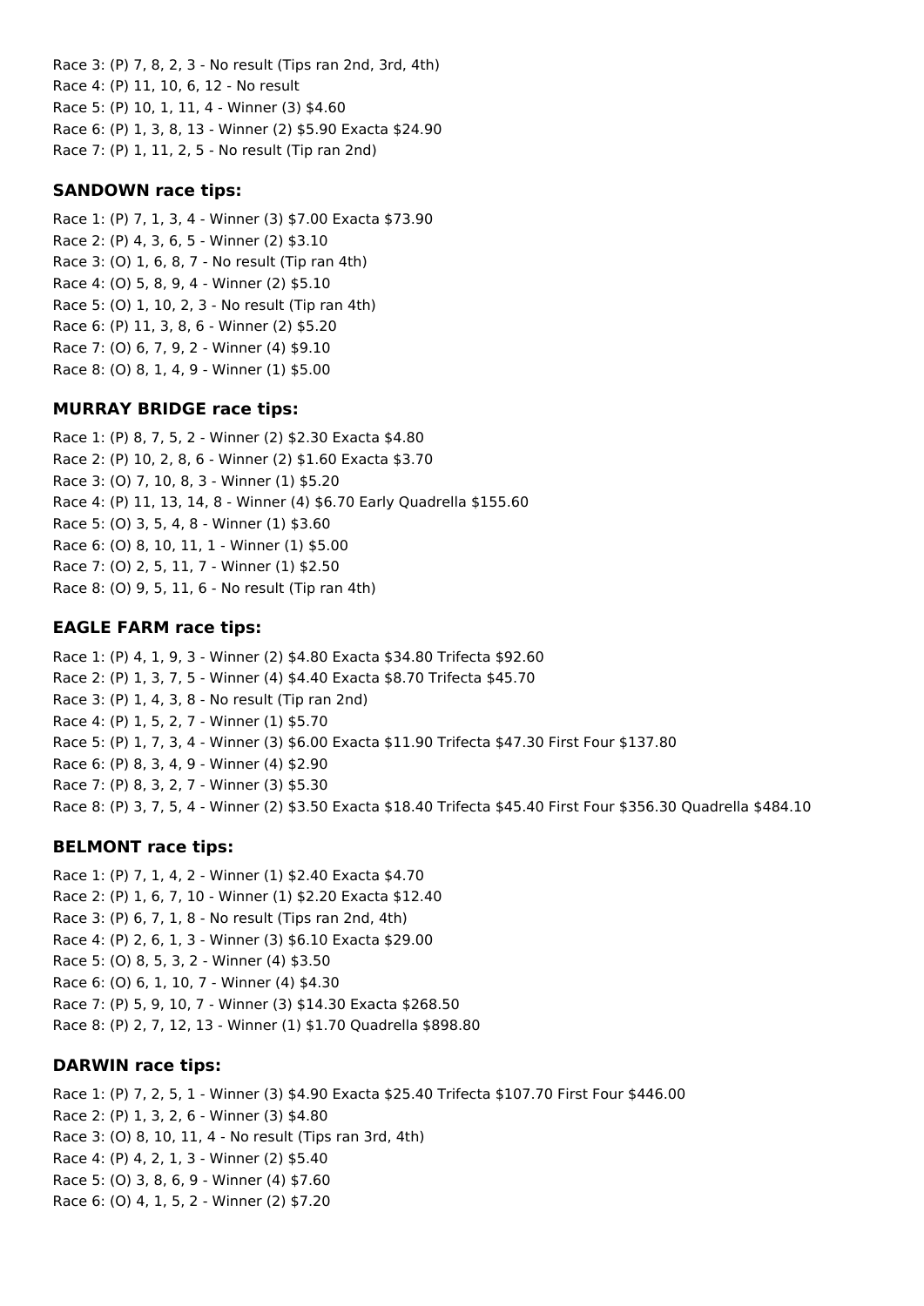Race 3: (P) 7, 8, 2, 3 - No result (Tips ran 2nd, 3rd, 4th)
Race 4: (P) 11, 10, 6, 12 - No result
Race 5: (P) 10, 1, 11, 4 - Winner (3) $4.60
Race 6: (P) 1, 3, 8, 13 - Winner (2) $5.90 Exacta $24.90
Race 7: (P) 1, 11, 2, 5 - No result (Tip ran 2nd)

### SANDOWN race tips:

Race 1: (P) 7, 1, 3, 4 - Winner (3) $7.00 Exacta $73.90
Race 2: (P) 4, 3, 6, 5 - Winner (2) $3.10
Race 3: (O) 1, 6, 8, 7 - No result (Tip ran 4th)
Race 4: (O) 5, 8, 9, 4 - Winner (2) $5.10
Race 5: (O) 1, 10, 2, 3 - No result (Tip ran 4th)
Race 6: (P) 11, 3, 8, 6 - Winner (2) $5.20
Race 7: (O) 6, 7, 9, 2 - Winner (4) $9.10
Race 8: (O) 8, 1, 4, 9 - Winner (1) $5.00

### MURRAY BRIDGE race tips:

Race 1: (P) 8, 7, 5, 2 - Winner (2) $2.30 Exacta $4.80
Race 2: (P) 10, 2, 8, 6 - Winner (2) $1.60 Exacta $3.70
Race 3: (O) 7, 10, 8, 3 - Winner (1) $5.20
Race 4: (P) 11, 13, 14, 8 - Winner (4) $6.70 Early Quadrella $155.60
Race 5: (O) 3, 5, 4, 8 - Winner (1) $3.60
Race 6: (O) 8, 10, 11, 1 - Winner (1) $5.00
Race 7: (O) 2, 5, 11, 7 - Winner (1) $2.50
Race 8: (O) 9, 5, 11, 6 - No result (Tip ran 4th)

### EAGLE FARM race tips:

Race 1: (P) 4, 1, 9, 3 - Winner (2) $4.80 Exacta $34.80 Trifecta $92.60
Race 2: (P) 1, 3, 7, 5 - Winner (4) $4.40 Exacta $8.70 Trifecta $45.70
Race 3: (P) 1, 4, 3, 8 - No result (Tip ran 2nd)
Race 4: (P) 1, 5, 2, 7 - Winner (1) $5.70
Race 5: (P) 1, 7, 3, 4 - Winner (3) $6.00 Exacta $11.90 Trifecta $47.30 First Four $137.80
Race 6: (P) 8, 3, 4, 9 - Winner (4) $2.90
Race 7: (P) 8, 3, 2, 7 - Winner (3) $5.30
Race 8: (P) 3, 7, 5, 4 - Winner (2) $3.50 Exacta $18.40 Trifecta $45.40 First Four $356.30 Quadrella $484.10

### BELMONT race tips:

Race 1: (P) 7, 1, 4, 2 - Winner (1) $2.40 Exacta $4.70
Race 2: (P) 1, 6, 7, 10 - Winner (1) $2.20 Exacta $12.40
Race 3: (P) 6, 7, 1, 8 - No result (Tips ran 2nd, 4th)
Race 4: (P) 2, 6, 1, 3 - Winner (3) $6.10 Exacta $29.00
Race 5: (O) 8, 5, 3, 2 - Winner (4) $3.50
Race 6: (O) 6, 1, 10, 7 - Winner (4) $4.30
Race 7: (P) 5, 9, 10, 7 - Winner (3) $14.30 Exacta $268.50
Race 8: (P) 2, 7, 12, 13 - Winner (1) $1.70 Quadrella $898.80

### DARWIN race tips:

Race 1: (P) 7, 2, 5, 1 - Winner (3) $4.90 Exacta $25.40 Trifecta $107.70 First Four $446.00
Race 2: (P) 1, 3, 2, 6 - Winner (3) $4.80
Race 3: (O) 8, 10, 11, 4 - No result (Tips ran 3rd, 4th)
Race 4: (P) 4, 2, 1, 3 - Winner (2) $5.40
Race 5: (O) 3, 8, 6, 9 - Winner (4) $7.60
Race 6: (O) 4, 1, 5, 2 - Winner (2) $7.20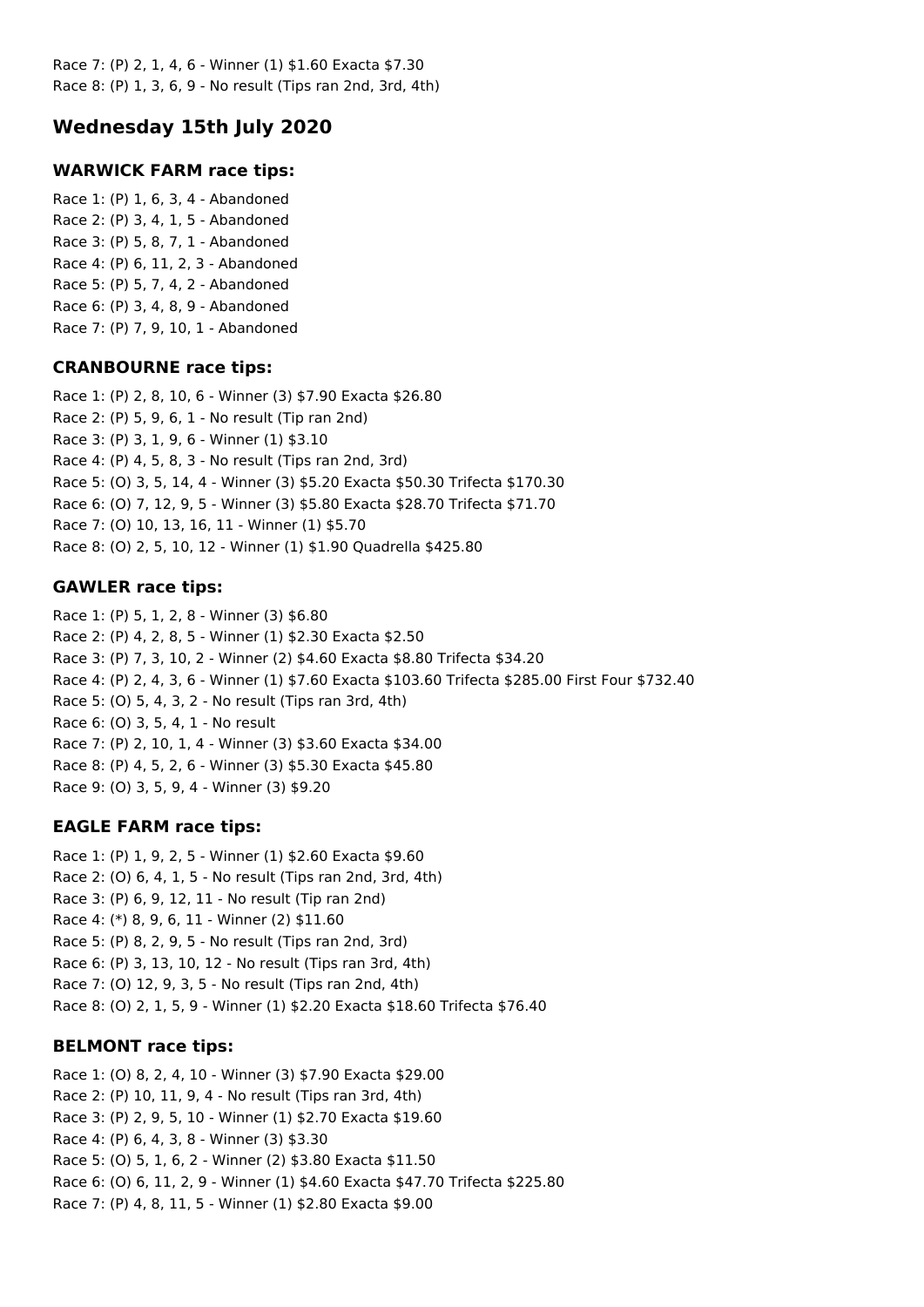Race 7: (P) 2, 1, 4, 6 - Winner (1) $1.60 Exacta $7.30
Race 8: (P) 1, 3, 6, 9 - No result (Tips ran 2nd, 3rd, 4th)

## Wednesday 15th July 2020

### WARWICK FARM race tips:

Race 1: (P) 1, 6, 3, 4 - Abandoned
Race 2: (P) 3, 4, 1, 5 - Abandoned
Race 3: (P) 5, 8, 7, 1 - Abandoned
Race 4: (P) 6, 11, 2, 3 - Abandoned
Race 5: (P) 5, 7, 4, 2 - Abandoned
Race 6: (P) 3, 4, 8, 9 - Abandoned
Race 7: (P) 7, 9, 10, 1 - Abandoned

### CRANBOURNE race tips:

Race 1: (P) 2, 8, 10, 6 - Winner (3) $7.90 Exacta $26.80
Race 2: (P) 5, 9, 6, 1 - No result (Tip ran 2nd)
Race 3: (P) 3, 1, 9, 6 - Winner (1) $3.10
Race 4: (P) 4, 5, 8, 3 - No result (Tips ran 2nd, 3rd)
Race 5: (O) 3, 5, 14, 4 - Winner (3) $5.20 Exacta $50.30 Trifecta $170.30
Race 6: (O) 7, 12, 9, 5 - Winner (3) $5.80 Exacta $28.70 Trifecta $71.70
Race 7: (O) 10, 13, 16, 11 - Winner (1) $5.70
Race 8: (O) 2, 5, 10, 12 - Winner (1) $1.90 Quadrella $425.80

### GAWLER race tips:

Race 1: (P) 5, 1, 2, 8 - Winner (3) $6.80
Race 2: (P) 4, 2, 8, 5 - Winner (1) $2.30 Exacta $2.50
Race 3: (P) 7, 3, 10, 2 - Winner (2) $4.60 Exacta $8.80 Trifecta $34.20
Race 4: (P) 2, 4, 3, 6 - Winner (1) $7.60 Exacta $103.60 Trifecta $285.00 First Four $732.40
Race 5: (O) 5, 4, 3, 2 - No result (Tips ran 3rd, 4th)
Race 6: (O) 3, 5, 4, 1 - No result
Race 7: (P) 2, 10, 1, 4 - Winner (3) $3.60 Exacta $34.00
Race 8: (P) 4, 5, 2, 6 - Winner (3) $5.30 Exacta $45.80
Race 9: (O) 3, 5, 9, 4 - Winner (3) $9.20

### EAGLE FARM race tips:

Race 1: (P) 1, 9, 2, 5 - Winner (1) $2.60 Exacta $9.60
Race 2: (O) 6, 4, 1, 5 - No result (Tips ran 2nd, 3rd, 4th)
Race 3: (P) 6, 9, 12, 11 - No result (Tip ran 2nd)
Race 4: (*) 8, 9, 6, 11 - Winner (2) $11.60
Race 5: (P) 8, 2, 9, 5 - No result (Tips ran 2nd, 3rd)
Race 6: (P) 3, 13, 10, 12 - No result (Tips ran 3rd, 4th)
Race 7: (O) 12, 9, 3, 5 - No result (Tips ran 2nd, 4th)
Race 8: (O) 2, 1, 5, 9 - Winner (1) $2.20 Exacta $18.60 Trifecta $76.40

### BELMONT race tips:

Race 1: (O) 8, 2, 4, 10 - Winner (3) $7.90 Exacta $29.00
Race 2: (P) 10, 11, 9, 4 - No result (Tips ran 3rd, 4th)
Race 3: (P) 2, 9, 5, 10 - Winner (1) $2.70 Exacta $19.60
Race 4: (P) 6, 4, 3, 8 - Winner (3) $3.30
Race 5: (O) 5, 1, 6, 2 - Winner (2) $3.80 Exacta $11.50
Race 6: (O) 6, 11, 2, 9 - Winner (1) $4.60 Exacta $47.70 Trifecta $225.80
Race 7: (P) 4, 8, 11, 5 - Winner (1) $2.80 Exacta $9.00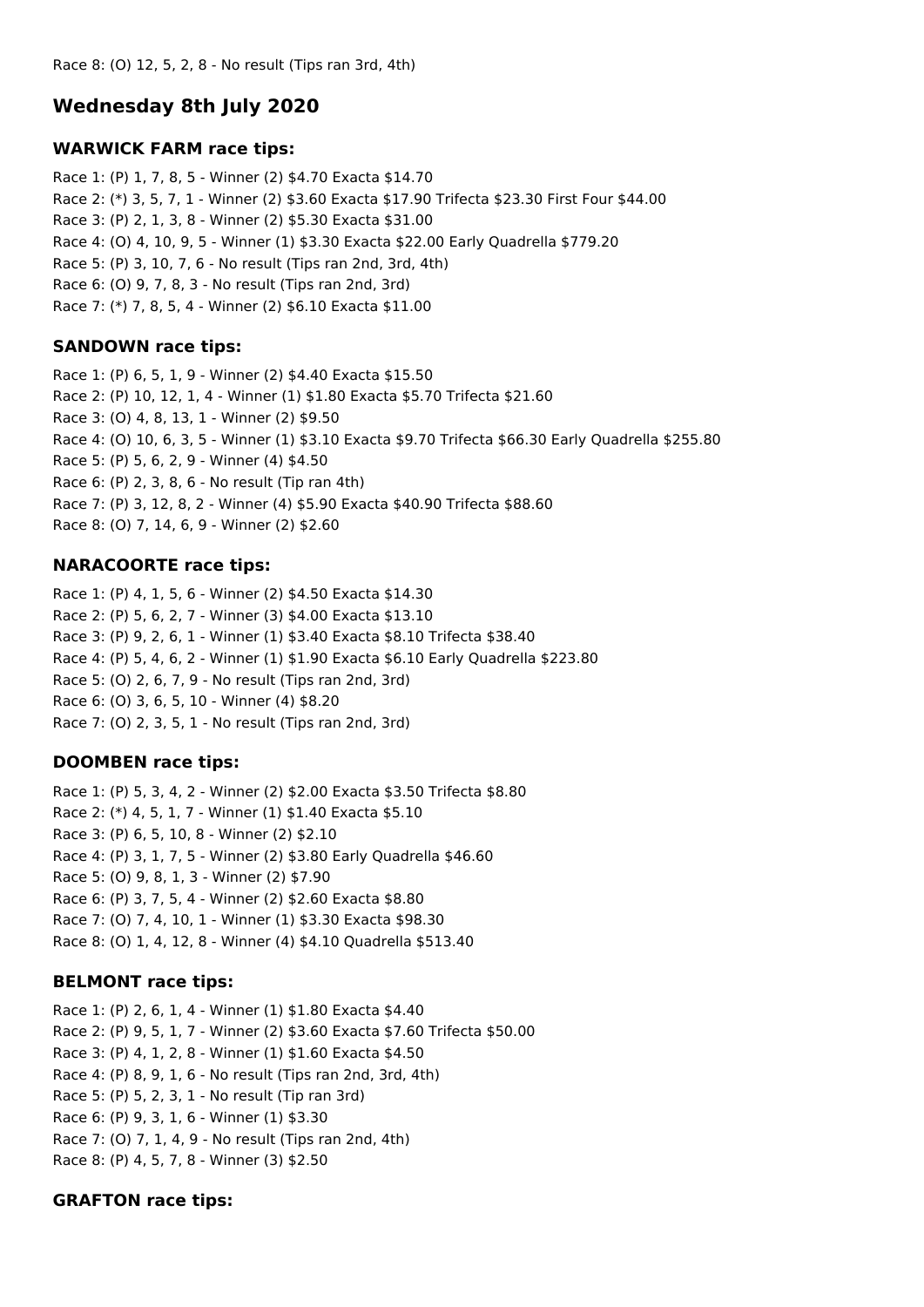Race 8: (O) 12, 5, 2, 8 - No result (Tips ran 3rd, 4th)

## Wednesday 8th July 2020

### WARWICK FARM race tips:

Race 1: (P) 1, 7, 8, 5 - Winner (2) $4.70 Exacta $14.70
Race 2: (*) 3, 5, 7, 1 - Winner (2) $3.60 Exacta $17.90 Trifecta $23.30 First Four $44.00
Race 3: (P) 2, 1, 3, 8 - Winner (2) $5.30 Exacta $31.00
Race 4: (O) 4, 10, 9, 5 - Winner (1) $3.30 Exacta $22.00 Early Quadrella $779.20
Race 5: (P) 3, 10, 7, 6 - No result (Tips ran 2nd, 3rd, 4th)
Race 6: (O) 9, 7, 8, 3 - No result (Tips ran 2nd, 3rd)
Race 7: (*) 7, 8, 5, 4 - Winner (2) $6.10 Exacta $11.00

### SANDOWN race tips:

Race 1: (P) 6, 5, 1, 9 - Winner (2) $4.40 Exacta $15.50
Race 2: (P) 10, 12, 1, 4 - Winner (1) $1.80 Exacta $5.70 Trifecta $21.60
Race 3: (O) 4, 8, 13, 1 - Winner (2) $9.50
Race 4: (O) 10, 6, 3, 5 - Winner (1) $3.10 Exacta $9.70 Trifecta $66.30 Early Quadrella $255.80
Race 5: (P) 5, 6, 2, 9 - Winner (4) $4.50
Race 6: (P) 2, 3, 8, 6 - No result (Tip ran 4th)
Race 7: (P) 3, 12, 8, 2 - Winner (4) $5.90 Exacta $40.90 Trifecta $88.60
Race 8: (O) 7, 14, 6, 9 - Winner (2) $2.60

### NARACOORTE race tips:

Race 1: (P) 4, 1, 5, 6 - Winner (2) $4.50 Exacta $14.30
Race 2: (P) 5, 6, 2, 7 - Winner (3) $4.00 Exacta $13.10
Race 3: (P) 9, 2, 6, 1 - Winner (1) $3.40 Exacta $8.10 Trifecta $38.40
Race 4: (P) 5, 4, 6, 2 - Winner (1) $1.90 Exacta $6.10 Early Quadrella $223.80
Race 5: (O) 2, 6, 7, 9 - No result (Tips ran 2nd, 3rd)
Race 6: (O) 3, 6, 5, 10 - Winner (4) $8.20
Race 7: (O) 2, 3, 5, 1 - No result (Tips ran 2nd, 3rd)

### DOOMBEN race tips:

Race 1: (P) 5, 3, 4, 2 - Winner (2) $2.00 Exacta $3.50 Trifecta $8.80
Race 2: (*) 4, 5, 1, 7 - Winner (1) $1.40 Exacta $5.10
Race 3: (P) 6, 5, 10, 8 - Winner (2) $2.10
Race 4: (P) 3, 1, 7, 5 - Winner (2) $3.80 Early Quadrella $46.60
Race 5: (O) 9, 8, 1, 3 - Winner (2) $7.90
Race 6: (P) 3, 7, 5, 4 - Winner (2) $2.60 Exacta $8.80
Race 7: (O) 7, 4, 10, 1 - Winner (1) $3.30 Exacta $98.30
Race 8: (O) 1, 4, 12, 8 - Winner (4) $4.10 Quadrella $513.40

### BELMONT race tips:

Race 1: (P) 2, 6, 1, 4 - Winner (1) $1.80 Exacta $4.40
Race 2: (P) 9, 5, 1, 7 - Winner (2) $3.60 Exacta $7.60 Trifecta $50.00
Race 3: (P) 4, 1, 2, 8 - Winner (1) $1.60 Exacta $4.50
Race 4: (P) 8, 9, 1, 6 - No result (Tips ran 2nd, 3rd, 4th)
Race 5: (P) 5, 2, 3, 1 - No result (Tip ran 3rd)
Race 6: (P) 9, 3, 1, 6 - Winner (1) $3.30
Race 7: (O) 7, 1, 4, 9 - No result (Tips ran 2nd, 4th)
Race 8: (P) 4, 5, 7, 8 - Winner (3) $2.50

### GRAFTON race tips: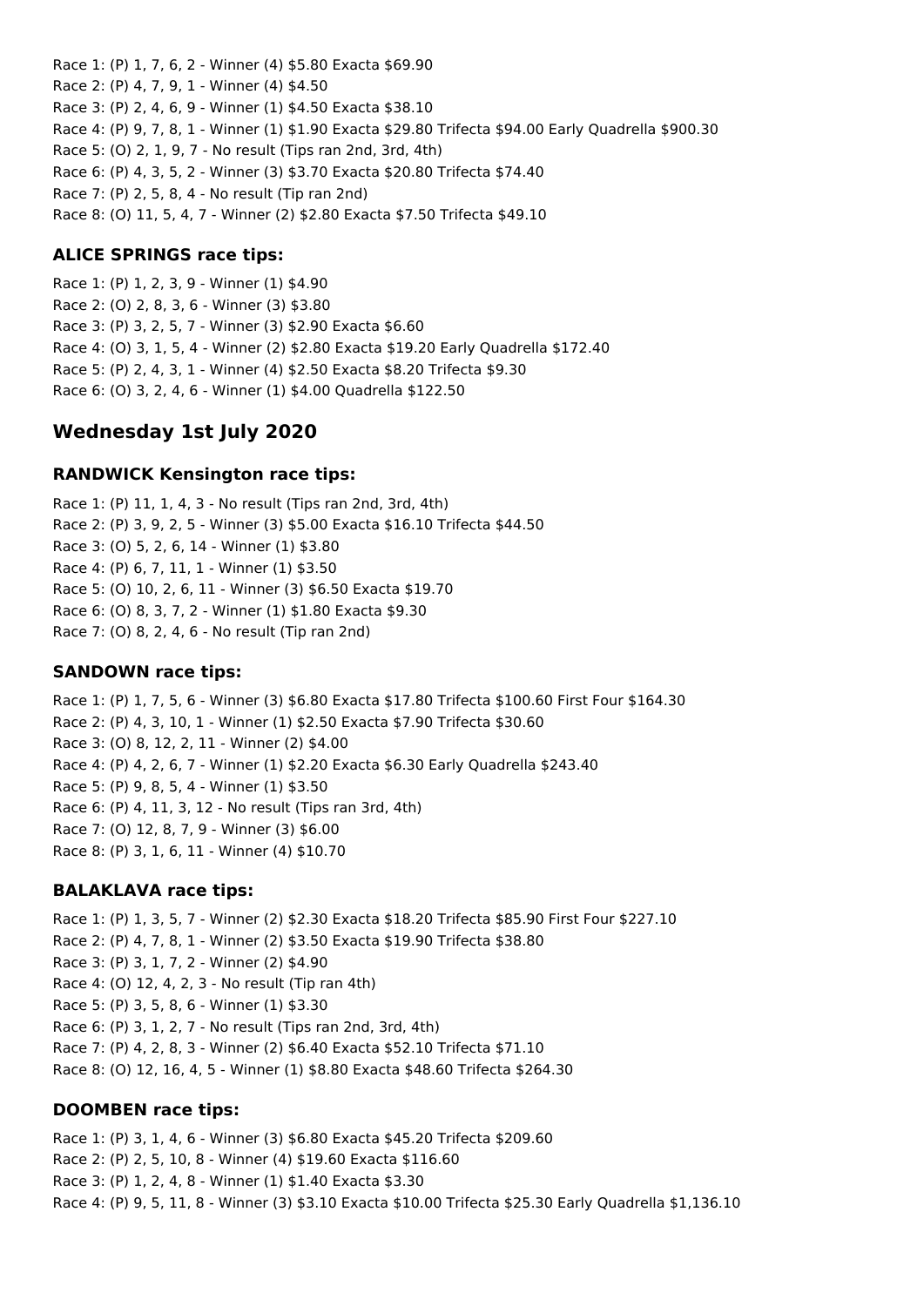Race 1: (P) 1, 7, 6, 2 - Winner (4) $5.80 Exacta $69.90
Race 2: (P) 4, 7, 9, 1 - Winner (4) $4.50
Race 3: (P) 2, 4, 6, 9 - Winner (1) $4.50 Exacta $38.10
Race 4: (P) 9, 7, 8, 1 - Winner (1) $1.90 Exacta $29.80 Trifecta $94.00 Early Quadrella $900.30
Race 5: (O) 2, 1, 9, 7 - No result (Tips ran 2nd, 3rd, 4th)
Race 6: (P) 4, 3, 5, 2 - Winner (3) $3.70 Exacta $20.80 Trifecta $74.40
Race 7: (P) 2, 5, 8, 4 - No result (Tip ran 2nd)
Race 8: (O) 11, 5, 4, 7 - Winner (2) $2.80 Exacta $7.50 Trifecta $49.10

### ALICE SPRINGS race tips:

Race 1: (P) 1, 2, 3, 9 - Winner (1) $4.90
Race 2: (O) 2, 8, 3, 6 - Winner (3) $3.80
Race 3: (P) 3, 2, 5, 7 - Winner (3) $2.90 Exacta $6.60
Race 4: (O) 3, 1, 5, 4 - Winner (2) $2.80 Exacta $19.20 Early Quadrella $172.40
Race 5: (P) 2, 4, 3, 1 - Winner (4) $2.50 Exacta $8.20 Trifecta $9.30
Race 6: (O) 3, 2, 4, 6 - Winner (1) $4.00 Quadrella $122.50

## Wednesday 1st July 2020

### RANDWICK Kensington race tips:

Race 1: (P) 11, 1, 4, 3 - No result (Tips ran 2nd, 3rd, 4th)
Race 2: (P) 3, 9, 2, 5 - Winner (3) $5.00 Exacta $16.10 Trifecta $44.50
Race 3: (O) 5, 2, 6, 14 - Winner (1) $3.80
Race 4: (P) 6, 7, 11, 1 - Winner (1) $3.50
Race 5: (O) 10, 2, 6, 11 - Winner (3) $6.50 Exacta $19.70
Race 6: (O) 8, 3, 7, 2 - Winner (1) $1.80 Exacta $9.30
Race 7: (O) 8, 2, 4, 6 - No result (Tip ran 2nd)

### SANDOWN race tips:

Race 1: (P) 1, 7, 5, 6 - Winner (3) $6.80 Exacta $17.80 Trifecta $100.60 First Four $164.30
Race 2: (P) 4, 3, 10, 1 - Winner (1) $2.50 Exacta $7.90 Trifecta $30.60
Race 3: (O) 8, 12, 2, 11 - Winner (2) $4.00
Race 4: (P) 4, 2, 6, 7 - Winner (1) $2.20 Exacta $6.30 Early Quadrella $243.40
Race 5: (P) 9, 8, 5, 4 - Winner (1) $3.50
Race 6: (P) 4, 11, 3, 12 - No result (Tips ran 3rd, 4th)
Race 7: (O) 12, 8, 7, 9 - Winner (3) $6.00
Race 8: (P) 3, 1, 6, 11 - Winner (4) $10.70

### BALAKLAVA race tips:

Race 1: (P) 1, 3, 5, 7 - Winner (2) $2.30 Exacta $18.20 Trifecta $85.90 First Four $227.10
Race 2: (P) 4, 7, 8, 1 - Winner (2) $3.50 Exacta $19.90 Trifecta $38.80
Race 3: (P) 3, 1, 7, 2 - Winner (2) $4.90
Race 4: (O) 12, 4, 2, 3 - No result (Tip ran 4th)
Race 5: (P) 3, 5, 8, 6 - Winner (1) $3.30
Race 6: (P) 3, 1, 2, 7 - No result (Tips ran 2nd, 3rd, 4th)
Race 7: (P) 4, 2, 8, 3 - Winner (2) $6.40 Exacta $52.10 Trifecta $71.10
Race 8: (O) 12, 16, 4, 5 - Winner (1) $8.80 Exacta $48.60 Trifecta $264.30

### DOOMBEN race tips:

Race 1: (P) 3, 1, 4, 6 - Winner (3) $6.80 Exacta $45.20 Trifecta $209.60
Race 2: (P) 2, 5, 10, 8 - Winner (4) $19.60 Exacta $116.60
Race 3: (P) 1, 2, 4, 8 - Winner (1) $1.40 Exacta $3.30
Race 4: (P) 9, 5, 11, 8 - Winner (3) $3.10 Exacta $10.00 Trifecta $25.30 Early Quadrella $1,136.10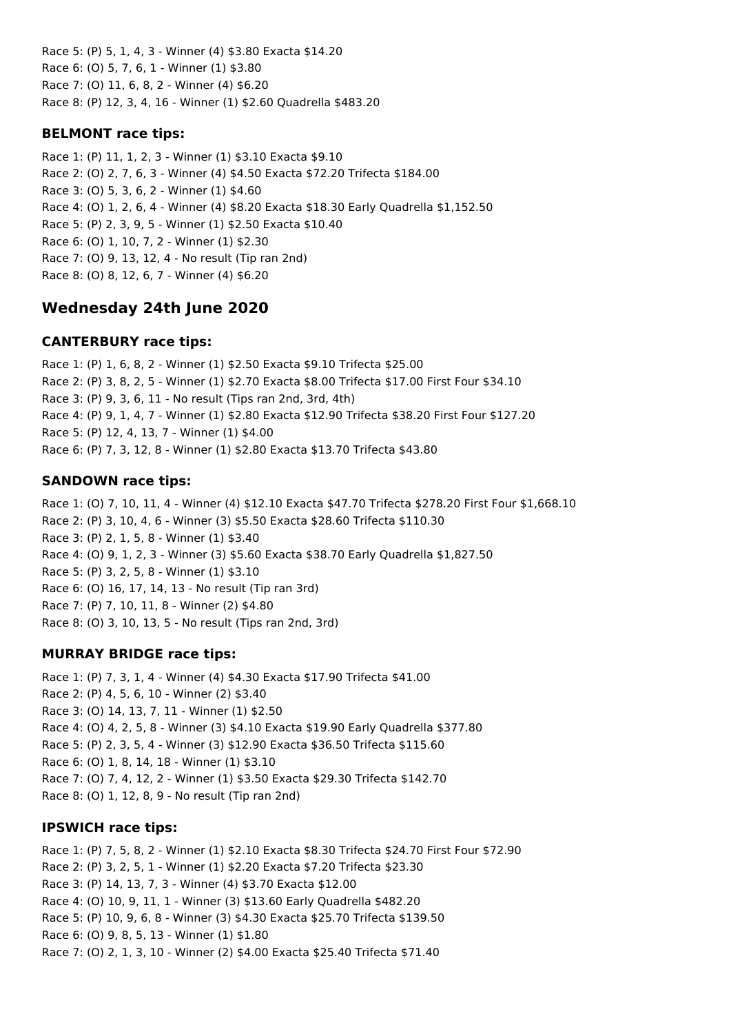Race 5: (P) 5, 1, 4, 3 - Winner (4) $3.80 Exacta $14.20
Race 6: (O) 5, 7, 6, 1 - Winner (1) $3.80
Race 7: (O) 11, 6, 8, 2 - Winner (4) $6.20
Race 8: (P) 12, 3, 4, 16 - Winner (1) $2.60 Quadrella $483.20

### BELMONT race tips:

Race 1: (P) 11, 1, 2, 3 - Winner (1) $3.10 Exacta $9.10
Race 2: (O) 2, 7, 6, 3 - Winner (4) $4.50 Exacta $72.20 Trifecta $184.00
Race 3: (O) 5, 3, 6, 2 - Winner (1) $4.60
Race 4: (O) 1, 2, 6, 4 - Winner (4) $8.20 Exacta $18.30 Early Quadrella $1,152.50
Race 5: (P) 2, 3, 9, 5 - Winner (1) $2.50 Exacta $10.40
Race 6: (O) 1, 10, 7, 2 - Winner (1) $2.30
Race 7: (O) 9, 13, 12, 4 - No result (Tip ran 2nd)
Race 8: (O) 8, 12, 6, 7 - Winner (4) $6.20

## Wednesday 24th June 2020

### CANTERBURY race tips:

Race 1: (P) 1, 6, 8, 2 - Winner (1) $2.50 Exacta $9.10 Trifecta $25.00
Race 2: (P) 3, 8, 2, 5 - Winner (1) $2.70 Exacta $8.00 Trifecta $17.00 First Four $34.10
Race 3: (P) 9, 3, 6, 11 - No result (Tips ran 2nd, 3rd, 4th)
Race 4: (P) 9, 1, 4, 7 - Winner (1) $2.80 Exacta $12.90 Trifecta $38.20 First Four $127.20
Race 5: (P) 12, 4, 13, 7 - Winner (1) $4.00
Race 6: (P) 7, 3, 12, 8 - Winner (1) $2.80 Exacta $13.70 Trifecta $43.80

### SANDOWN race tips:

Race 1: (O) 7, 10, 11, 4 - Winner (4) $12.10 Exacta $47.70 Trifecta $278.20 First Four $1,668.10
Race 2: (P) 3, 10, 4, 6 - Winner (3) $5.50 Exacta $28.60 Trifecta $110.30
Race 3: (P) 2, 1, 5, 8 - Winner (1) $3.40
Race 4: (O) 9, 1, 2, 3 - Winner (3) $5.60 Exacta $38.70 Early Quadrella $1,827.50
Race 5: (P) 3, 2, 5, 8 - Winner (1) $3.10
Race 6: (O) 16, 17, 14, 13 - No result (Tip ran 3rd)
Race 7: (P) 7, 10, 11, 8 - Winner (2) $4.80
Race 8: (O) 3, 10, 13, 5 - No result (Tips ran 2nd, 3rd)

### MURRAY BRIDGE race tips:

Race 1: (P) 7, 3, 1, 4 - Winner (4) $4.30 Exacta $17.90 Trifecta $41.00
Race 2: (P) 4, 5, 6, 10 - Winner (2) $3.40
Race 3: (O) 14, 13, 7, 11 - Winner (1) $2.50
Race 4: (O) 4, 2, 5, 8 - Winner (3) $4.10 Exacta $19.90 Early Quadrella $377.80
Race 5: (P) 2, 3, 5, 4 - Winner (3) $12.90 Exacta $36.50 Trifecta $115.60
Race 6: (O) 1, 8, 14, 18 - Winner (1) $3.10
Race 7: (O) 7, 4, 12, 2 - Winner (1) $3.50 Exacta $29.30 Trifecta $142.70
Race 8: (O) 1, 12, 8, 9 - No result (Tip ran 2nd)

### IPSWICH race tips:

Race 1: (P) 7, 5, 8, 2 - Winner (1) $2.10 Exacta $8.30 Trifecta $24.70 First Four $72.90
Race 2: (P) 3, 2, 5, 1 - Winner (1) $2.20 Exacta $7.20 Trifecta $23.30
Race 3: (P) 14, 13, 7, 3 - Winner (4) $3.70 Exacta $12.00
Race 4: (O) 10, 9, 11, 1 - Winner (3) $13.60 Early Quadrella $482.20
Race 5: (P) 10, 9, 6, 8 - Winner (3) $4.30 Exacta $25.70 Trifecta $139.50
Race 6: (O) 9, 8, 5, 13 - Winner (1) $1.80
Race 7: (O) 2, 1, 3, 10 - Winner (2) $4.00 Exacta $25.40 Trifecta $71.40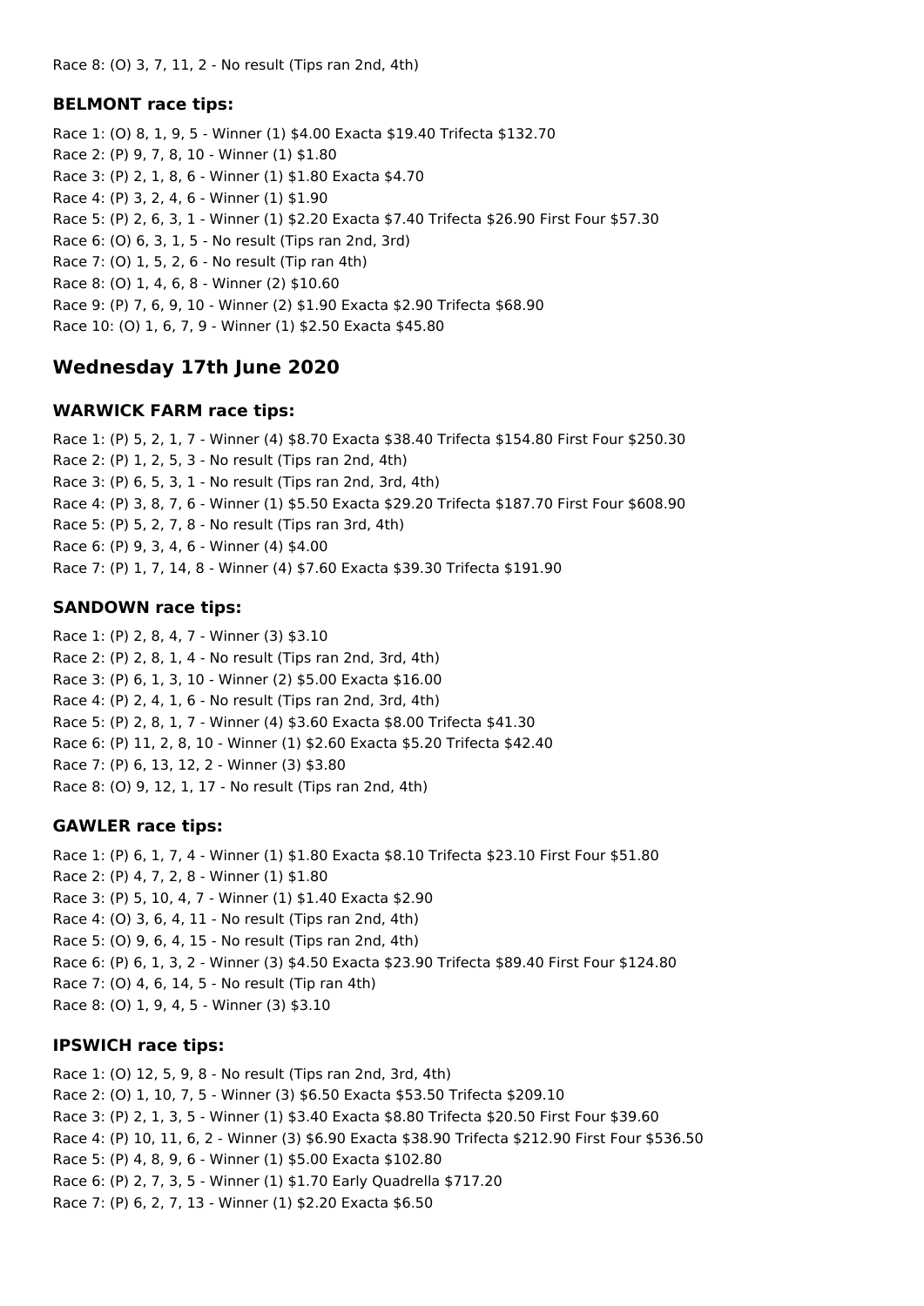Race 8: (O) 3, 7, 11, 2 - No result (Tips ran 2nd, 4th)

### BELMONT race tips:

Race 1: (O) 8, 1, 9, 5 - Winner (1) $4.00 Exacta $19.40 Trifecta $132.70
Race 2: (P) 9, 7, 8, 10 - Winner (1) $1.80
Race 3: (P) 2, 1, 8, 6 - Winner (1) $1.80 Exacta $4.70
Race 4: (P) 3, 2, 4, 6 - Winner (1) $1.90
Race 5: (P) 2, 6, 3, 1 - Winner (1) $2.20 Exacta $7.40 Trifecta $26.90 First Four $57.30
Race 6: (O) 6, 3, 1, 5 - No result (Tips ran 2nd, 3rd)
Race 7: (O) 1, 5, 2, 6 - No result (Tip ran 4th)
Race 8: (O) 1, 4, 6, 8 - Winner (2) $10.60
Race 9: (P) 7, 6, 9, 10 - Winner (2) $1.90 Exacta $2.90 Trifecta $68.90
Race 10: (O) 1, 6, 7, 9 - Winner (1) $2.50 Exacta $45.80

## Wednesday 17th June 2020

### WARWICK FARM race tips:

Race 1: (P) 5, 2, 1, 7 - Winner (4) $8.70 Exacta $38.40 Trifecta $154.80 First Four $250.30
Race 2: (P) 1, 2, 5, 3 - No result (Tips ran 2nd, 4th)
Race 3: (P) 6, 5, 3, 1 - No result (Tips ran 2nd, 3rd, 4th)
Race 4: (P) 3, 8, 7, 6 - Winner (1) $5.50 Exacta $29.20 Trifecta $187.70 First Four $608.90
Race 5: (P) 5, 2, 7, 8 - No result (Tips ran 3rd, 4th)
Race 6: (P) 9, 3, 4, 6 - Winner (4) $4.00
Race 7: (P) 1, 7, 14, 8 - Winner (4) $7.60 Exacta $39.30 Trifecta $191.90

### SANDOWN race tips:

Race 1: (P) 2, 8, 4, 7 - Winner (3) $3.10
Race 2: (P) 2, 8, 1, 4 - No result (Tips ran 2nd, 3rd, 4th)
Race 3: (P) 6, 1, 3, 10 - Winner (2) $5.00 Exacta $16.00
Race 4: (P) 2, 4, 1, 6 - No result (Tips ran 2nd, 3rd, 4th)
Race 5: (P) 2, 8, 1, 7 - Winner (4) $3.60 Exacta $8.00 Trifecta $41.30
Race 6: (P) 11, 2, 8, 10 - Winner (1) $2.60 Exacta $5.20 Trifecta $42.40
Race 7: (P) 6, 13, 12, 2 - Winner (3) $3.80
Race 8: (O) 9, 12, 1, 17 - No result (Tips ran 2nd, 4th)

### GAWLER race tips:

Race 1: (P) 6, 1, 7, 4 - Winner (1) $1.80 Exacta $8.10 Trifecta $23.10 First Four $51.80
Race 2: (P) 4, 7, 2, 8 - Winner (1) $1.80
Race 3: (P) 5, 10, 4, 7 - Winner (1) $1.40 Exacta $2.90
Race 4: (O) 3, 6, 4, 11 - No result (Tips ran 2nd, 4th)
Race 5: (O) 9, 6, 4, 15 - No result (Tips ran 2nd, 4th)
Race 6: (P) 6, 1, 3, 2 - Winner (3) $4.50 Exacta $23.90 Trifecta $89.40 First Four $124.80
Race 7: (O) 4, 6, 14, 5 - No result (Tip ran 4th)
Race 8: (O) 1, 9, 4, 5 - Winner (3) $3.10

### IPSWICH race tips:

Race 1: (O) 12, 5, 9, 8 - No result (Tips ran 2nd, 3rd, 4th)
Race 2: (O) 1, 10, 7, 5 - Winner (3) $6.50 Exacta $53.50 Trifecta $209.10
Race 3: (P) 2, 1, 3, 5 - Winner (1) $3.40 Exacta $8.80 Trifecta $20.50 First Four $39.60
Race 4: (P) 10, 11, 6, 2 - Winner (3) $6.90 Exacta $38.90 Trifecta $212.90 First Four $536.50
Race 5: (P) 4, 8, 9, 6 - Winner (1) $5.00 Exacta $102.80
Race 6: (P) 2, 7, 3, 5 - Winner (1) $1.70 Early Quadrella $717.20
Race 7: (P) 6, 2, 7, 13 - Winner (1) $2.20 Exacta $6.50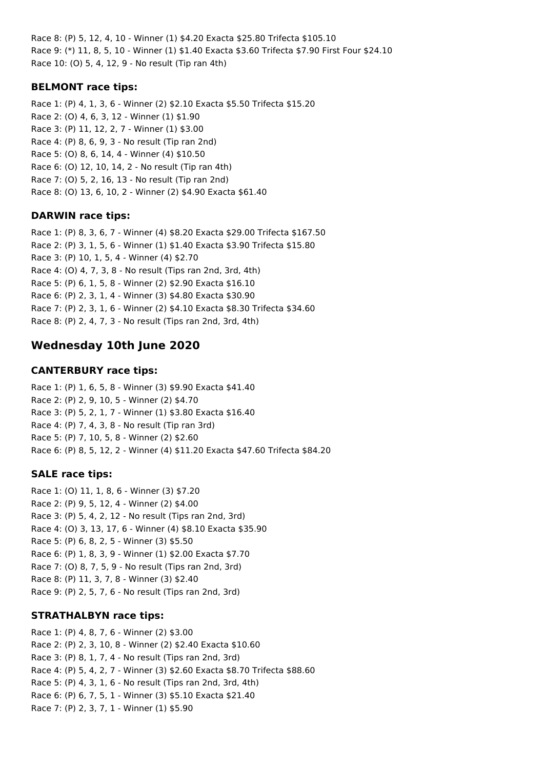Race 8: (P) 5, 12, 4, 10 - Winner (1) $4.20 Exacta $25.80 Trifecta $105.10
Race 9: (*) 11, 8, 5, 10 - Winner (1) $1.40 Exacta $3.60 Trifecta $7.90 First Four $24.10
Race 10: (O) 5, 4, 12, 9 - No result (Tip ran 4th)

### BELMONT race tips:

Race 1: (P) 4, 1, 3, 6 - Winner (2) $2.10 Exacta $5.50 Trifecta $15.20
Race 2: (O) 4, 6, 3, 12 - Winner (1) $1.90
Race 3: (P) 11, 12, 2, 7 - Winner (1) $3.00
Race 4: (P) 8, 6, 9, 3 - No result (Tip ran 2nd)
Race 5: (O) 8, 6, 14, 4 - Winner (4) $10.50
Race 6: (O) 12, 10, 14, 2 - No result (Tip ran 4th)
Race 7: (O) 5, 2, 16, 13 - No result (Tip ran 2nd)
Race 8: (O) 13, 6, 10, 2 - Winner (2) $4.90 Exacta $61.40

### DARWIN race tips:

Race 1: (P) 8, 3, 6, 7 - Winner (4) $8.20 Exacta $29.00 Trifecta $167.50
Race 2: (P) 3, 1, 5, 6 - Winner (1) $1.40 Exacta $3.90 Trifecta $15.80
Race 3: (P) 10, 1, 5, 4 - Winner (4) $2.70
Race 4: (O) 4, 7, 3, 8 - No result (Tips ran 2nd, 3rd, 4th)
Race 5: (P) 6, 1, 5, 8 - Winner (2) $2.90 Exacta $16.10
Race 6: (P) 2, 3, 1, 4 - Winner (3) $4.80 Exacta $30.90
Race 7: (P) 2, 3, 1, 6 - Winner (2) $4.10 Exacta $8.30 Trifecta $34.60
Race 8: (P) 2, 4, 7, 3 - No result (Tips ran 2nd, 3rd, 4th)

## Wednesday 10th June 2020

### CANTERBURY race tips:

Race 1: (P) 1, 6, 5, 8 - Winner (3) $9.90 Exacta $41.40
Race 2: (P) 2, 9, 10, 5 - Winner (2) $4.70
Race 3: (P) 5, 2, 1, 7 - Winner (1) $3.80 Exacta $16.40
Race 4: (P) 7, 4, 3, 8 - No result (Tip ran 3rd)
Race 5: (P) 7, 10, 5, 8 - Winner (2) $2.60
Race 6: (P) 8, 5, 12, 2 - Winner (4) $11.20 Exacta $47.60 Trifecta $84.20

### SALE race tips:

Race 1: (O) 11, 1, 8, 6 - Winner (3) $7.20
Race 2: (P) 9, 5, 12, 4 - Winner (2) $4.00
Race 3: (P) 5, 4, 2, 12 - No result (Tips ran 2nd, 3rd)
Race 4: (O) 3, 13, 17, 6 - Winner (4) $8.10 Exacta $35.90
Race 5: (P) 6, 8, 2, 5 - Winner (3) $5.50
Race 6: (P) 1, 8, 3, 9 - Winner (1) $2.00 Exacta $7.70
Race 7: (O) 8, 7, 5, 9 - No result (Tips ran 2nd, 3rd)
Race 8: (P) 11, 3, 7, 8 - Winner (3) $2.40
Race 9: (P) 2, 5, 7, 6 - No result (Tips ran 2nd, 3rd)

### STRATHALBYN race tips:

Race 1: (P) 4, 8, 7, 6 - Winner (2) $3.00
Race 2: (P) 2, 3, 10, 8 - Winner (2) $2.40 Exacta $10.60
Race 3: (P) 8, 1, 7, 4 - No result (Tips ran 2nd, 3rd)
Race 4: (P) 5, 4, 2, 7 - Winner (3) $2.60 Exacta $8.70 Trifecta $88.60
Race 5: (P) 4, 3, 1, 6 - No result (Tips ran 2nd, 3rd, 4th)
Race 6: (P) 6, 7, 5, 1 - Winner (3) $5.10 Exacta $21.40
Race 7: (P) 2, 3, 7, 1 - Winner (1) $5.90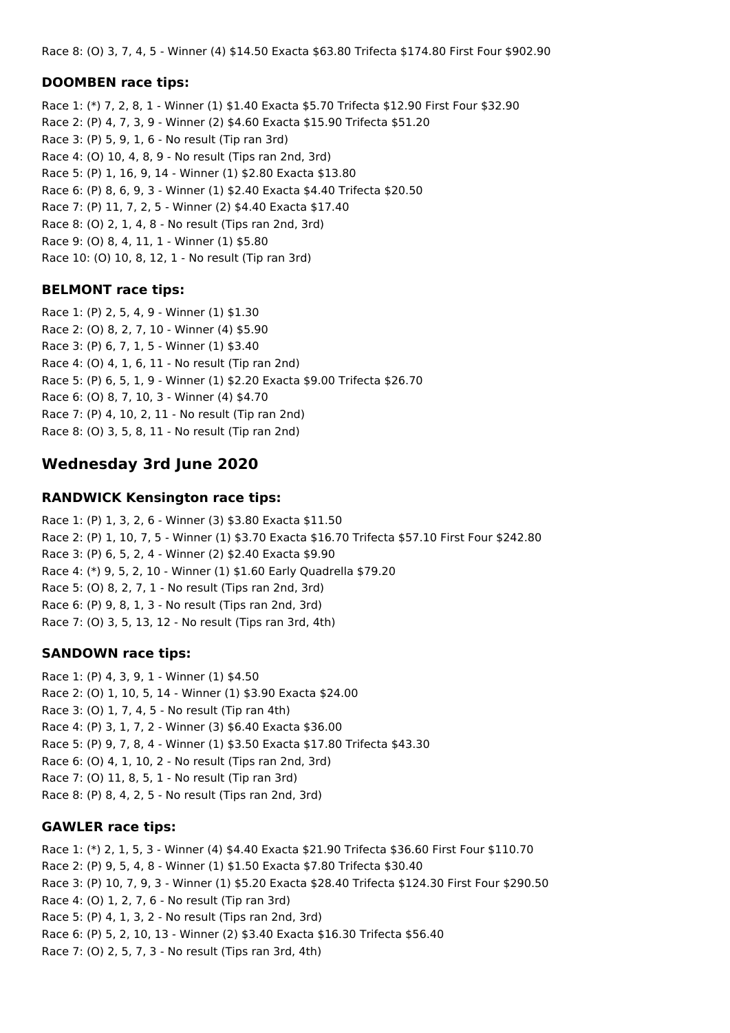Race 8: (O) 3, 7, 4, 5 - Winner (4) $14.50 Exacta $63.80 Trifecta $174.80 First Four $902.90

### DOOMBEN race tips:

Race 1: (*) 7, 2, 8, 1 - Winner (1) $1.40 Exacta $5.70 Trifecta $12.90 First Four $32.90
Race 2: (P) 4, 7, 3, 9 - Winner (2) $4.60 Exacta $15.90 Trifecta $51.20
Race 3: (P) 5, 9, 1, 6 - No result (Tip ran 3rd)
Race 4: (O) 10, 4, 8, 9 - No result (Tips ran 2nd, 3rd)
Race 5: (P) 1, 16, 9, 14 - Winner (1) $2.80 Exacta $13.80
Race 6: (P) 8, 6, 9, 3 - Winner (1) $2.40 Exacta $4.40 Trifecta $20.50
Race 7: (P) 11, 7, 2, 5 - Winner (2) $4.40 Exacta $17.40
Race 8: (O) 2, 1, 4, 8 - No result (Tips ran 2nd, 3rd)
Race 9: (O) 8, 4, 11, 1 - Winner (1) $5.80
Race 10: (O) 10, 8, 12, 1 - No result (Tip ran 3rd)

### BELMONT race tips:

Race 1: (P) 2, 5, 4, 9 - Winner (1) $1.30
Race 2: (O) 8, 2, 7, 10 - Winner (4) $5.90
Race 3: (P) 6, 7, 1, 5 - Winner (1) $3.40
Race 4: (O) 4, 1, 6, 11 - No result (Tip ran 2nd)
Race 5: (P) 6, 5, 1, 9 - Winner (1) $2.20 Exacta $9.00 Trifecta $26.70
Race 6: (O) 8, 7, 10, 3 - Winner (4) $4.70
Race 7: (P) 4, 10, 2, 11 - No result (Tip ran 2nd)
Race 8: (O) 3, 5, 8, 11 - No result (Tip ran 2nd)

## Wednesday 3rd June 2020

### RANDWICK Kensington race tips:

Race 1: (P) 1, 3, 2, 6 - Winner (3) $3.80 Exacta $11.50
Race 2: (P) 1, 10, 7, 5 - Winner (1) $3.70 Exacta $16.70 Trifecta $57.10 First Four $242.80
Race 3: (P) 6, 5, 2, 4 - Winner (2) $2.40 Exacta $9.90
Race 4: (*) 9, 5, 2, 10 - Winner (1) $1.60 Early Quadrella $79.20
Race 5: (O) 8, 2, 7, 1 - No result (Tips ran 2nd, 3rd)
Race 6: (P) 9, 8, 1, 3 - No result (Tips ran 2nd, 3rd)
Race 7: (O) 3, 5, 13, 12 - No result (Tips ran 3rd, 4th)

### SANDOWN race tips:

Race 1: (P) 4, 3, 9, 1 - Winner (1) $4.50
Race 2: (O) 1, 10, 5, 14 - Winner (1) $3.90 Exacta $24.00
Race 3: (O) 1, 7, 4, 5 - No result (Tip ran 4th)
Race 4: (P) 3, 1, 7, 2 - Winner (3) $6.40 Exacta $36.00
Race 5: (P) 9, 7, 8, 4 - Winner (1) $3.50 Exacta $17.80 Trifecta $43.30
Race 6: (O) 4, 1, 10, 2 - No result (Tips ran 2nd, 3rd)
Race 7: (O) 11, 8, 5, 1 - No result (Tip ran 3rd)
Race 8: (P) 8, 4, 2, 5 - No result (Tips ran 2nd, 3rd)

### GAWLER race tips:

Race 1: (*) 2, 1, 5, 3 - Winner (4) $4.40 Exacta $21.90 Trifecta $36.60 First Four $110.70
Race 2: (P) 9, 5, 4, 8 - Winner (1) $1.50 Exacta $7.80 Trifecta $30.40
Race 3: (P) 10, 7, 9, 3 - Winner (1) $5.20 Exacta $28.40 Trifecta $124.30 First Four $290.50
Race 4: (O) 1, 2, 7, 6 - No result (Tip ran 3rd)
Race 5: (P) 4, 1, 3, 2 - No result (Tips ran 2nd, 3rd)
Race 6: (P) 5, 2, 10, 13 - Winner (2) $3.40 Exacta $16.30 Trifecta $56.40
Race 7: (O) 2, 5, 7, 3 - No result (Tips ran 3rd, 4th)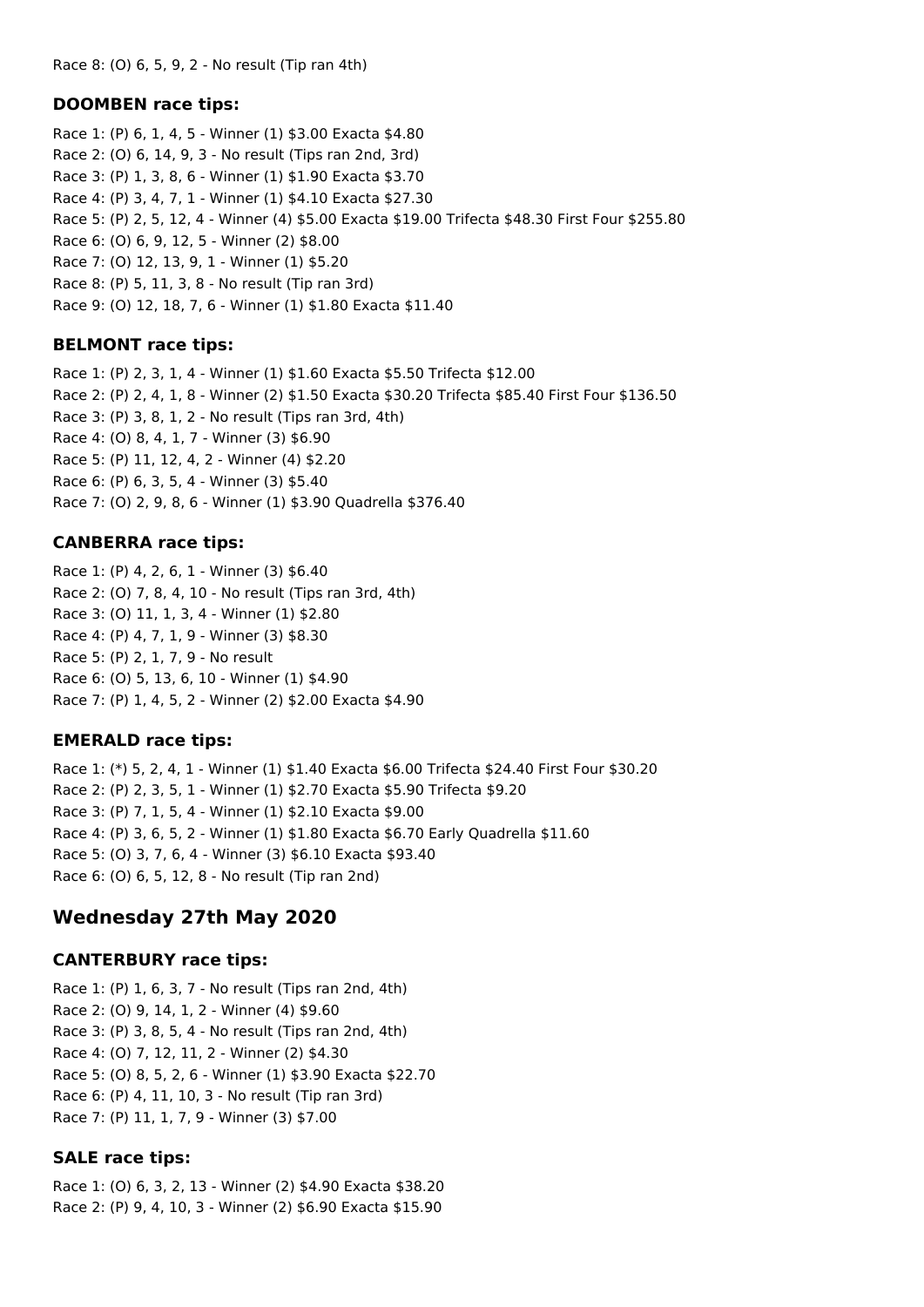Race 8: (O) 6, 5, 9, 2 - No result (Tip ran 4th)

### DOOMBEN race tips:

Race 1: (P) 6, 1, 4, 5 - Winner (1) $3.00 Exacta $4.80
Race 2: (O) 6, 14, 9, 3 - No result (Tips ran 2nd, 3rd)
Race 3: (P) 1, 3, 8, 6 - Winner (1) $1.90 Exacta $3.70
Race 4: (P) 3, 4, 7, 1 - Winner (1) $4.10 Exacta $27.30
Race 5: (P) 2, 5, 12, 4 - Winner (4) $5.00 Exacta $19.00 Trifecta $48.30 First Four $255.80
Race 6: (O) 6, 9, 12, 5 - Winner (2) $8.00
Race 7: (O) 12, 13, 9, 1 - Winner (1) $5.20
Race 8: (P) 5, 11, 3, 8 - No result (Tip ran 3rd)
Race 9: (O) 12, 18, 7, 6 - Winner (1) $1.80 Exacta $11.40

### BELMONT race tips:

Race 1: (P) 2, 3, 1, 4 - Winner (1) $1.60 Exacta $5.50 Trifecta $12.00
Race 2: (P) 2, 4, 1, 8 - Winner (2) $1.50 Exacta $30.20 Trifecta $85.40 First Four $136.50
Race 3: (P) 3, 8, 1, 2 - No result (Tips ran 3rd, 4th)
Race 4: (O) 8, 4, 1, 7 - Winner (3) $6.90
Race 5: (P) 11, 12, 4, 2 - Winner (4) $2.20
Race 6: (P) 6, 3, 5, 4 - Winner (3) $5.40
Race 7: (O) 2, 9, 8, 6 - Winner (1) $3.90 Quadrella $376.40

### CANBERRA race tips:

Race 1: (P) 4, 2, 6, 1 - Winner (3) $6.40
Race 2: (O) 7, 8, 4, 10 - No result (Tips ran 3rd, 4th)
Race 3: (O) 11, 1, 3, 4 - Winner (1) $2.80
Race 4: (P) 4, 7, 1, 9 - Winner (3) $8.30
Race 5: (P) 2, 1, 7, 9 - No result
Race 6: (O) 5, 13, 6, 10 - Winner (1) $4.90
Race 7: (P) 1, 4, 5, 2 - Winner (2) $2.00 Exacta $4.90

### EMERALD race tips:

Race 1: (*) 5, 2, 4, 1 - Winner (1) $1.40 Exacta $6.00 Trifecta $24.40 First Four $30.20
Race 2: (P) 2, 3, 5, 1 - Winner (1) $2.70 Exacta $5.90 Trifecta $9.20
Race 3: (P) 7, 1, 5, 4 - Winner (1) $2.10 Exacta $9.00
Race 4: (P) 3, 6, 5, 2 - Winner (1) $1.80 Exacta $6.70 Early Quadrella $11.60
Race 5: (O) 3, 7, 6, 4 - Winner (3) $6.10 Exacta $93.40
Race 6: (O) 6, 5, 12, 8 - No result (Tip ran 2nd)

## Wednesday 27th May 2020

### CANTERBURY race tips:

Race 1: (P) 1, 6, 3, 7 - No result (Tips ran 2nd, 4th)
Race 2: (O) 9, 14, 1, 2 - Winner (4) $9.60
Race 3: (P) 3, 8, 5, 4 - No result (Tips ran 2nd, 4th)
Race 4: (O) 7, 12, 11, 2 - Winner (2) $4.30
Race 5: (O) 8, 5, 2, 6 - Winner (1) $3.90 Exacta $22.70
Race 6: (P) 4, 11, 10, 3 - No result (Tip ran 3rd)
Race 7: (P) 11, 1, 7, 9 - Winner (3) $7.00

### SALE race tips:

Race 1: (O) 6, 3, 2, 13 - Winner (2) $4.90 Exacta $38.20
Race 2: (P) 9, 4, 10, 3 - Winner (2) $6.90 Exacta $15.90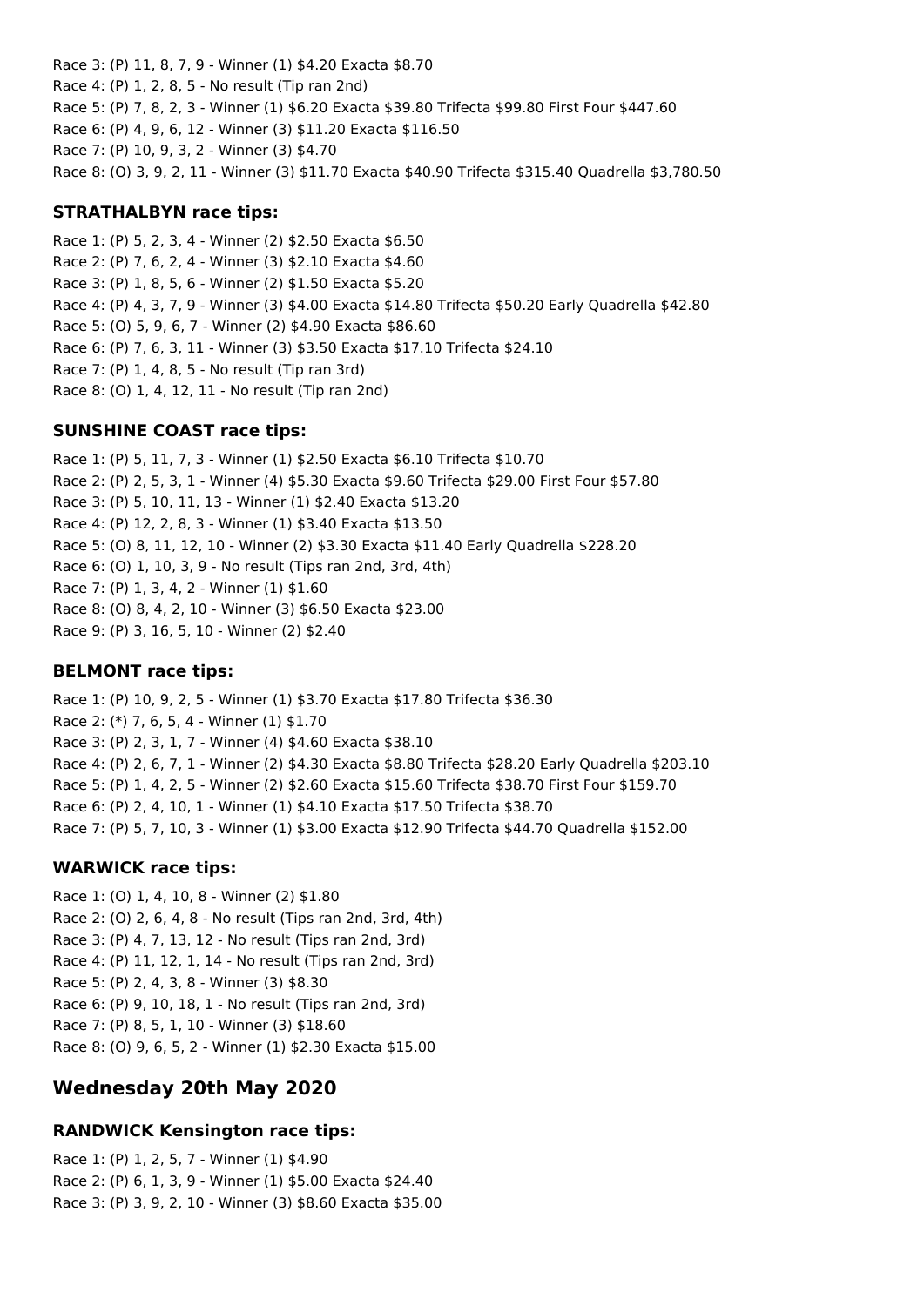Race 3: (P) 11, 8, 7, 9 - Winner (1) $4.20 Exacta $8.70
Race 4: (P) 1, 2, 8, 5 - No result (Tip ran 2nd)
Race 5: (P) 7, 8, 2, 3 - Winner (1) $6.20 Exacta $39.80 Trifecta $99.80 First Four $447.60
Race 6: (P) 4, 9, 6, 12 - Winner (3) $11.20 Exacta $116.50
Race 7: (P) 10, 9, 3, 2 - Winner (3) $4.70
Race 8: (O) 3, 9, 2, 11 - Winner (3) $11.70 Exacta $40.90 Trifecta $315.40 Quadrella $3,780.50

### STRATHALBYN race tips:

Race 1: (P) 5, 2, 3, 4 - Winner (2) $2.50 Exacta $6.50
Race 2: (P) 7, 6, 2, 4 - Winner (3) $2.10 Exacta $4.60
Race 3: (P) 1, 8, 5, 6 - Winner (2) $1.50 Exacta $5.20
Race 4: (P) 4, 3, 7, 9 - Winner (3) $4.00 Exacta $14.80 Trifecta $50.20 Early Quadrella $42.80
Race 5: (O) 5, 9, 6, 7 - Winner (2) $4.90 Exacta $86.60
Race 6: (P) 7, 6, 3, 11 - Winner (3) $3.50 Exacta $17.10 Trifecta $24.10
Race 7: (P) 1, 4, 8, 5 - No result (Tip ran 3rd)
Race 8: (O) 1, 4, 12, 11 - No result (Tip ran 2nd)

### SUNSHINE COAST race tips:

Race 1: (P) 5, 11, 7, 3 - Winner (1) $2.50 Exacta $6.10 Trifecta $10.70
Race 2: (P) 2, 5, 3, 1 - Winner (4) $5.30 Exacta $9.60 Trifecta $29.00 First Four $57.80
Race 3: (P) 5, 10, 11, 13 - Winner (1) $2.40 Exacta $13.20
Race 4: (P) 12, 2, 8, 3 - Winner (1) $3.40 Exacta $13.50
Race 5: (O) 8, 11, 12, 10 - Winner (2) $3.30 Exacta $11.40 Early Quadrella $228.20
Race 6: (O) 1, 10, 3, 9 - No result (Tips ran 2nd, 3rd, 4th)
Race 7: (P) 1, 3, 4, 2 - Winner (1) $1.60
Race 8: (O) 8, 4, 2, 10 - Winner (3) $6.50 Exacta $23.00
Race 9: (P) 3, 16, 5, 10 - Winner (2) $2.40

### BELMONT race tips:

Race 1: (P) 10, 9, 2, 5 - Winner (1) $3.70 Exacta $17.80 Trifecta $36.30
Race 2: (*) 7, 6, 5, 4 - Winner (1) $1.70
Race 3: (P) 2, 3, 1, 7 - Winner (4) $4.60 Exacta $38.10
Race 4: (P) 2, 6, 7, 1 - Winner (2) $4.30 Exacta $8.80 Trifecta $28.20 Early Quadrella $203.10
Race 5: (P) 1, 4, 2, 5 - Winner (2) $2.60 Exacta $15.60 Trifecta $38.70 First Four $159.70
Race 6: (P) 2, 4, 10, 1 - Winner (1) $4.10 Exacta $17.50 Trifecta $38.70
Race 7: (P) 5, 7, 10, 3 - Winner (1) $3.00 Exacta $12.90 Trifecta $44.70 Quadrella $152.00

### WARWICK race tips:

Race 1: (O) 1, 4, 10, 8 - Winner (2) $1.80
Race 2: (O) 2, 6, 4, 8 - No result (Tips ran 2nd, 3rd, 4th)
Race 3: (P) 4, 7, 13, 12 - No result (Tips ran 2nd, 3rd)
Race 4: (P) 11, 12, 1, 14 - No result (Tips ran 2nd, 3rd)
Race 5: (P) 2, 4, 3, 8 - Winner (3) $8.30
Race 6: (P) 9, 10, 18, 1 - No result (Tips ran 2nd, 3rd)
Race 7: (P) 8, 5, 1, 10 - Winner (3) $18.60
Race 8: (O) 9, 6, 5, 2 - Winner (1) $2.30 Exacta $15.00

## Wednesday 20th May 2020

### RANDWICK Kensington race tips:

Race 1: (P) 1, 2, 5, 7 - Winner (1) $4.90
Race 2: (P) 6, 1, 3, 9 - Winner (1) $5.00 Exacta $24.40
Race 3: (P) 3, 9, 2, 10 - Winner (3) $8.60 Exacta $35.00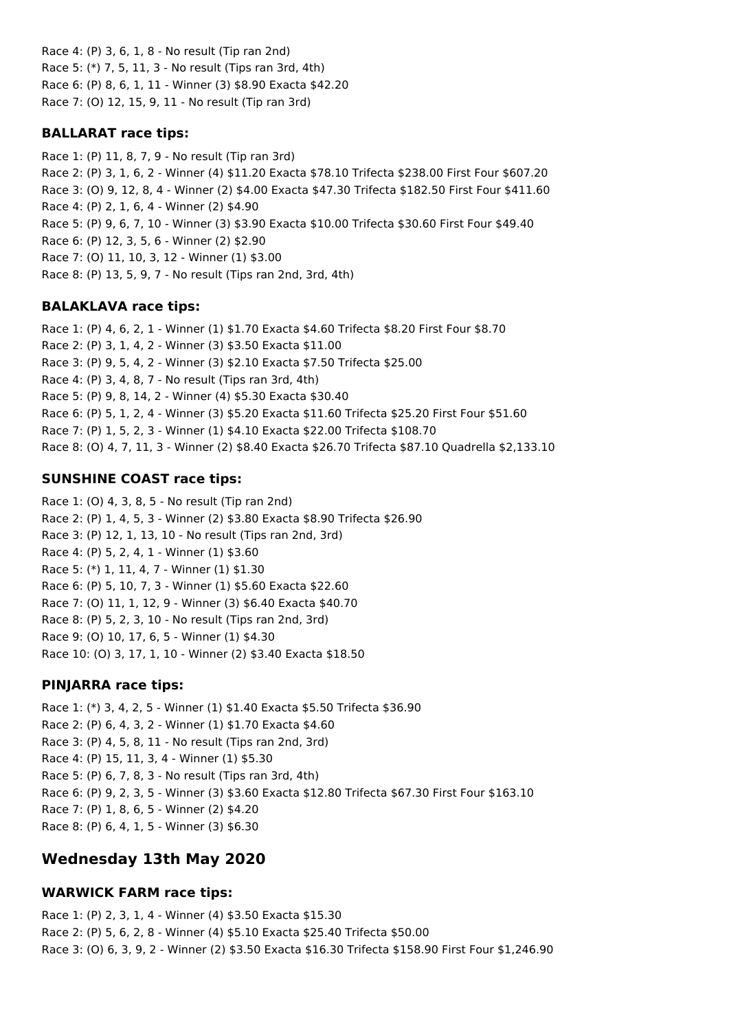Race 4: (P) 3, 6, 1, 8 - No result (Tip ran 2nd)
Race 5: (*) 7, 5, 11, 3 - No result (Tips ran 3rd, 4th)
Race 6: (P) 8, 6, 1, 11 - Winner (3) $8.90 Exacta $42.20
Race 7: (O) 12, 15, 9, 11 - No result (Tip ran 3rd)

### BALLARAT race tips:

Race 1: (P) 11, 8, 7, 9 - No result (Tip ran 3rd)
Race 2: (P) 3, 1, 6, 2 - Winner (4) $11.20 Exacta $78.10 Trifecta $238.00 First Four $607.20
Race 3: (O) 9, 12, 8, 4 - Winner (2) $4.00 Exacta $47.30 Trifecta $182.50 First Four $411.60
Race 4: (P) 2, 1, 6, 4 - Winner (2) $4.90
Race 5: (P) 9, 6, 7, 10 - Winner (3) $3.90 Exacta $10.00 Trifecta $30.60 First Four $49.40
Race 6: (P) 12, 3, 5, 6 - Winner (2) $2.90
Race 7: (O) 11, 10, 3, 12 - Winner (1) $3.00
Race 8: (P) 13, 5, 9, 7 - No result (Tips ran 2nd, 3rd, 4th)

### BALAKLAVA race tips:

Race 1: (P) 4, 6, 2, 1 - Winner (1) $1.70 Exacta $4.60 Trifecta $8.20 First Four $8.70
Race 2: (P) 3, 1, 4, 2 - Winner (3) $3.50 Exacta $11.00
Race 3: (P) 9, 5, 4, 2 - Winner (3) $2.10 Exacta $7.50 Trifecta $25.00
Race 4: (P) 3, 4, 8, 7 - No result (Tips ran 3rd, 4th)
Race 5: (P) 9, 8, 14, 2 - Winner (4) $5.30 Exacta $30.40
Race 6: (P) 5, 1, 2, 4 - Winner (3) $5.20 Exacta $11.60 Trifecta $25.20 First Four $51.60
Race 7: (P) 1, 5, 2, 3 - Winner (1) $4.10 Exacta $22.00 Trifecta $108.70
Race 8: (O) 4, 7, 11, 3 - Winner (2) $8.40 Exacta $26.70 Trifecta $87.10 Quadrella $2,133.10

### SUNSHINE COAST race tips:

Race 1: (O) 4, 3, 8, 5 - No result (Tip ran 2nd)
Race 2: (P) 1, 4, 5, 3 - Winner (2) $3.80 Exacta $8.90 Trifecta $26.90
Race 3: (P) 12, 1, 13, 10 - No result (Tips ran 2nd, 3rd)
Race 4: (P) 5, 2, 4, 1 - Winner (1) $3.60
Race 5: (*) 1, 11, 4, 7 - Winner (1) $1.30
Race 6: (P) 5, 10, 7, 3 - Winner (1) $5.60 Exacta $22.60
Race 7: (O) 11, 1, 12, 9 - Winner (3) $6.40 Exacta $40.70
Race 8: (P) 5, 2, 3, 10 - No result (Tips ran 2nd, 3rd)
Race 9: (O) 10, 17, 6, 5 - Winner (1) $4.30
Race 10: (O) 3, 17, 1, 10 - Winner (2) $3.40 Exacta $18.50

### PINJARRA race tips:

Race 1: (*) 3, 4, 2, 5 - Winner (1) $1.40 Exacta $5.50 Trifecta $36.90
Race 2: (P) 6, 4, 3, 2 - Winner (1) $1.70 Exacta $4.60
Race 3: (P) 4, 5, 8, 11 - No result (Tips ran 2nd, 3rd)
Race 4: (P) 15, 11, 3, 4 - Winner (1) $5.30
Race 5: (P) 6, 7, 8, 3 - No result (Tips ran 3rd, 4th)
Race 6: (P) 9, 2, 3, 5 - Winner (3) $3.60 Exacta $12.80 Trifecta $67.30 First Four $163.10
Race 7: (P) 1, 8, 6, 5 - Winner (2) $4.20
Race 8: (P) 6, 4, 1, 5 - Winner (3) $6.30

## Wednesday 13th May 2020

### WARWICK FARM race tips:

Race 1: (P) 2, 3, 1, 4 - Winner (4) $3.50 Exacta $15.30
Race 2: (P) 5, 6, 2, 8 - Winner (4) $5.10 Exacta $25.40 Trifecta $50.00
Race 3: (O) 6, 3, 9, 2 - Winner (2) $3.50 Exacta $16.30 Trifecta $158.90 First Four $1,246.90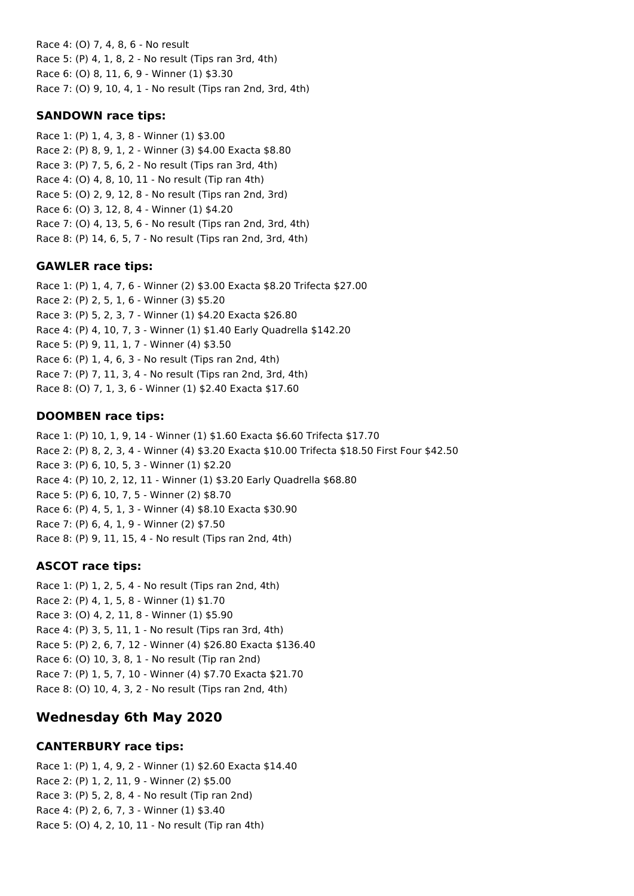Race 4: (O) 7, 4, 8, 6 - No result
Race 5: (P) 4, 1, 8, 2 - No result (Tips ran 3rd, 4th)
Race 6: (O) 8, 11, 6, 9 - Winner (1) $3.30
Race 7: (O) 9, 10, 4, 1 - No result (Tips ran 2nd, 3rd, 4th)

### SANDOWN race tips:

Race 1: (P) 1, 4, 3, 8 - Winner (1) $3.00
Race 2: (P) 8, 9, 1, 2 - Winner (3) $4.00 Exacta $8.80
Race 3: (P) 7, 5, 6, 2 - No result (Tips ran 3rd, 4th)
Race 4: (O) 4, 8, 10, 11 - No result (Tip ran 4th)
Race 5: (O) 2, 9, 12, 8 - No result (Tips ran 2nd, 3rd)
Race 6: (O) 3, 12, 8, 4 - Winner (1) $4.20
Race 7: (O) 4, 13, 5, 6 - No result (Tips ran 2nd, 3rd, 4th)
Race 8: (P) 14, 6, 5, 7 - No result (Tips ran 2nd, 3rd, 4th)

### GAWLER race tips:

Race 1: (P) 1, 4, 7, 6 - Winner (2) $3.00 Exacta $8.20 Trifecta $27.00
Race 2: (P) 2, 5, 1, 6 - Winner (3) $5.20
Race 3: (P) 5, 2, 3, 7 - Winner (1) $4.20 Exacta $26.80
Race 4: (P) 4, 10, 7, 3 - Winner (1) $1.40 Early Quadrella $142.20
Race 5: (P) 9, 11, 1, 7 - Winner (4) $3.50
Race 6: (P) 1, 4, 6, 3 - No result (Tips ran 2nd, 4th)
Race 7: (P) 7, 11, 3, 4 - No result (Tips ran 2nd, 3rd, 4th)
Race 8: (O) 7, 1, 3, 6 - Winner (1) $2.40 Exacta $17.60

### DOOMBEN race tips:

Race 1: (P) 10, 1, 9, 14 - Winner (1) $1.60 Exacta $6.60 Trifecta $17.70
Race 2: (P) 8, 2, 3, 4 - Winner (4) $3.20 Exacta $10.00 Trifecta $18.50 First Four $42.50
Race 3: (P) 6, 10, 5, 3 - Winner (1) $2.20
Race 4: (P) 10, 2, 12, 11 - Winner (1) $3.20 Early Quadrella $68.80
Race 5: (P) 6, 10, 7, 5 - Winner (2) $8.70
Race 6: (P) 4, 5, 1, 3 - Winner (4) $8.10 Exacta $30.90
Race 7: (P) 6, 4, 1, 9 - Winner (2) $7.50
Race 8: (P) 9, 11, 15, 4 - No result (Tips ran 2nd, 4th)

### ASCOT race tips:

Race 1: (P) 1, 2, 5, 4 - No result (Tips ran 2nd, 4th)
Race 2: (P) 4, 1, 5, 8 - Winner (1) $1.70
Race 3: (O) 4, 2, 11, 8 - Winner (1) $5.90
Race 4: (P) 3, 5, 11, 1 - No result (Tips ran 3rd, 4th)
Race 5: (P) 2, 6, 7, 12 - Winner (4) $26.80 Exacta $136.40
Race 6: (O) 10, 3, 8, 1 - No result (Tip ran 2nd)
Race 7: (P) 1, 5, 7, 10 - Winner (4) $7.70 Exacta $21.70
Race 8: (O) 10, 4, 3, 2 - No result (Tips ran 2nd, 4th)

## Wednesday 6th May 2020

### CANTERBURY race tips:

Race 1: (P) 1, 4, 9, 2 - Winner (1) $2.60 Exacta $14.40
Race 2: (P) 1, 2, 11, 9 - Winner (2) $5.00
Race 3: (P) 5, 2, 8, 4 - No result (Tip ran 2nd)
Race 4: (P) 2, 6, 7, 3 - Winner (1) $3.40
Race 5: (O) 4, 2, 10, 11 - No result (Tip ran 4th)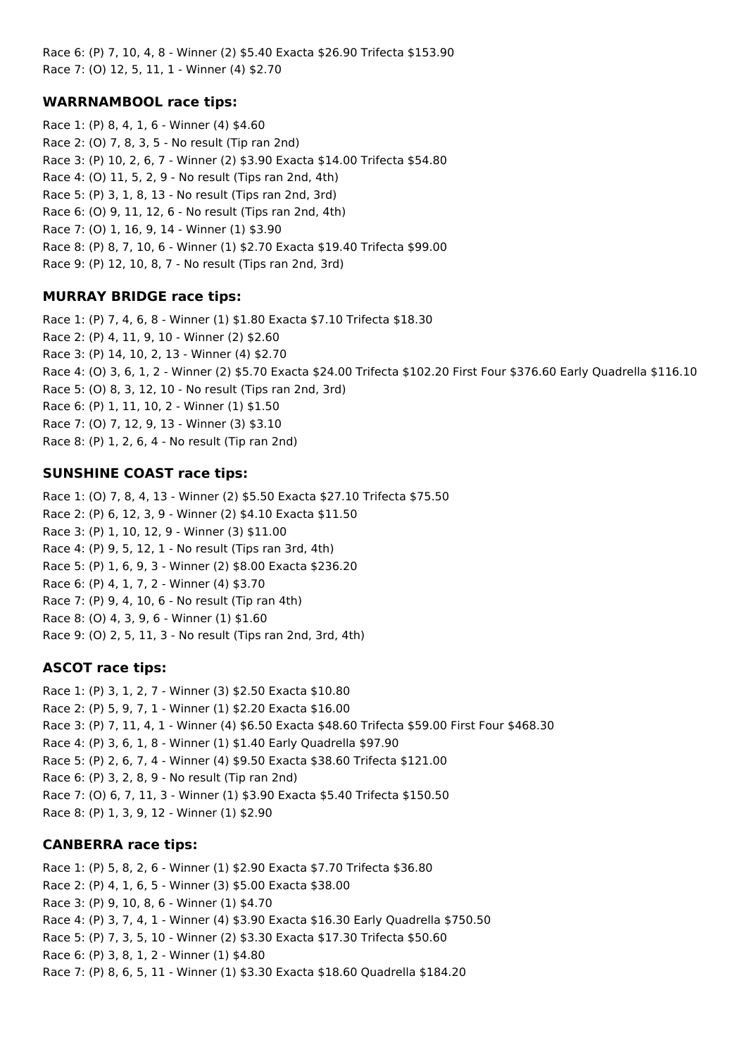Race 6: (P) 7, 10, 4, 8 - Winner (2) $5.40 Exacta $26.90 Trifecta $153.90
Race 7: (O) 12, 5, 11, 1 - Winner (4) $2.70

### WARRNAMBOOL race tips:

Race 1: (P) 8, 4, 1, 6 - Winner (4) $4.60
Race 2: (O) 7, 8, 3, 5 - No result (Tip ran 2nd)
Race 3: (P) 10, 2, 6, 7 - Winner (2) $3.90 Exacta $14.00 Trifecta $54.80
Race 4: (O) 11, 5, 2, 9 - No result (Tips ran 2nd, 4th)
Race 5: (P) 3, 1, 8, 13 - No result (Tips ran 2nd, 3rd)
Race 6: (O) 9, 11, 12, 6 - No result (Tips ran 2nd, 4th)
Race 7: (O) 1, 16, 9, 14 - Winner (1) $3.90
Race 8: (P) 8, 7, 10, 6 - Winner (1) $2.70 Exacta $19.40 Trifecta $99.00
Race 9: (P) 12, 10, 8, 7 - No result (Tips ran 2nd, 3rd)

### MURRAY BRIDGE race tips:

Race 1: (P) 7, 4, 6, 8 - Winner (1) $1.80 Exacta $7.10 Trifecta $18.30
Race 2: (P) 4, 11, 9, 10 - Winner (2) $2.60
Race 3: (P) 14, 10, 2, 13 - Winner (4) $2.70
Race 4: (O) 3, 6, 1, 2 - Winner (2) $5.70 Exacta $24.00 Trifecta $102.20 First Four $376.60 Early Quadrella $116.10
Race 5: (O) 8, 3, 12, 10 - No result (Tips ran 2nd, 3rd)
Race 6: (P) 1, 11, 10, 2 - Winner (1) $1.50
Race 7: (O) 7, 12, 9, 13 - Winner (3) $3.10
Race 8: (P) 1, 2, 6, 4 - No result (Tip ran 2nd)

### SUNSHINE COAST race tips:

Race 1: (O) 7, 8, 4, 13 - Winner (2) $5.50 Exacta $27.10 Trifecta $75.50
Race 2: (P) 6, 12, 3, 9 - Winner (2) $4.10 Exacta $11.50
Race 3: (P) 1, 10, 12, 9 - Winner (3) $11.00
Race 4: (P) 9, 5, 12, 1 - No result (Tips ran 3rd, 4th)
Race 5: (P) 1, 6, 9, 3 - Winner (2) $8.00 Exacta $236.20
Race 6: (P) 4, 1, 7, 2 - Winner (4) $3.70
Race 7: (P) 9, 4, 10, 6 - No result (Tip ran 4th)
Race 8: (O) 4, 3, 9, 6 - Winner (1) $1.60
Race 9: (O) 2, 5, 11, 3 - No result (Tips ran 2nd, 3rd, 4th)

### ASCOT race tips:

Race 1: (P) 3, 1, 2, 7 - Winner (3) $2.50 Exacta $10.80
Race 2: (P) 5, 9, 7, 1 - Winner (1) $2.20 Exacta $16.00
Race 3: (P) 7, 11, 4, 1 - Winner (4) $6.50 Exacta $48.60 Trifecta $59.00 First Four $468.30
Race 4: (P) 3, 6, 1, 8 - Winner (1) $1.40 Early Quadrella $97.90
Race 5: (P) 2, 6, 7, 4 - Winner (4) $9.50 Exacta $38.60 Trifecta $121.00
Race 6: (P) 3, 2, 8, 9 - No result (Tip ran 2nd)
Race 7: (O) 6, 7, 11, 3 - Winner (1) $3.90 Exacta $5.40 Trifecta $150.50
Race 8: (P) 1, 3, 9, 12 - Winner (1) $2.90

### CANBERRA race tips:

Race 1: (P) 5, 8, 2, 6 - Winner (1) $2.90 Exacta $7.70 Trifecta $36.80
Race 2: (P) 4, 1, 6, 5 - Winner (3) $5.00 Exacta $38.00
Race 3: (P) 9, 10, 8, 6 - Winner (1) $4.70
Race 4: (P) 3, 7, 4, 1 - Winner (4) $3.90 Exacta $16.30 Early Quadrella $750.50
Race 5: (P) 7, 3, 5, 10 - Winner (2) $3.30 Exacta $17.30 Trifecta $50.60
Race 6: (P) 3, 8, 1, 2 - Winner (1) $4.80
Race 7: (P) 8, 6, 5, 11 - Winner (1) $3.30 Exacta $18.60 Quadrella $184.20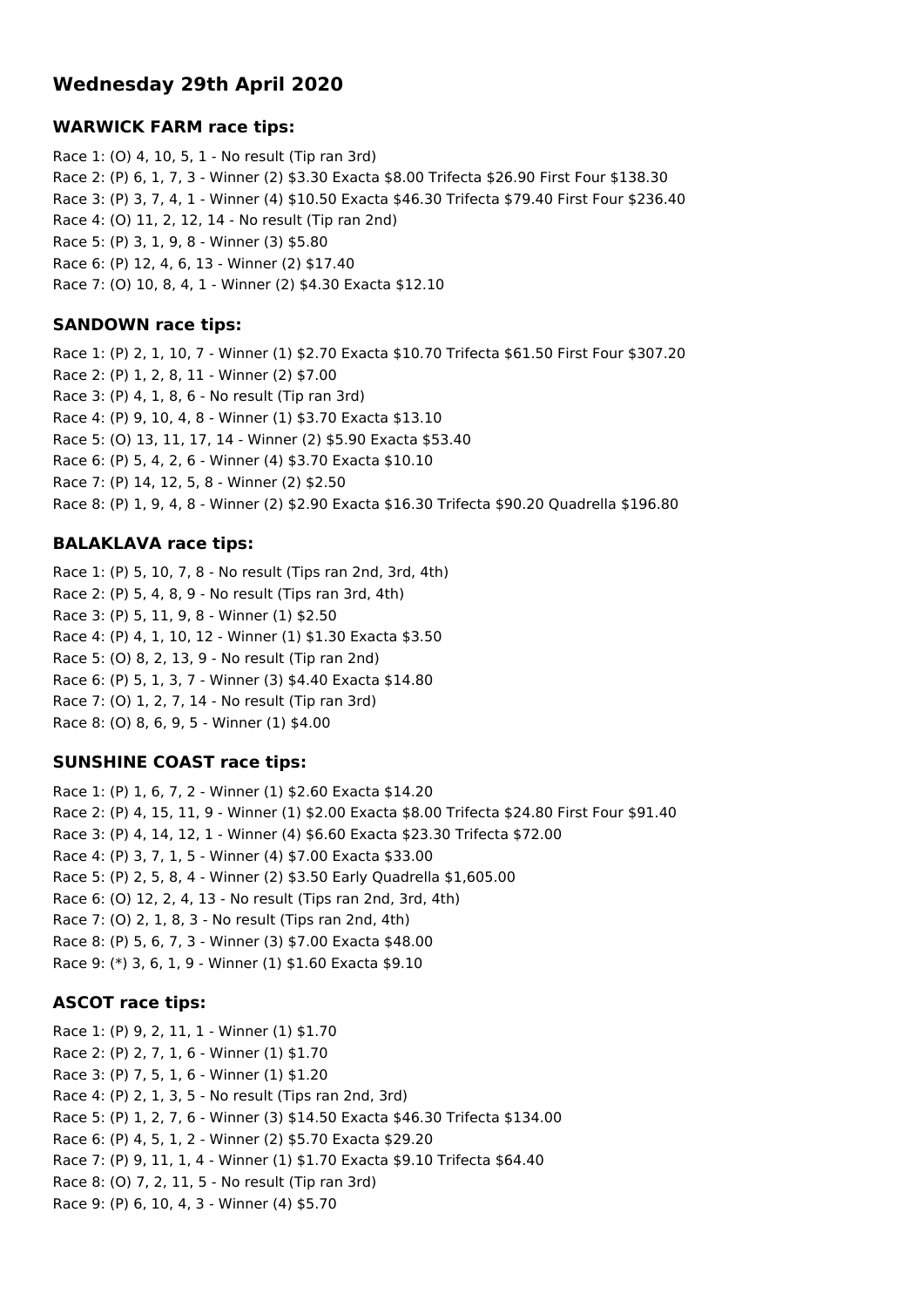## Wednesday 29th April 2020

### WARWICK FARM race tips:

Race 1: (O) 4, 10, 5, 1 - No result (Tip ran 3rd)
Race 2: (P) 6, 1, 7, 3 - Winner (2) $3.30 Exacta $8.00 Trifecta $26.90 First Four $138.30
Race 3: (P) 3, 7, 4, 1 - Winner (4) $10.50 Exacta $46.30 Trifecta $79.40 First Four $236.40
Race 4: (O) 11, 2, 12, 14 - No result (Tip ran 2nd)
Race 5: (P) 3, 1, 9, 8 - Winner (3) $5.80
Race 6: (P) 12, 4, 6, 13 - Winner (2) $17.40
Race 7: (O) 10, 8, 4, 1 - Winner (2) $4.30 Exacta $12.10

### SANDOWN race tips:

Race 1: (P) 2, 1, 10, 7 - Winner (1) $2.70 Exacta $10.70 Trifecta $61.50 First Four $307.20
Race 2: (P) 1, 2, 8, 11 - Winner (2) $7.00
Race 3: (P) 4, 1, 8, 6 - No result (Tip ran 3rd)
Race 4: (P) 9, 10, 4, 8 - Winner (1) $3.70 Exacta $13.10
Race 5: (O) 13, 11, 17, 14 - Winner (2) $5.90 Exacta $53.40
Race 6: (P) 5, 4, 2, 6 - Winner (4) $3.70 Exacta $10.10
Race 7: (P) 14, 12, 5, 8 - Winner (2) $2.50
Race 8: (P) 1, 9, 4, 8 - Winner (2) $2.90 Exacta $16.30 Trifecta $90.20 Quadrella $196.80

### BALAKLAVA race tips:

Race 1: (P) 5, 10, 7, 8 - No result (Tips ran 2nd, 3rd, 4th)
Race 2: (P) 5, 4, 8, 9 - No result (Tips ran 3rd, 4th)
Race 3: (P) 5, 11, 9, 8 - Winner (1) $2.50
Race 4: (P) 4, 1, 10, 12 - Winner (1) $1.30 Exacta $3.50
Race 5: (O) 8, 2, 13, 9 - No result (Tip ran 2nd)
Race 6: (P) 5, 1, 3, 7 - Winner (3) $4.40 Exacta $14.80
Race 7: (O) 1, 2, 7, 14 - No result (Tip ran 3rd)
Race 8: (O) 8, 6, 9, 5 - Winner (1) $4.00

### SUNSHINE COAST race tips:

Race 1: (P) 1, 6, 7, 2 - Winner (1) $2.60 Exacta $14.20
Race 2: (P) 4, 15, 11, 9 - Winner (1) $2.00 Exacta $8.00 Trifecta $24.80 First Four $91.40
Race 3: (P) 4, 14, 12, 1 - Winner (4) $6.60 Exacta $23.30 Trifecta $72.00
Race 4: (P) 3, 7, 1, 5 - Winner (4) $7.00 Exacta $33.00
Race 5: (P) 2, 5, 8, 4 - Winner (2) $3.50 Early Quadrella $1,605.00
Race 6: (O) 12, 2, 4, 13 - No result (Tips ran 2nd, 3rd, 4th)
Race 7: (O) 2, 1, 8, 3 - No result (Tips ran 2nd, 4th)
Race 8: (P) 5, 6, 7, 3 - Winner (3) $7.00 Exacta $48.00
Race 9: (*) 3, 6, 1, 9 - Winner (1) $1.60 Exacta $9.10

### ASCOT race tips:

Race 1: (P) 9, 2, 11, 1 - Winner (1) $1.70
Race 2: (P) 2, 7, 1, 6 - Winner (1) $1.70
Race 3: (P) 7, 5, 1, 6 - Winner (1) $1.20
Race 4: (P) 2, 1, 3, 5 - No result (Tips ran 2nd, 3rd)
Race 5: (P) 1, 2, 7, 6 - Winner (3) $14.50 Exacta $46.30 Trifecta $134.00
Race 6: (P) 4, 5, 1, 2 - Winner (2) $5.70 Exacta $29.20
Race 7: (P) 9, 11, 1, 4 - Winner (1) $1.70 Exacta $9.10 Trifecta $64.40
Race 8: (O) 7, 2, 11, 5 - No result (Tip ran 3rd)
Race 9: (P) 6, 10, 4, 3 - Winner (4) $5.70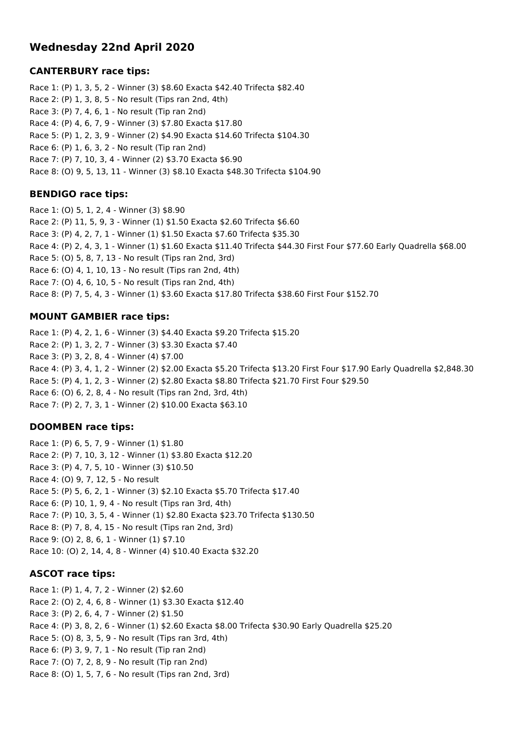## Wednesday 22nd April 2020

### CANTERBURY race tips:

Race 1: (P) 1, 3, 5, 2 - Winner (3) $8.60 Exacta $42.40 Trifecta $82.40
Race 2: (P) 1, 3, 8, 5 - No result (Tips ran 2nd, 4th)
Race 3: (P) 7, 4, 6, 1 - No result (Tip ran 2nd)
Race 4: (P) 4, 6, 7, 9 - Winner (3) $7.80 Exacta $17.80
Race 5: (P) 1, 2, 3, 9 - Winner (2) $4.90 Exacta $14.60 Trifecta $104.30
Race 6: (P) 1, 6, 3, 2 - No result (Tip ran 2nd)
Race 7: (P) 7, 10, 3, 4 - Winner (2) $3.70 Exacta $6.90
Race 8: (O) 9, 5, 13, 11 - Winner (3) $8.10 Exacta $48.30 Trifecta $104.90

### BENDIGO race tips:

Race 1: (O) 5, 1, 2, 4 - Winner (3) $8.90
Race 2: (P) 11, 5, 9, 3 - Winner (1) $1.50 Exacta $2.60 Trifecta $6.60
Race 3: (P) 4, 2, 7, 1 - Winner (1) $1.50 Exacta $7.60 Trifecta $35.30
Race 4: (P) 2, 4, 3, 1 - Winner (1) $1.60 Exacta $11.40 Trifecta $44.30 First Four $77.60 Early Quadrella $68.00
Race 5: (O) 5, 8, 7, 13 - No result (Tips ran 2nd, 3rd)
Race 6: (O) 4, 1, 10, 13 - No result (Tips ran 2nd, 4th)
Race 7: (O) 4, 6, 10, 5 - No result (Tips ran 2nd, 4th)
Race 8: (P) 7, 5, 4, 3 - Winner (1) $3.60 Exacta $17.80 Trifecta $38.60 First Four $152.70

### MOUNT GAMBIER race tips:

Race 1: (P) 4, 2, 1, 6 - Winner (3) $4.40 Exacta $9.20 Trifecta $15.20
Race 2: (P) 1, 3, 2, 7 - Winner (3) $3.30 Exacta $7.40
Race 3: (P) 3, 2, 8, 4 - Winner (4) $7.00
Race 4: (P) 3, 4, 1, 2 - Winner (2) $2.00 Exacta $5.20 Trifecta $13.20 First Four $17.90 Early Quadrella $2,848.30
Race 5: (P) 4, 1, 2, 3 - Winner (2) $2.80 Exacta $8.80 Trifecta $21.70 First Four $29.50
Race 6: (O) 6, 2, 8, 4 - No result (Tips ran 2nd, 3rd, 4th)
Race 7: (P) 2, 7, 3, 1 - Winner (2) $10.00 Exacta $63.10

### DOOMBEN race tips:

Race 1: (P) 6, 5, 7, 9 - Winner (1) $1.80
Race 2: (P) 7, 10, 3, 12 - Winner (1) $3.80 Exacta $12.20
Race 3: (P) 4, 7, 5, 10 - Winner (3) $10.50
Race 4: (O) 9, 7, 12, 5 - No result
Race 5: (P) 5, 6, 2, 1 - Winner (3) $2.10 Exacta $5.70 Trifecta $17.40
Race 6: (P) 10, 1, 9, 4 - No result (Tips ran 3rd, 4th)
Race 7: (P) 10, 3, 5, 4 - Winner (1) $2.80 Exacta $23.70 Trifecta $130.50
Race 8: (P) 7, 8, 4, 15 - No result (Tips ran 2nd, 3rd)
Race 9: (O) 2, 8, 6, 1 - Winner (1) $7.10
Race 10: (O) 2, 14, 4, 8 - Winner (4) $10.40 Exacta $32.20

### ASCOT race tips:

Race 1: (P) 1, 4, 7, 2 - Winner (2) $2.60
Race 2: (O) 2, 4, 6, 8 - Winner (1) $3.30 Exacta $12.40
Race 3: (P) 2, 6, 4, 7 - Winner (2) $1.50
Race 4: (P) 3, 8, 2, 6 - Winner (1) $2.60 Exacta $8.00 Trifecta $30.90 Early Quadrella $25.20
Race 5: (O) 8, 3, 5, 9 - No result (Tips ran 3rd, 4th)
Race 6: (P) 3, 9, 7, 1 - No result (Tip ran 2nd)
Race 7: (O) 7, 2, 8, 9 - No result (Tip ran 2nd)
Race 8: (O) 1, 5, 7, 6 - No result (Tips ran 2nd, 3rd)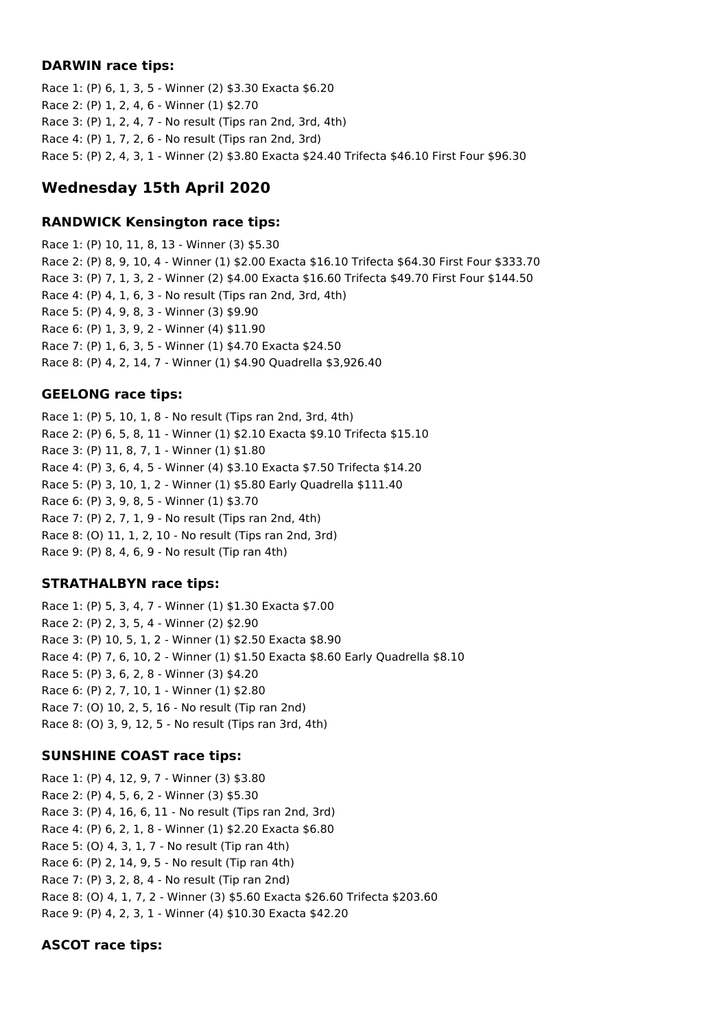### DARWIN race tips:

Race 1: (P) 6, 1, 3, 5 - Winner (2) \$3.30 Exacta \$6.20
Race 2: (P) 1, 2, 4, 6 - Winner (1) \$2.70
Race 3: (P) 1, 2, 4, 7 - No result (Tips ran 2nd, 3rd, 4th)
Race 4: (P) 1, 7, 2, 6 - No result (Tips ran 2nd, 3rd)
Race 5: (P) 2, 4, 3, 1 - Winner (2) \$3.80 Exacta \$24.40 Trifecta \$46.10 First Four \$96.30

## Wednesday 15th April 2020

### RANDWICK Kensington race tips:

Race 1: (P) 10, 11, 8, 13 - Winner (3) \$5.30
Race 2: (P) 8, 9, 10, 4 - Winner (1) \$2.00 Exacta \$16.10 Trifecta \$64.30 First Four \$333.70
Race 3: (P) 7, 1, 3, 2 - Winner (2) \$4.00 Exacta \$16.60 Trifecta \$49.70 First Four \$144.50
Race 4: (P) 4, 1, 6, 3 - No result (Tips ran 2nd, 3rd, 4th)
Race 5: (P) 4, 9, 8, 3 - Winner (3) \$9.90
Race 6: (P) 1, 3, 9, 2 - Winner (4) \$11.90
Race 7: (P) 1, 6, 3, 5 - Winner (1) \$4.70 Exacta \$24.50
Race 8: (P) 4, 2, 14, 7 - Winner (1) \$4.90 Quadrella \$3,926.40

### GEELONG race tips:

Race 1: (P) 5, 10, 1, 8 - No result (Tips ran 2nd, 3rd, 4th)
Race 2: (P) 6, 5, 8, 11 - Winner (1) \$2.10 Exacta \$9.10 Trifecta \$15.10
Race 3: (P) 11, 8, 7, 1 - Winner (1) \$1.80
Race 4: (P) 3, 6, 4, 5 - Winner (4) \$3.10 Exacta \$7.50 Trifecta \$14.20
Race 5: (P) 3, 10, 1, 2 - Winner (1) \$5.80 Early Quadrella \$111.40
Race 6: (P) 3, 9, 8, 5 - Winner (1) \$3.70
Race 7: (P) 2, 7, 1, 9 - No result (Tips ran 2nd, 4th)
Race 8: (O) 11, 1, 2, 10 - No result (Tips ran 2nd, 3rd)
Race 9: (P) 8, 4, 6, 9 - No result (Tip ran 4th)

### STRATHALBYN race tips:

Race 1: (P) 5, 3, 4, 7 - Winner (1) \$1.30 Exacta \$7.00
Race 2: (P) 2, 3, 5, 4 - Winner (2) \$2.90
Race 3: (P) 10, 5, 1, 2 - Winner (1) \$2.50 Exacta \$8.90
Race 4: (P) 7, 6, 10, 2 - Winner (1) \$1.50 Exacta \$8.60 Early Quadrella \$8.10
Race 5: (P) 3, 6, 2, 8 - Winner (3) \$4.20
Race 6: (P) 2, 7, 10, 1 - Winner (1) \$2.80
Race 7: (O) 10, 2, 5, 16 - No result (Tip ran 2nd)
Race 8: (O) 3, 9, 12, 5 - No result (Tips ran 3rd, 4th)

### SUNSHINE COAST race tips:

Race 1: (P) 4, 12, 9, 7 - Winner (3) \$3.80
Race 2: (P) 4, 5, 6, 2 - Winner (3) \$5.30
Race 3: (P) 4, 16, 6, 11 - No result (Tips ran 2nd, 3rd)
Race 4: (P) 6, 2, 1, 8 - Winner (1) \$2.20 Exacta \$6.80
Race 5: (O) 4, 3, 1, 7 - No result (Tip ran 4th)
Race 6: (P) 2, 14, 9, 5 - No result (Tip ran 4th)
Race 7: (P) 3, 2, 8, 4 - No result (Tip ran 2nd)
Race 8: (O) 4, 1, 7, 2 - Winner (3) \$5.60 Exacta \$26.60 Trifecta \$203.60
Race 9: (P) 4, 2, 3, 1 - Winner (4) \$10.30 Exacta \$42.20

### ASCOT race tips: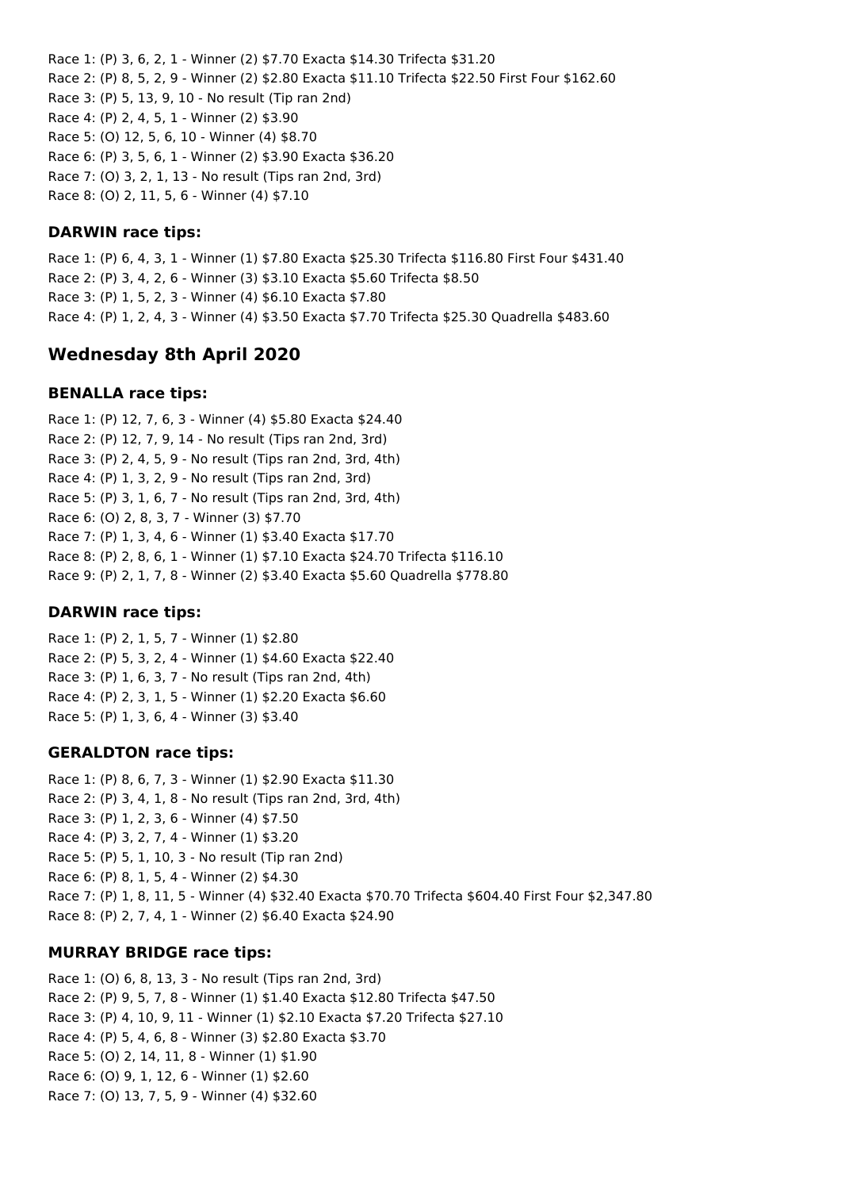Race 1: (P) 3, 6, 2, 1 - Winner (2) $7.70 Exacta $14.30 Trifecta $31.20
Race 2: (P) 8, 5, 2, 9 - Winner (2) $2.80 Exacta $11.10 Trifecta $22.50 First Four $162.60
Race 3: (P) 5, 13, 9, 10 - No result (Tip ran 2nd)
Race 4: (P) 2, 4, 5, 1 - Winner (2) $3.90
Race 5: (O) 12, 5, 6, 10 - Winner (4) $8.70
Race 6: (P) 3, 5, 6, 1 - Winner (2) $3.90 Exacta $36.20
Race 7: (O) 3, 2, 1, 13 - No result (Tips ran 2nd, 3rd)
Race 8: (O) 2, 11, 5, 6 - Winner (4) $7.10

### DARWIN race tips:

Race 1: (P) 6, 4, 3, 1 - Winner (1) $7.80 Exacta $25.30 Trifecta $116.80 First Four $431.40
Race 2: (P) 3, 4, 2, 6 - Winner (3) $3.10 Exacta $5.60 Trifecta $8.50
Race 3: (P) 1, 5, 2, 3 - Winner (4) $6.10 Exacta $7.80
Race 4: (P) 1, 2, 4, 3 - Winner (4) $3.50 Exacta $7.70 Trifecta $25.30 Quadrella $483.60

## Wednesday 8th April 2020

### BENALLA race tips:

Race 1: (P) 12, 7, 6, 3 - Winner (4) $5.80 Exacta $24.40
Race 2: (P) 12, 7, 9, 14 - No result (Tips ran 2nd, 3rd)
Race 3: (P) 2, 4, 5, 9 - No result (Tips ran 2nd, 3rd, 4th)
Race 4: (P) 1, 3, 2, 9 - No result (Tips ran 2nd, 3rd)
Race 5: (P) 3, 1, 6, 7 - No result (Tips ran 2nd, 3rd, 4th)
Race 6: (O) 2, 8, 3, 7 - Winner (3) $7.70
Race 7: (P) 1, 3, 4, 6 - Winner (1) $3.40 Exacta $17.70
Race 8: (P) 2, 8, 6, 1 - Winner (1) $7.10 Exacta $24.70 Trifecta $116.10
Race 9: (P) 2, 1, 7, 8 - Winner (2) $3.40 Exacta $5.60 Quadrella $778.80

### DARWIN race tips:

Race 1: (P) 2, 1, 5, 7 - Winner (1) $2.80
Race 2: (P) 5, 3, 2, 4 - Winner (1) $4.60 Exacta $22.40
Race 3: (P) 1, 6, 3, 7 - No result (Tips ran 2nd, 4th)
Race 4: (P) 2, 3, 1, 5 - Winner (1) $2.20 Exacta $6.60
Race 5: (P) 1, 3, 6, 4 - Winner (3) $3.40

### GERALDTON race tips:

Race 1: (P) 8, 6, 7, 3 - Winner (1) $2.90 Exacta $11.30
Race 2: (P) 3, 4, 1, 8 - No result (Tips ran 2nd, 3rd, 4th)
Race 3: (P) 1, 2, 3, 6 - Winner (4) $7.50
Race 4: (P) 3, 2, 7, 4 - Winner (1) $3.20
Race 5: (P) 5, 1, 10, 3 - No result (Tip ran 2nd)
Race 6: (P) 8, 1, 5, 4 - Winner (2) $4.30
Race 7: (P) 1, 8, 11, 5 - Winner (4) $32.40 Exacta $70.70 Trifecta $604.40 First Four $2,347.80
Race 8: (P) 2, 7, 4, 1 - Winner (2) $6.40 Exacta $24.90

### MURRAY BRIDGE race tips:

Race 1: (O) 6, 8, 13, 3 - No result (Tips ran 2nd, 3rd)
Race 2: (P) 9, 5, 7, 8 - Winner (1) $1.40 Exacta $12.80 Trifecta $47.50
Race 3: (P) 4, 10, 9, 11 - Winner (1) $2.10 Exacta $7.20 Trifecta $27.10
Race 4: (P) 5, 4, 6, 8 - Winner (3) $2.80 Exacta $3.70
Race 5: (O) 2, 14, 11, 8 - Winner (1) $1.90
Race 6: (O) 9, 1, 12, 6 - Winner (1) $2.60
Race 7: (O) 13, 7, 5, 9 - Winner (4) $32.60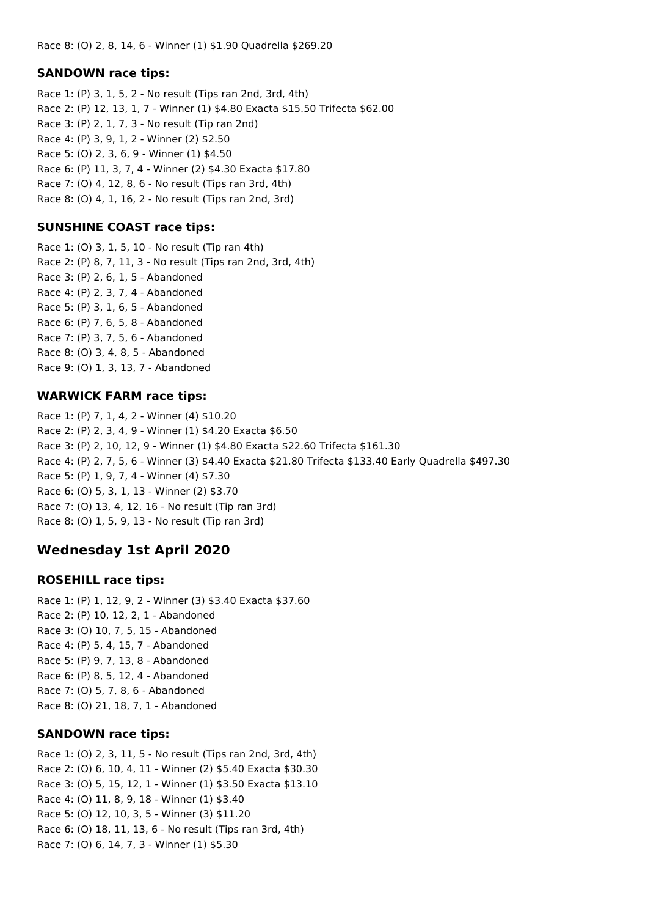Race 8: (O) 2, 8, 14, 6 - Winner (1) $1.90 Quadrella $269.20

### SANDOWN race tips:

Race 1: (P) 3, 1, 5, 2 - No result (Tips ran 2nd, 3rd, 4th)
Race 2: (P) 12, 13, 1, 7 - Winner (1) $4.80 Exacta $15.50 Trifecta $62.00
Race 3: (P) 2, 1, 7, 3 - No result (Tip ran 2nd)
Race 4: (P) 3, 9, 1, 2 - Winner (2) $2.50
Race 5: (O) 2, 3, 6, 9 - Winner (1) $4.50
Race 6: (P) 11, 3, 7, 4 - Winner (2) $4.30 Exacta $17.80
Race 7: (O) 4, 12, 8, 6 - No result (Tips ran 3rd, 4th)
Race 8: (O) 4, 1, 16, 2 - No result (Tips ran 2nd, 3rd)

### SUNSHINE COAST race tips:

Race 1: (O) 3, 1, 5, 10 - No result (Tip ran 4th)
Race 2: (P) 8, 7, 11, 3 - No result (Tips ran 2nd, 3rd, 4th)
Race 3: (P) 2, 6, 1, 5 - Abandoned
Race 4: (P) 2, 3, 7, 4 - Abandoned
Race 5: (P) 3, 1, 6, 5 - Abandoned
Race 6: (P) 7, 6, 5, 8 - Abandoned
Race 7: (P) 3, 7, 5, 6 - Abandoned
Race 8: (O) 3, 4, 8, 5 - Abandoned
Race 9: (O) 1, 3, 13, 7 - Abandoned

### WARWICK FARM race tips:

Race 1: (P) 7, 1, 4, 2 - Winner (4) $10.20
Race 2: (P) 2, 3, 4, 9 - Winner (1) $4.20 Exacta $6.50
Race 3: (P) 2, 10, 12, 9 - Winner (1) $4.80 Exacta $22.60 Trifecta $161.30
Race 4: (P) 2, 7, 5, 6 - Winner (3) $4.40 Exacta $21.80 Trifecta $133.40 Early Quadrella $497.30
Race 5: (P) 1, 9, 7, 4 - Winner (4) $7.30
Race 6: (O) 5, 3, 1, 13 - Winner (2) $3.70
Race 7: (O) 13, 4, 12, 16 - No result (Tip ran 3rd)
Race 8: (O) 1, 5, 9, 13 - No result (Tip ran 3rd)

## Wednesday 1st April 2020

### ROSEHILL race tips:

Race 1: (P) 1, 12, 9, 2 - Winner (3) $3.40 Exacta $37.60
Race 2: (P) 10, 12, 2, 1 - Abandoned
Race 3: (O) 10, 7, 5, 15 - Abandoned
Race 4: (P) 5, 4, 15, 7 - Abandoned
Race 5: (P) 9, 7, 13, 8 - Abandoned
Race 6: (P) 8, 5, 12, 4 - Abandoned
Race 7: (O) 5, 7, 8, 6 - Abandoned
Race 8: (O) 21, 18, 7, 1 - Abandoned

### SANDOWN race tips:

Race 1: (O) 2, 3, 11, 5 - No result (Tips ran 2nd, 3rd, 4th)
Race 2: (O) 6, 10, 4, 11 - Winner (2) $5.40 Exacta $30.30
Race 3: (O) 5, 15, 12, 1 - Winner (1) $3.50 Exacta $13.10
Race 4: (O) 11, 8, 9, 18 - Winner (1) $3.40
Race 5: (O) 12, 10, 3, 5 - Winner (3) $11.20
Race 6: (O) 18, 11, 13, 6 - No result (Tips ran 3rd, 4th)
Race 7: (O) 6, 14, 7, 3 - Winner (1) $5.30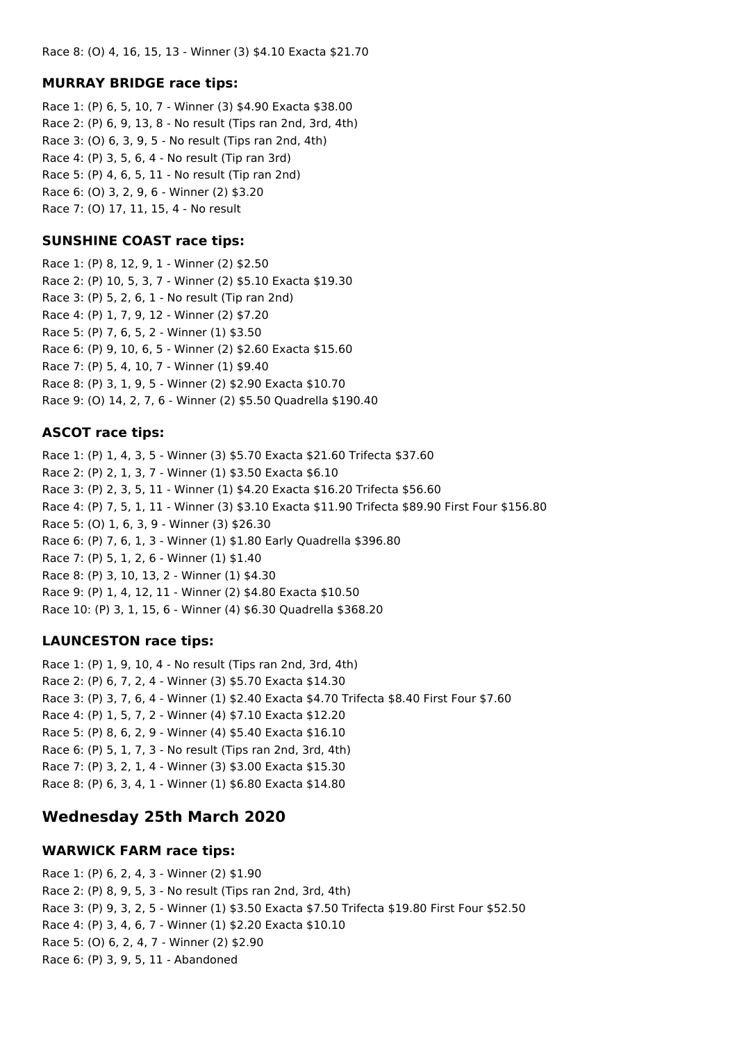Race 8: (O) 4, 16, 15, 13 - Winner (3) $4.10 Exacta $21.70

### MURRAY BRIDGE race tips:

Race 1: (P) 6, 5, 10, 7 - Winner (3) $4.90 Exacta $38.00
Race 2: (P) 6, 9, 13, 8 - No result (Tips ran 2nd, 3rd, 4th)
Race 3: (O) 6, 3, 9, 5 - No result (Tips ran 2nd, 4th)
Race 4: (P) 3, 5, 6, 4 - No result (Tip ran 3rd)
Race 5: (P) 4, 6, 5, 11 - No result (Tip ran 2nd)
Race 6: (O) 3, 2, 9, 6 - Winner (2) $3.20
Race 7: (O) 17, 11, 15, 4 - No result

### SUNSHINE COAST race tips:

Race 1: (P) 8, 12, 9, 1 - Winner (2) $2.50
Race 2: (P) 10, 5, 3, 7 - Winner (2) $5.10 Exacta $19.30
Race 3: (P) 5, 2, 6, 1 - No result (Tip ran 2nd)
Race 4: (P) 1, 7, 9, 12 - Winner (2) $7.20
Race 5: (P) 7, 6, 5, 2 - Winner (1) $3.50
Race 6: (P) 9, 10, 6, 5 - Winner (2) $2.60 Exacta $15.60
Race 7: (P) 5, 4, 10, 7 - Winner (1) $9.40
Race 8: (P) 3, 1, 9, 5 - Winner (2) $2.90 Exacta $10.70
Race 9: (O) 14, 2, 7, 6 - Winner (2) $5.50 Quadrella $190.40

### ASCOT race tips:

Race 1: (P) 1, 4, 3, 5 - Winner (3) $5.70 Exacta $21.60 Trifecta $37.60
Race 2: (P) 2, 1, 3, 7 - Winner (1) $3.50 Exacta $6.10
Race 3: (P) 2, 3, 5, 11 - Winner (1) $4.20 Exacta $16.20 Trifecta $56.60
Race 4: (P) 7, 5, 1, 11 - Winner (3) $3.10 Exacta $11.90 Trifecta $89.90 First Four $156.80
Race 5: (O) 1, 6, 3, 9 - Winner (3) $26.30
Race 6: (P) 7, 6, 1, 3 - Winner (1) $1.80 Early Quadrella $396.80
Race 7: (P) 5, 1, 2, 6 - Winner (1) $1.40
Race 8: (P) 3, 10, 13, 2 - Winner (1) $4.30
Race 9: (P) 1, 4, 12, 11 - Winner (2) $4.80 Exacta $10.50
Race 10: (P) 3, 1, 15, 6 - Winner (4) $6.30 Quadrella $368.20

### LAUNCESTON race tips:

Race 1: (P) 1, 9, 10, 4 - No result (Tips ran 2nd, 3rd, 4th)
Race 2: (P) 6, 7, 2, 4 - Winner (3) $5.70 Exacta $14.30
Race 3: (P) 3, 7, 6, 4 - Winner (1) $2.40 Exacta $4.70 Trifecta $8.40 First Four $7.60
Race 4: (P) 1, 5, 7, 2 - Winner (4) $7.10 Exacta $12.20
Race 5: (P) 8, 6, 2, 9 - Winner (4) $5.40 Exacta $16.10
Race 6: (P) 5, 1, 7, 3 - No result (Tips ran 2nd, 3rd, 4th)
Race 7: (P) 3, 2, 1, 4 - Winner (3) $3.00 Exacta $15.30
Race 8: (P) 6, 3, 4, 1 - Winner (1) $6.80 Exacta $14.80

## Wednesday 25th March 2020

### WARWICK FARM race tips:

Race 1: (P) 6, 2, 4, 3 - Winner (2) $1.90
Race 2: (P) 8, 9, 5, 3 - No result (Tips ran 2nd, 3rd, 4th)
Race 3: (P) 9, 3, 2, 5 - Winner (1) $3.50 Exacta $7.50 Trifecta $19.80 First Four $52.50
Race 4: (P) 3, 4, 6, 7 - Winner (1) $2.20 Exacta $10.10
Race 5: (O) 6, 2, 4, 7 - Winner (2) $2.90
Race 6: (P) 3, 9, 5, 11 - Abandoned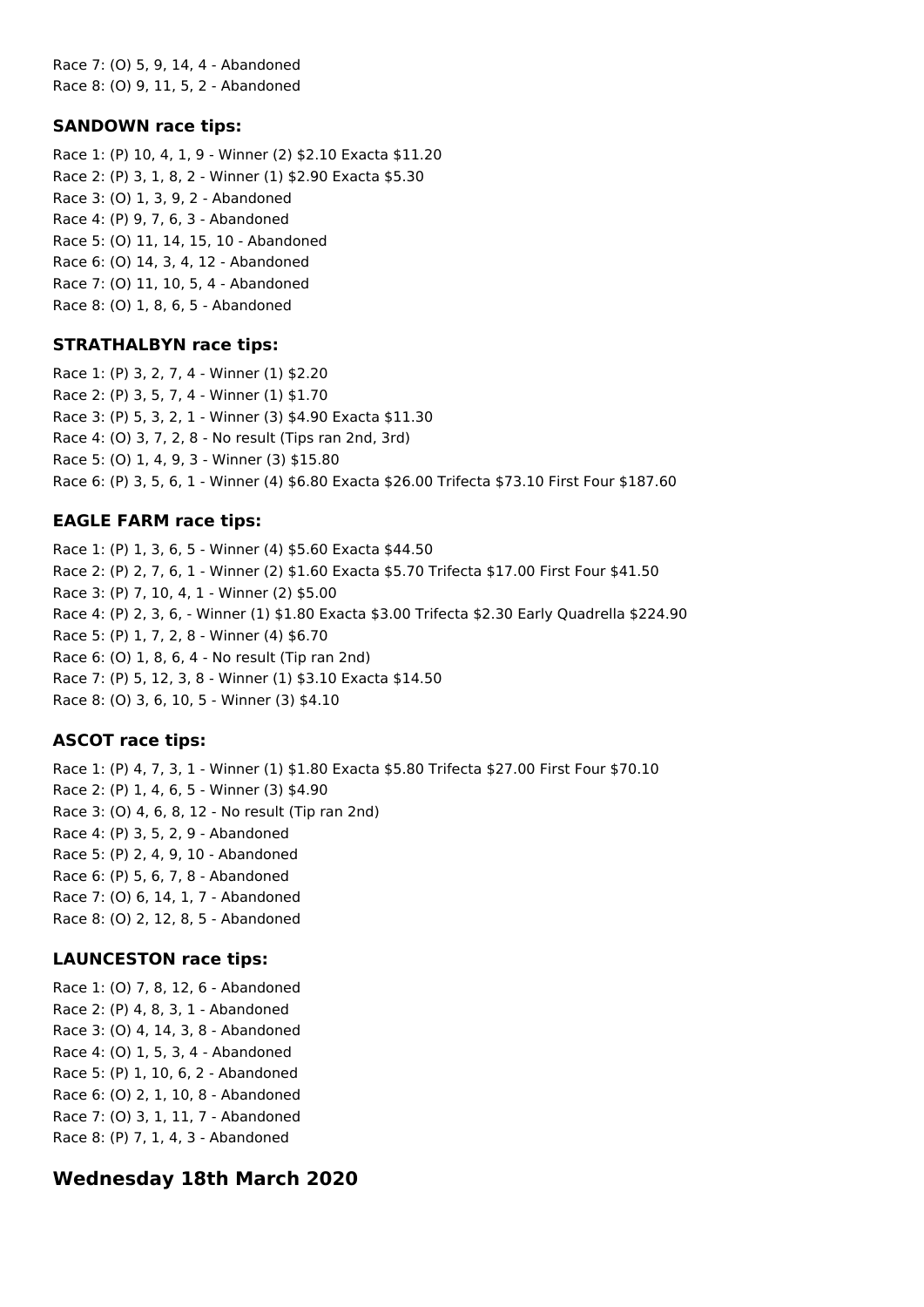Race 7: (O) 5, 9, 14, 4 - Abandoned
Race 8: (O) 9, 11, 5, 2 - Abandoned

### SANDOWN race tips:

Race 1: (P) 10, 4, 1, 9 - Winner (2) $2.10 Exacta $11.20
Race 2: (P) 3, 1, 8, 2 - Winner (1) $2.90 Exacta $5.30
Race 3: (O) 1, 3, 9, 2 - Abandoned
Race 4: (P) 9, 7, 6, 3 - Abandoned
Race 5: (O) 11, 14, 15, 10 - Abandoned
Race 6: (O) 14, 3, 4, 12 - Abandoned
Race 7: (O) 11, 10, 5, 4 - Abandoned
Race 8: (O) 1, 8, 6, 5 - Abandoned

### STRATHALBYN race tips:

Race 1: (P) 3, 2, 7, 4 - Winner (1) $2.20
Race 2: (P) 3, 5, 7, 4 - Winner (1) $1.70
Race 3: (P) 5, 3, 2, 1 - Winner (3) $4.90 Exacta $11.30
Race 4: (O) 3, 7, 2, 8 - No result (Tips ran 2nd, 3rd)
Race 5: (O) 1, 4, 9, 3 - Winner (3) $15.80
Race 6: (P) 3, 5, 6, 1 - Winner (4) $6.80 Exacta $26.00 Trifecta $73.10 First Four $187.60

### EAGLE FARM race tips:

Race 1: (P) 1, 3, 6, 5 - Winner (4) $5.60 Exacta $44.50
Race 2: (P) 2, 7, 6, 1 - Winner (2) $1.60 Exacta $5.70 Trifecta $17.00 First Four $41.50
Race 3: (P) 7, 10, 4, 1 - Winner (2) $5.00
Race 4: (P) 2, 3, 6, - Winner (1) $1.80 Exacta $3.00 Trifecta $2.30 Early Quadrella $224.90
Race 5: (P) 1, 7, 2, 8 - Winner (4) $6.70
Race 6: (O) 1, 8, 6, 4 - No result (Tip ran 2nd)
Race 7: (P) 5, 12, 3, 8 - Winner (1) $3.10 Exacta $14.50
Race 8: (O) 3, 6, 10, 5 - Winner (3) $4.10

### ASCOT race tips:

Race 1: (P) 4, 7, 3, 1 - Winner (1) $1.80 Exacta $5.80 Trifecta $27.00 First Four $70.10
Race 2: (P) 1, 4, 6, 5 - Winner (3) $4.90
Race 3: (O) 4, 6, 8, 12 - No result (Tip ran 2nd)
Race 4: (P) 3, 5, 2, 9 - Abandoned
Race 5: (P) 2, 4, 9, 10 - Abandoned
Race 6: (P) 5, 6, 7, 8 - Abandoned
Race 7: (O) 6, 14, 1, 7 - Abandoned
Race 8: (O) 2, 12, 8, 5 - Abandoned

### LAUNCESTON race tips:

Race 1: (O) 7, 8, 12, 6 - Abandoned
Race 2: (P) 4, 8, 3, 1 - Abandoned
Race 3: (O) 4, 14, 3, 8 - Abandoned
Race 4: (O) 1, 5, 3, 4 - Abandoned
Race 5: (P) 1, 10, 6, 2 - Abandoned
Race 6: (O) 2, 1, 10, 8 - Abandoned
Race 7: (O) 3, 1, 11, 7 - Abandoned
Race 8: (P) 7, 1, 4, 3 - Abandoned

## Wednesday 18th March 2020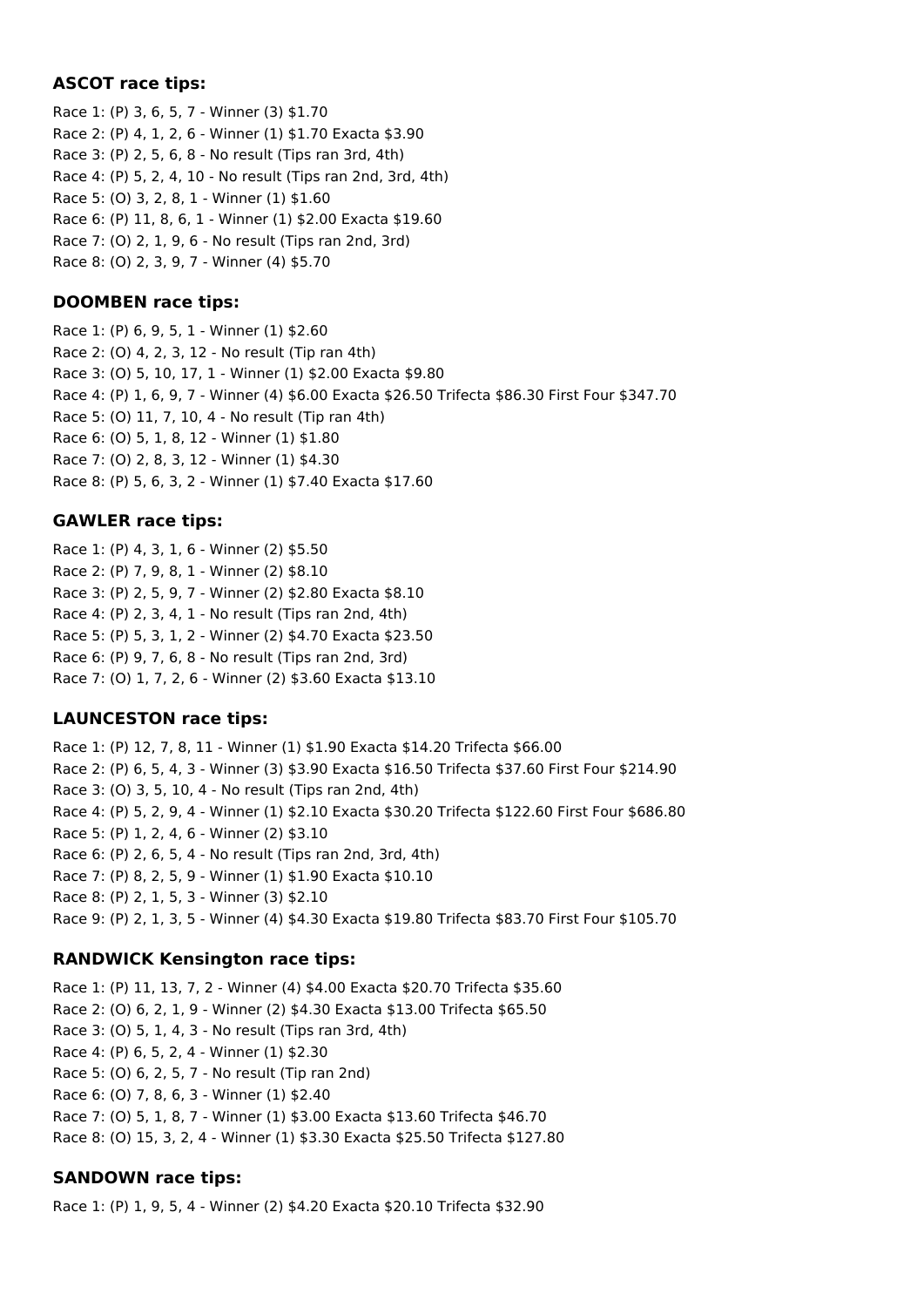### ASCOT race tips:

Race 1: (P) 3, 6, 5, 7 - Winner (3) $1.70
Race 2: (P) 4, 1, 2, 6 - Winner (1) $1.70 Exacta $3.90
Race 3: (P) 2, 5, 6, 8 - No result (Tips ran 3rd, 4th)
Race 4: (P) 5, 2, 4, 10 - No result (Tips ran 2nd, 3rd, 4th)
Race 5: (O) 3, 2, 8, 1 - Winner (1) $1.60
Race 6: (P) 11, 8, 6, 1 - Winner (1) $2.00 Exacta $19.60
Race 7: (O) 2, 1, 9, 6 - No result (Tips ran 2nd, 3rd)
Race 8: (O) 2, 3, 9, 7 - Winner (4) $5.70

### DOOMBEN race tips:

Race 1: (P) 6, 9, 5, 1 - Winner (1) $2.60
Race 2: (O) 4, 2, 3, 12 - No result (Tip ran 4th)
Race 3: (O) 5, 10, 17, 1 - Winner (1) $2.00 Exacta $9.80
Race 4: (P) 1, 6, 9, 7 - Winner (4) $6.00 Exacta $26.50 Trifecta $86.30 First Four $347.70
Race 5: (O) 11, 7, 10, 4 - No result (Tip ran 4th)
Race 6: (O) 5, 1, 8, 12 - Winner (1) $1.80
Race 7: (O) 2, 8, 3, 12 - Winner (1) $4.30
Race 8: (P) 5, 6, 3, 2 - Winner (1) $7.40 Exacta $17.60

### GAWLER race tips:

Race 1: (P) 4, 3, 1, 6 - Winner (2) $5.50
Race 2: (P) 7, 9, 8, 1 - Winner (2) $8.10
Race 3: (P) 2, 5, 9, 7 - Winner (2) $2.80 Exacta $8.10
Race 4: (P) 2, 3, 4, 1 - No result (Tips ran 2nd, 4th)
Race 5: (P) 5, 3, 1, 2 - Winner (2) $4.70 Exacta $23.50
Race 6: (P) 9, 7, 6, 8 - No result (Tips ran 2nd, 3rd)
Race 7: (O) 1, 7, 2, 6 - Winner (2) $3.60 Exacta $13.10

### LAUNCESTON race tips:

Race 1: (P) 12, 7, 8, 11 - Winner (1) $1.90 Exacta $14.20 Trifecta $66.00
Race 2: (P) 6, 5, 4, 3 - Winner (3) $3.90 Exacta $16.50 Trifecta $37.60 First Four $214.90
Race 3: (O) 3, 5, 10, 4 - No result (Tips ran 2nd, 4th)
Race 4: (P) 5, 2, 9, 4 - Winner (1) $2.10 Exacta $30.20 Trifecta $122.60 First Four $686.80
Race 5: (P) 1, 2, 4, 6 - Winner (2) $3.10
Race 6: (P) 2, 6, 5, 4 - No result (Tips ran 2nd, 3rd, 4th)
Race 7: (P) 8, 2, 5, 9 - Winner (1) $1.90 Exacta $10.10
Race 8: (P) 2, 1, 5, 3 - Winner (3) $2.10
Race 9: (P) 2, 1, 3, 5 - Winner (4) $4.30 Exacta $19.80 Trifecta $83.70 First Four $105.70

### RANDWICK Kensington race tips:

Race 1: (P) 11, 13, 7, 2 - Winner (4) $4.00 Exacta $20.70 Trifecta $35.60
Race 2: (O) 6, 2, 1, 9 - Winner (2) $4.30 Exacta $13.00 Trifecta $65.50
Race 3: (O) 5, 1, 4, 3 - No result (Tips ran 3rd, 4th)
Race 4: (P) 6, 5, 2, 4 - Winner (1) $2.30
Race 5: (O) 6, 2, 5, 7 - No result (Tip ran 2nd)
Race 6: (O) 7, 8, 6, 3 - Winner (1) $2.40
Race 7: (O) 5, 1, 8, 7 - Winner (1) $3.00 Exacta $13.60 Trifecta $46.70
Race 8: (O) 15, 3, 2, 4 - Winner (1) $3.30 Exacta $25.50 Trifecta $127.80

### SANDOWN race tips:

Race 1: (P) 1, 9, 5, 4 - Winner (2) $4.20 Exacta $20.10 Trifecta $32.90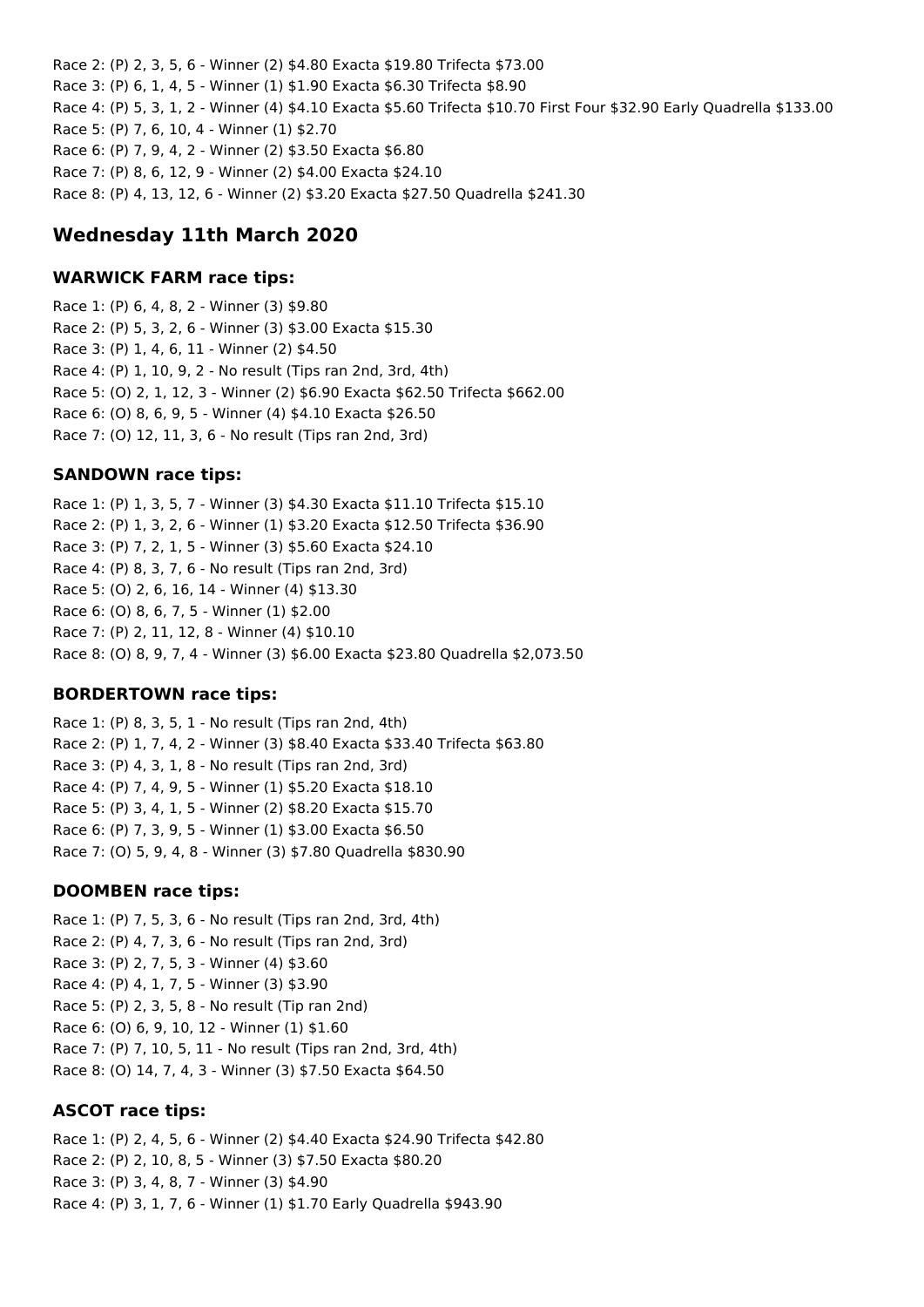Race 2: (P) 2, 3, 5, 6 - Winner (2) $4.80 Exacta $19.80 Trifecta $73.00
Race 3: (P) 6, 1, 4, 5 - Winner (1) $1.90 Exacta $6.30 Trifecta $8.90
Race 4: (P) 5, 3, 1, 2 - Winner (4) $4.10 Exacta $5.60 Trifecta $10.70 First Four $32.90 Early Quadrella $133.00
Race 5: (P) 7, 6, 10, 4 - Winner (1) $2.70
Race 6: (P) 7, 9, 4, 2 - Winner (2) $3.50 Exacta $6.80
Race 7: (P) 8, 6, 12, 9 - Winner (2) $4.00 Exacta $24.10
Race 8: (P) 4, 13, 12, 6 - Winner (2) $3.20 Exacta $27.50 Quadrella $241.30

## Wednesday 11th March 2020

### WARWICK FARM race tips:

Race 1: (P) 6, 4, 8, 2 - Winner (3) $9.80
Race 2: (P) 5, 3, 2, 6 - Winner (3) $3.00 Exacta $15.30
Race 3: (P) 1, 4, 6, 11 - Winner (2) $4.50
Race 4: (P) 1, 10, 9, 2 - No result (Tips ran 2nd, 3rd, 4th)
Race 5: (O) 2, 1, 12, 3 - Winner (2) $6.90 Exacta $62.50 Trifecta $662.00
Race 6: (O) 8, 6, 9, 5 - Winner (4) $4.10 Exacta $26.50
Race 7: (O) 12, 11, 3, 6 - No result (Tips ran 2nd, 3rd)

### SANDOWN race tips:

Race 1: (P) 1, 3, 5, 7 - Winner (3) $4.30 Exacta $11.10 Trifecta $15.10
Race 2: (P) 1, 3, 2, 6 - Winner (1) $3.20 Exacta $12.50 Trifecta $36.90
Race 3: (P) 7, 2, 1, 5 - Winner (3) $5.60 Exacta $24.10
Race 4: (P) 8, 3, 7, 6 - No result (Tips ran 2nd, 3rd)
Race 5: (O) 2, 6, 16, 14 - Winner (4) $13.30
Race 6: (O) 8, 6, 7, 5 - Winner (1) $2.00
Race 7: (P) 2, 11, 12, 8 - Winner (4) $10.10
Race 8: (O) 8, 9, 7, 4 - Winner (3) $6.00 Exacta $23.80 Quadrella $2,073.50

### BORDERTOWN race tips:

Race 1: (P) 8, 3, 5, 1 - No result (Tips ran 2nd, 4th)
Race 2: (P) 1, 7, 4, 2 - Winner (3) $8.40 Exacta $33.40 Trifecta $63.80
Race 3: (P) 4, 3, 1, 8 - No result (Tips ran 2nd, 3rd)
Race 4: (P) 7, 4, 9, 5 - Winner (1) $5.20 Exacta $18.10
Race 5: (P) 3, 4, 1, 5 - Winner (2) $8.20 Exacta $15.70
Race 6: (P) 7, 3, 9, 5 - Winner (1) $3.00 Exacta $6.50
Race 7: (O) 5, 9, 4, 8 - Winner (3) $7.80 Quadrella $830.90

### DOOMBEN race tips:

Race 1: (P) 7, 5, 3, 6 - No result (Tips ran 2nd, 3rd, 4th)
Race 2: (P) 4, 7, 3, 6 - No result (Tips ran 2nd, 3rd)
Race 3: (P) 2, 7, 5, 3 - Winner (4) $3.60
Race 4: (P) 4, 1, 7, 5 - Winner (3) $3.90
Race 5: (P) 2, 3, 5, 8 - No result (Tip ran 2nd)
Race 6: (O) 6, 9, 10, 12 - Winner (1) $1.60
Race 7: (P) 7, 10, 5, 11 - No result (Tips ran 2nd, 3rd, 4th)
Race 8: (O) 14, 7, 4, 3 - Winner (3) $7.50 Exacta $64.50

### ASCOT race tips:

Race 1: (P) 2, 4, 5, 6 - Winner (2) $4.40 Exacta $24.90 Trifecta $42.80
Race 2: (P) 2, 10, 8, 5 - Winner (3) $7.50 Exacta $80.20
Race 3: (P) 3, 4, 8, 7 - Winner (3) $4.90
Race 4: (P) 3, 1, 7, 6 - Winner (1) $1.70 Early Quadrella $943.90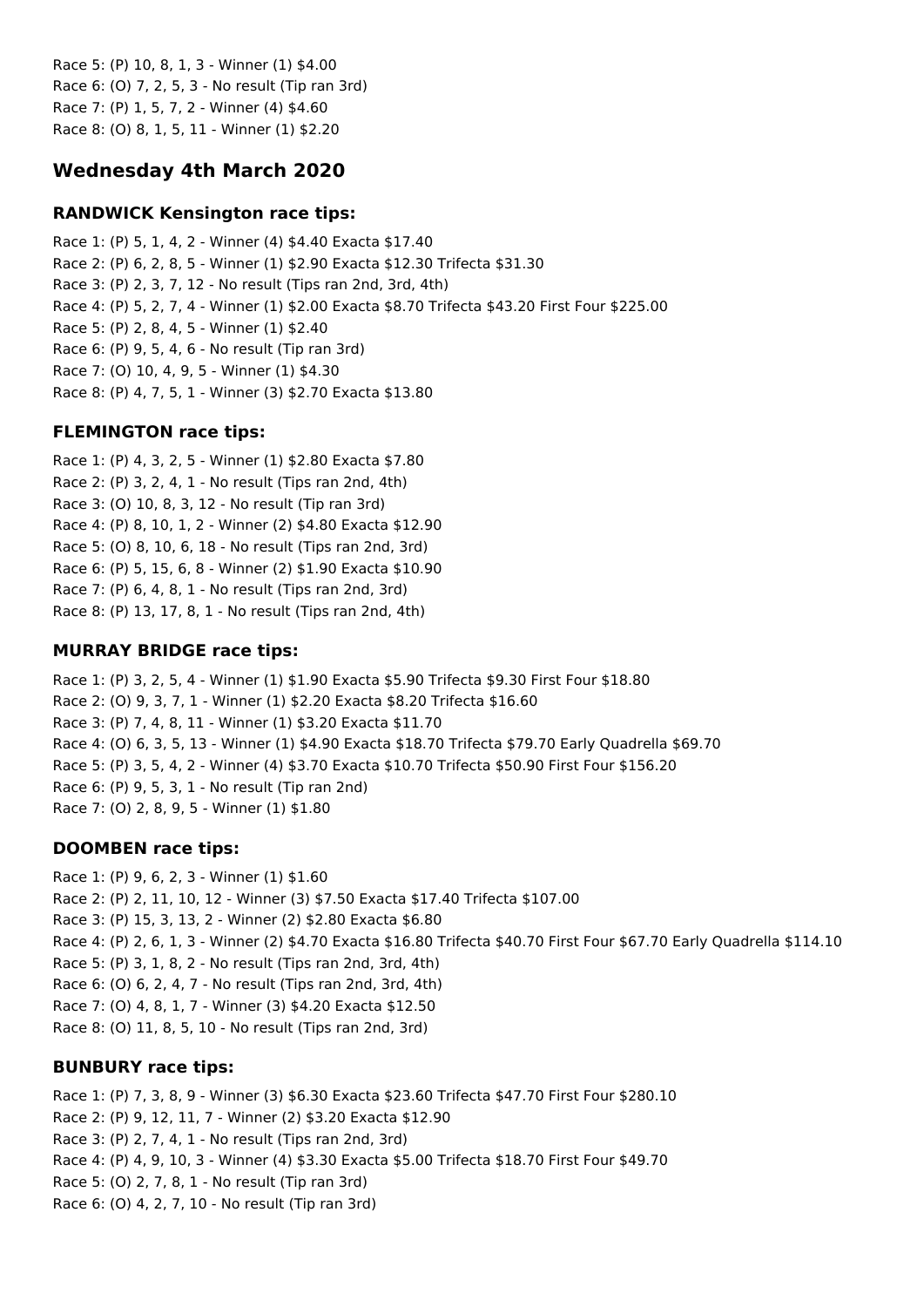Race 5: (P) 10, 8, 1, 3 - Winner (1) $4.00
Race 6: (O) 7, 2, 5, 3 - No result (Tip ran 3rd)
Race 7: (P) 1, 5, 7, 2 - Winner (4) $4.60
Race 8: (O) 8, 1, 5, 11 - Winner (1) $2.20

## Wednesday 4th March 2020

### RANDWICK Kensington race tips:

Race 1: (P) 5, 1, 4, 2 - Winner (4) $4.40 Exacta $17.40
Race 2: (P) 6, 2, 8, 5 - Winner (1) $2.90 Exacta $12.30 Trifecta $31.30
Race 3: (P) 2, 3, 7, 12 - No result (Tips ran 2nd, 3rd, 4th)
Race 4: (P) 5, 2, 7, 4 - Winner (1) $2.00 Exacta $8.70 Trifecta $43.20 First Four $225.00
Race 5: (P) 2, 8, 4, 5 - Winner (1) $2.40
Race 6: (P) 9, 5, 4, 6 - No result (Tip ran 3rd)
Race 7: (O) 10, 4, 9, 5 - Winner (1) $4.30
Race 8: (P) 4, 7, 5, 1 - Winner (3) $2.70 Exacta $13.80

### FLEMINGTON race tips:

Race 1: (P) 4, 3, 2, 5 - Winner (1) $2.80 Exacta $7.80
Race 2: (P) 3, 2, 4, 1 - No result (Tips ran 2nd, 4th)
Race 3: (O) 10, 8, 3, 12 - No result (Tip ran 3rd)
Race 4: (P) 8, 10, 1, 2 - Winner (2) $4.80 Exacta $12.90
Race 5: (O) 8, 10, 6, 18 - No result (Tips ran 2nd, 3rd)
Race 6: (P) 5, 15, 6, 8 - Winner (2) $1.90 Exacta $10.90
Race 7: (P) 6, 4, 8, 1 - No result (Tips ran 2nd, 3rd)
Race 8: (P) 13, 17, 8, 1 - No result (Tips ran 2nd, 4th)

### MURRAY BRIDGE race tips:

Race 1: (P) 3, 2, 5, 4 - Winner (1) $1.90 Exacta $5.90 Trifecta $9.30 First Four $18.80
Race 2: (O) 9, 3, 7, 1 - Winner (1) $2.20 Exacta $8.20 Trifecta $16.60
Race 3: (P) 7, 4, 8, 11 - Winner (1) $3.20 Exacta $11.70
Race 4: (O) 6, 3, 5, 13 - Winner (1) $4.90 Exacta $18.70 Trifecta $79.70 Early Quadrella $69.70
Race 5: (P) 3, 5, 4, 2 - Winner (4) $3.70 Exacta $10.70 Trifecta $50.90 First Four $156.20
Race 6: (P) 9, 5, 3, 1 - No result (Tip ran 2nd)
Race 7: (O) 2, 8, 9, 5 - Winner (1) $1.80

### DOOMBEN race tips:

Race 1: (P) 9, 6, 2, 3 - Winner (1) $1.60
Race 2: (P) 2, 11, 10, 12 - Winner (3) $7.50 Exacta $17.40 Trifecta $107.00
Race 3: (P) 15, 3, 13, 2 - Winner (2) $2.80 Exacta $6.80
Race 4: (P) 2, 6, 1, 3 - Winner (2) $4.70 Exacta $16.80 Trifecta $40.70 First Four $67.70 Early Quadrella $114.10
Race 5: (P) 3, 1, 8, 2 - No result (Tips ran 2nd, 3rd, 4th)
Race 6: (O) 6, 2, 4, 7 - No result (Tips ran 2nd, 3rd, 4th)
Race 7: (O) 4, 8, 1, 7 - Winner (3) $4.20 Exacta $12.50
Race 8: (O) 11, 8, 5, 10 - No result (Tips ran 2nd, 3rd)

### BUNBURY race tips:

Race 1: (P) 7, 3, 8, 9 - Winner (3) $6.30 Exacta $23.60 Trifecta $47.70 First Four $280.10
Race 2: (P) 9, 12, 11, 7 - Winner (2) $3.20 Exacta $12.90
Race 3: (P) 2, 7, 4, 1 - No result (Tips ran 2nd, 3rd)
Race 4: (P) 4, 9, 10, 3 - Winner (4) $3.30 Exacta $5.00 Trifecta $18.70 First Four $49.70
Race 5: (O) 2, 7, 8, 1 - No result (Tip ran 3rd)
Race 6: (O) 4, 2, 7, 10 - No result (Tip ran 3rd)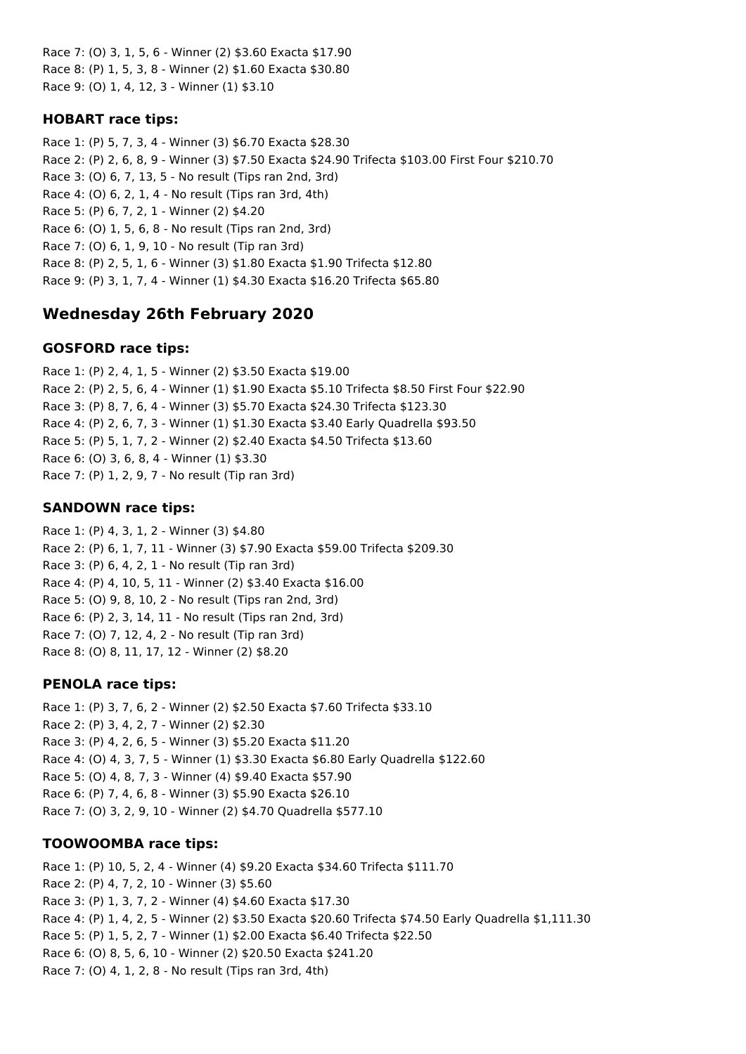Race 7: (O) 3, 1, 5, 6 - Winner (2) $3.60 Exacta $17.90
Race 8: (P) 1, 5, 3, 8 - Winner (2) $1.60 Exacta $30.80
Race 9: (O) 1, 4, 12, 3 - Winner (1) $3.10

### HOBART race tips:

Race 1: (P) 5, 7, 3, 4 - Winner (3) $6.70 Exacta $28.30
Race 2: (P) 2, 6, 8, 9 - Winner (3) $7.50 Exacta $24.90 Trifecta $103.00 First Four $210.70
Race 3: (O) 6, 7, 13, 5 - No result (Tips ran 2nd, 3rd)
Race 4: (O) 6, 2, 1, 4 - No result (Tips ran 3rd, 4th)
Race 5: (P) 6, 7, 2, 1 - Winner (2) $4.20
Race 6: (O) 1, 5, 6, 8 - No result (Tips ran 2nd, 3rd)
Race 7: (O) 6, 1, 9, 10 - No result (Tip ran 3rd)
Race 8: (P) 2, 5, 1, 6 - Winner (3) $1.80 Exacta $1.90 Trifecta $12.80
Race 9: (P) 3, 1, 7, 4 - Winner (1) $4.30 Exacta $16.20 Trifecta $65.80

## Wednesday 26th February 2020

### GOSFORD race tips:

Race 1: (P) 2, 4, 1, 5 - Winner (2) $3.50 Exacta $19.00
Race 2: (P) 2, 5, 6, 4 - Winner (1) $1.90 Exacta $5.10 Trifecta $8.50 First Four $22.90
Race 3: (P) 8, 7, 6, 4 - Winner (3) $5.70 Exacta $24.30 Trifecta $123.30
Race 4: (P) 2, 6, 7, 3 - Winner (1) $1.30 Exacta $3.40 Early Quadrella $93.50
Race 5: (P) 5, 1, 7, 2 - Winner (2) $2.40 Exacta $4.50 Trifecta $13.60
Race 6: (O) 3, 6, 8, 4 - Winner (1) $3.30
Race 7: (P) 1, 2, 9, 7 - No result (Tip ran 3rd)

### SANDOWN race tips:

Race 1: (P) 4, 3, 1, 2 - Winner (3) $4.80
Race 2: (P) 6, 1, 7, 11 - Winner (3) $7.90 Exacta $59.00 Trifecta $209.30
Race 3: (P) 6, 4, 2, 1 - No result (Tip ran 3rd)
Race 4: (P) 4, 10, 5, 11 - Winner (2) $3.40 Exacta $16.00
Race 5: (O) 9, 8, 10, 2 - No result (Tips ran 2nd, 3rd)
Race 6: (P) 2, 3, 14, 11 - No result (Tips ran 2nd, 3rd)
Race 7: (O) 7, 12, 4, 2 - No result (Tip ran 3rd)
Race 8: (O) 8, 11, 17, 12 - Winner (2) $8.20

### PENOLA race tips:

Race 1: (P) 3, 7, 6, 2 - Winner (2) $2.50 Exacta $7.60 Trifecta $33.10
Race 2: (P) 3, 4, 2, 7 - Winner (2) $2.30
Race 3: (P) 4, 2, 6, 5 - Winner (3) $5.20 Exacta $11.20
Race 4: (O) 4, 3, 7, 5 - Winner (1) $3.30 Exacta $6.80 Early Quadrella $122.60
Race 5: (O) 4, 8, 7, 3 - Winner (4) $9.40 Exacta $57.90
Race 6: (P) 7, 4, 6, 8 - Winner (3) $5.90 Exacta $26.10
Race 7: (O) 3, 2, 9, 10 - Winner (2) $4.70 Quadrella $577.10

### TOOWOOMBA race tips:

Race 1: (P) 10, 5, 2, 4 - Winner (4) $9.20 Exacta $34.60 Trifecta $111.70
Race 2: (P) 4, 7, 2, 10 - Winner (3) $5.60
Race 3: (P) 1, 3, 7, 2 - Winner (4) $4.60 Exacta $17.30
Race 4: (P) 1, 4, 2, 5 - Winner (2) $3.50 Exacta $20.60 Trifecta $74.50 Early Quadrella $1,111.30
Race 5: (P) 1, 5, 2, 7 - Winner (1) $2.00 Exacta $6.40 Trifecta $22.50
Race 6: (O) 8, 5, 6, 10 - Winner (2) $20.50 Exacta $241.20
Race 7: (O) 4, 1, 2, 8 - No result (Tips ran 3rd, 4th)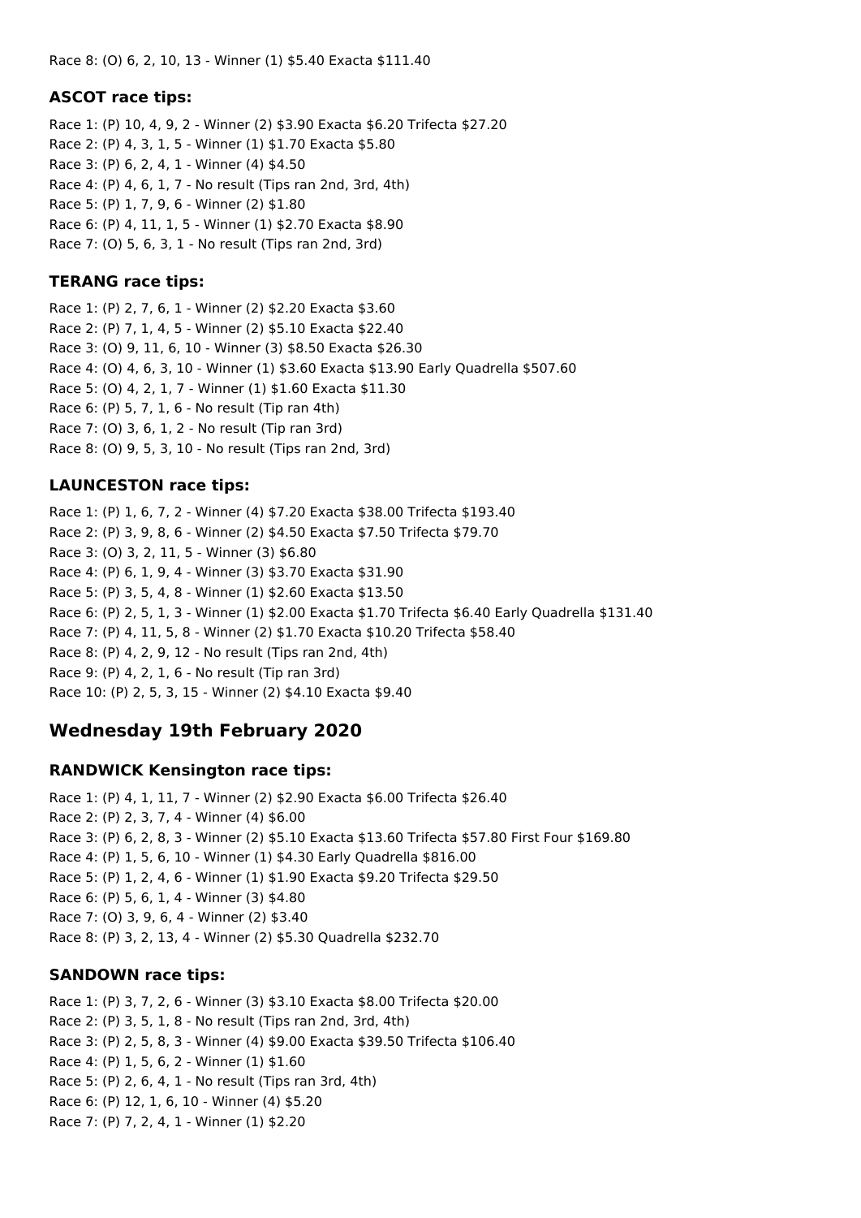Race 8: (O) 6, 2, 10, 13 - Winner (1) $5.40 Exacta $111.40

### ASCOT race tips:

Race 1: (P) 10, 4, 9, 2 - Winner (2) $3.90 Exacta $6.20 Trifecta $27.20
Race 2: (P) 4, 3, 1, 5 - Winner (1) $1.70 Exacta $5.80
Race 3: (P) 6, 2, 4, 1 - Winner (4) $4.50
Race 4: (P) 4, 6, 1, 7 - No result (Tips ran 2nd, 3rd, 4th)
Race 5: (P) 1, 7, 9, 6 - Winner (2) $1.80
Race 6: (P) 4, 11, 1, 5 - Winner (1) $2.70 Exacta $8.90
Race 7: (O) 5, 6, 3, 1 - No result (Tips ran 2nd, 3rd)

### TERANG race tips:

Race 1: (P) 2, 7, 6, 1 - Winner (2) $2.20 Exacta $3.60
Race 2: (P) 7, 1, 4, 5 - Winner (2) $5.10 Exacta $22.40
Race 3: (O) 9, 11, 6, 10 - Winner (3) $8.50 Exacta $26.30
Race 4: (O) 4, 6, 3, 10 - Winner (1) $3.60 Exacta $13.90 Early Quadrella $507.60
Race 5: (O) 4, 2, 1, 7 - Winner (1) $1.60 Exacta $11.30
Race 6: (P) 5, 7, 1, 6 - No result (Tip ran 4th)
Race 7: (O) 3, 6, 1, 2 - No result (Tip ran 3rd)
Race 8: (O) 9, 5, 3, 10 - No result (Tips ran 2nd, 3rd)

### LAUNCESTON race tips:

Race 1: (P) 1, 6, 7, 2 - Winner (4) $7.20 Exacta $38.00 Trifecta $193.40
Race 2: (P) 3, 9, 8, 6 - Winner (2) $4.50 Exacta $7.50 Trifecta $79.70
Race 3: (O) 3, 2, 11, 5 - Winner (3) $6.80
Race 4: (P) 6, 1, 9, 4 - Winner (3) $3.70 Exacta $31.90
Race 5: (P) 3, 5, 4, 8 - Winner (1) $2.60 Exacta $13.50
Race 6: (P) 2, 5, 1, 3 - Winner (1) $2.00 Exacta $1.70 Trifecta $6.40 Early Quadrella $131.40
Race 7: (P) 4, 11, 5, 8 - Winner (2) $1.70 Exacta $10.20 Trifecta $58.40
Race 8: (P) 4, 2, 9, 12 - No result (Tips ran 2nd, 4th)
Race 9: (P) 4, 2, 1, 6 - No result (Tip ran 3rd)
Race 10: (P) 2, 5, 3, 15 - Winner (2) $4.10 Exacta $9.40

## Wednesday 19th February 2020

### RANDWICK Kensington race tips:

Race 1: (P) 4, 1, 11, 7 - Winner (2) $2.90 Exacta $6.00 Trifecta $26.40
Race 2: (P) 2, 3, 7, 4 - Winner (4) $6.00
Race 3: (P) 6, 2, 8, 3 - Winner (2) $5.10 Exacta $13.60 Trifecta $57.80 First Four $169.80
Race 4: (P) 1, 5, 6, 10 - Winner (1) $4.30 Early Quadrella $816.00
Race 5: (P) 1, 2, 4, 6 - Winner (1) $1.90 Exacta $9.20 Trifecta $29.50
Race 6: (P) 5, 6, 1, 4 - Winner (3) $4.80
Race 7: (O) 3, 9, 6, 4 - Winner (2) $3.40
Race 8: (P) 3, 2, 13, 4 - Winner (2) $5.30 Quadrella $232.70

### SANDOWN race tips:

Race 1: (P) 3, 7, 2, 6 - Winner (3) $3.10 Exacta $8.00 Trifecta $20.00
Race 2: (P) 3, 5, 1, 8 - No result (Tips ran 2nd, 3rd, 4th)
Race 3: (P) 2, 5, 8, 3 - Winner (4) $9.00 Exacta $39.50 Trifecta $106.40
Race 4: (P) 1, 5, 6, 2 - Winner (1) $1.60
Race 5: (P) 2, 6, 4, 1 - No result (Tips ran 3rd, 4th)
Race 6: (P) 12, 1, 6, 10 - Winner (4) $5.20
Race 7: (P) 7, 2, 4, 1 - Winner (1) $2.20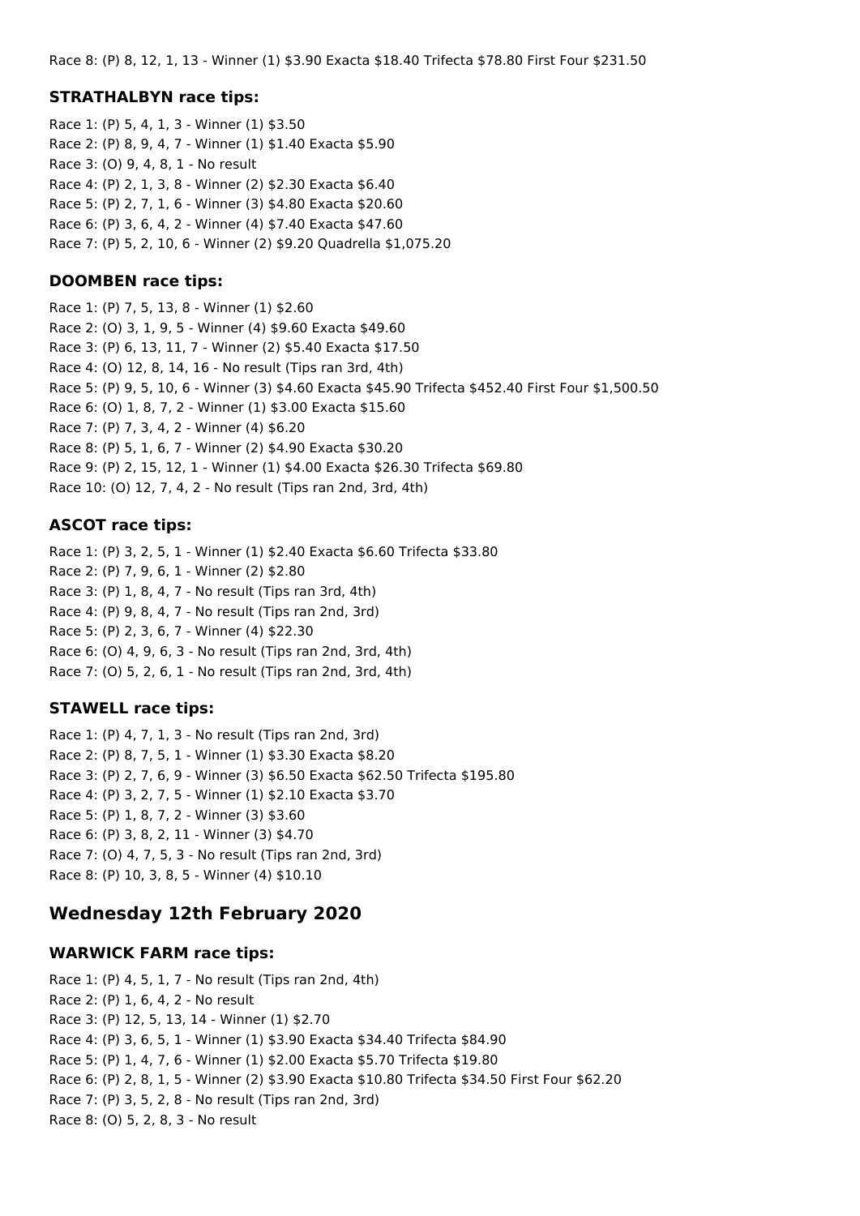Race 8: (P) 8, 12, 1, 13 - Winner (1) $3.90 Exacta $18.40 Trifecta $78.80 First Four $231.50

### STRATHALBYN race tips:

Race 1: (P) 5, 4, 1, 3 - Winner (1) $3.50
Race 2: (P) 8, 9, 4, 7 - Winner (1) $1.40 Exacta $5.90
Race 3: (O) 9, 4, 8, 1 - No result
Race 4: (P) 2, 1, 3, 8 - Winner (2) $2.30 Exacta $6.40
Race 5: (P) 2, 7, 1, 6 - Winner (3) $4.80 Exacta $20.60
Race 6: (P) 3, 6, 4, 2 - Winner (4) $7.40 Exacta $47.60
Race 7: (P) 5, 2, 10, 6 - Winner (2) $9.20 Quadrella $1,075.20

### DOOMBEN race tips:

Race 1: (P) 7, 5, 13, 8 - Winner (1) $2.60
Race 2: (O) 3, 1, 9, 5 - Winner (4) $9.60 Exacta $49.60
Race 3: (P) 6, 13, 11, 7 - Winner (2) $5.40 Exacta $17.50
Race 4: (O) 12, 8, 14, 16 - No result (Tips ran 3rd, 4th)
Race 5: (P) 9, 5, 10, 6 - Winner (3) $4.60 Exacta $45.90 Trifecta $452.40 First Four $1,500.50
Race 6: (O) 1, 8, 7, 2 - Winner (1) $3.00 Exacta $15.60
Race 7: (P) 7, 3, 4, 2 - Winner (4) $6.20
Race 8: (P) 5, 1, 6, 7 - Winner (2) $4.90 Exacta $30.20
Race 9: (P) 2, 15, 12, 1 - Winner (1) $4.00 Exacta $26.30 Trifecta $69.80
Race 10: (O) 12, 7, 4, 2 - No result (Tips ran 2nd, 3rd, 4th)

### ASCOT race tips:

Race 1: (P) 3, 2, 5, 1 - Winner (1) $2.40 Exacta $6.60 Trifecta $33.80
Race 2: (P) 7, 9, 6, 1 - Winner (2) $2.80
Race 3: (P) 1, 8, 4, 7 - No result (Tips ran 3rd, 4th)
Race 4: (P) 9, 8, 4, 7 - No result (Tips ran 2nd, 3rd)
Race 5: (P) 2, 3, 6, 7 - Winner (4) $22.30
Race 6: (O) 4, 9, 6, 3 - No result (Tips ran 2nd, 3rd, 4th)
Race 7: (O) 5, 2, 6, 1 - No result (Tips ran 2nd, 3rd, 4th)

### STAWELL race tips:

Race 1: (P) 4, 7, 1, 3 - No result (Tips ran 2nd, 3rd)
Race 2: (P) 8, 7, 5, 1 - Winner (1) $3.30 Exacta $8.20
Race 3: (P) 2, 7, 6, 9 - Winner (3) $6.50 Exacta $62.50 Trifecta $195.80
Race 4: (P) 3, 2, 7, 5 - Winner (1) $2.10 Exacta $3.70
Race 5: (P) 1, 8, 7, 2 - Winner (3) $3.60
Race 6: (P) 3, 8, 2, 11 - Winner (3) $4.70
Race 7: (O) 4, 7, 5, 3 - No result (Tips ran 2nd, 3rd)
Race 8: (P) 10, 3, 8, 5 - Winner (4) $10.10

## Wednesday 12th February 2020

### WARWICK FARM race tips:

Race 1: (P) 4, 5, 1, 7 - No result (Tips ran 2nd, 4th)
Race 2: (P) 1, 6, 4, 2 - No result
Race 3: (P) 12, 5, 13, 14 - Winner (1) $2.70
Race 4: (P) 3, 6, 5, 1 - Winner (1) $3.90 Exacta $34.40 Trifecta $84.90
Race 5: (P) 1, 4, 7, 6 - Winner (1) $2.00 Exacta $5.70 Trifecta $19.80
Race 6: (P) 2, 8, 1, 5 - Winner (2) $3.90 Exacta $10.80 Trifecta $34.50 First Four $62.20
Race 7: (P) 3, 5, 2, 8 - No result (Tips ran 2nd, 3rd)
Race 8: (O) 5, 2, 8, 3 - No result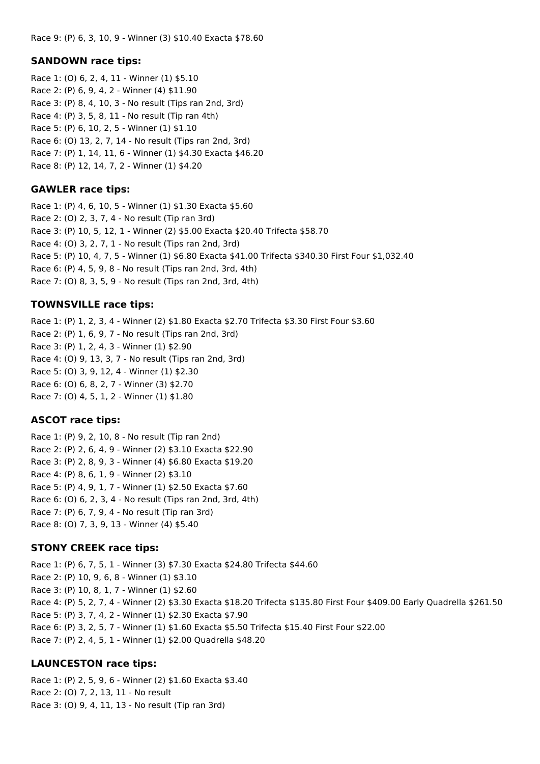Race 9: (P) 6, 3, 10, 9 - Winner (3) $10.40 Exacta $78.60

### SANDOWN race tips:

Race 1: (O) 6, 2, 4, 11 - Winner (1) $5.10
Race 2: (P) 6, 9, 4, 2 - Winner (4) $11.90
Race 3: (P) 8, 4, 10, 3 - No result (Tips ran 2nd, 3rd)
Race 4: (P) 3, 5, 8, 11 - No result (Tip ran 4th)
Race 5: (P) 6, 10, 2, 5 - Winner (1) $1.10
Race 6: (O) 13, 2, 7, 14 - No result (Tips ran 2nd, 3rd)
Race 7: (P) 1, 14, 11, 6 - Winner (1) $4.30 Exacta $46.20
Race 8: (P) 12, 14, 7, 2 - Winner (1) $4.20

### GAWLER race tips:

Race 1: (P) 4, 6, 10, 5 - Winner (1) $1.30 Exacta $5.60
Race 2: (O) 2, 3, 7, 4 - No result (Tip ran 3rd)
Race 3: (P) 10, 5, 12, 1 - Winner (2) $5.00 Exacta $20.40 Trifecta $58.70
Race 4: (O) 3, 2, 7, 1 - No result (Tips ran 2nd, 3rd)
Race 5: (P) 10, 4, 7, 5 - Winner (1) $6.80 Exacta $41.00 Trifecta $340.30 First Four $1,032.40
Race 6: (P) 4, 5, 9, 8 - No result (Tips ran 2nd, 3rd, 4th)
Race 7: (O) 8, 3, 5, 9 - No result (Tips ran 2nd, 3rd, 4th)

### TOWNSVILLE race tips:

Race 1: (P) 1, 2, 3, 4 - Winner (2) $1.80 Exacta $2.70 Trifecta $3.30 First Four $3.60
Race 2: (P) 1, 6, 9, 7 - No result (Tips ran 2nd, 3rd)
Race 3: (P) 1, 2, 4, 3 - Winner (1) $2.90
Race 4: (O) 9, 13, 3, 7 - No result (Tips ran 2nd, 3rd)
Race 5: (O) 3, 9, 12, 4 - Winner (1) $2.30
Race 6: (O) 6, 8, 2, 7 - Winner (3) $2.70
Race 7: (O) 4, 5, 1, 2 - Winner (1) $1.80

### ASCOT race tips:

Race 1: (P) 9, 2, 10, 8 - No result (Tip ran 2nd)
Race 2: (P) 2, 6, 4, 9 - Winner (2) $3.10 Exacta $22.90
Race 3: (P) 2, 8, 9, 3 - Winner (4) $6.80 Exacta $19.20
Race 4: (P) 8, 6, 1, 9 - Winner (2) $3.10
Race 5: (P) 4, 9, 1, 7 - Winner (1) $2.50 Exacta $7.60
Race 6: (O) 6, 2, 3, 4 - No result (Tips ran 2nd, 3rd, 4th)
Race 7: (P) 6, 7, 9, 4 - No result (Tip ran 3rd)
Race 8: (O) 7, 3, 9, 13 - Winner (4) $5.40

### STONY CREEK race tips:

Race 1: (P) 6, 7, 5, 1 - Winner (3) $7.30 Exacta $24.80 Trifecta $44.60
Race 2: (P) 10, 9, 6, 8 - Winner (1) $3.10
Race 3: (P) 10, 8, 1, 7 - Winner (1) $2.60
Race 4: (P) 5, 2, 7, 4 - Winner (2) $3.30 Exacta $18.20 Trifecta $135.80 First Four $409.00 Early Quadrella $261.50
Race 5: (P) 3, 7, 4, 2 - Winner (1) $2.30 Exacta $7.90
Race 6: (P) 3, 2, 5, 7 - Winner (1) $1.60 Exacta $5.50 Trifecta $15.40 First Four $22.00
Race 7: (P) 2, 4, 5, 1 - Winner (1) $2.00 Quadrella $48.20

### LAUNCESTON race tips:

Race 1: (P) 2, 5, 9, 6 - Winner (2) $1.60 Exacta $3.40
Race 2: (O) 7, 2, 13, 11 - No result
Race 3: (O) 9, 4, 11, 13 - No result (Tip ran 3rd)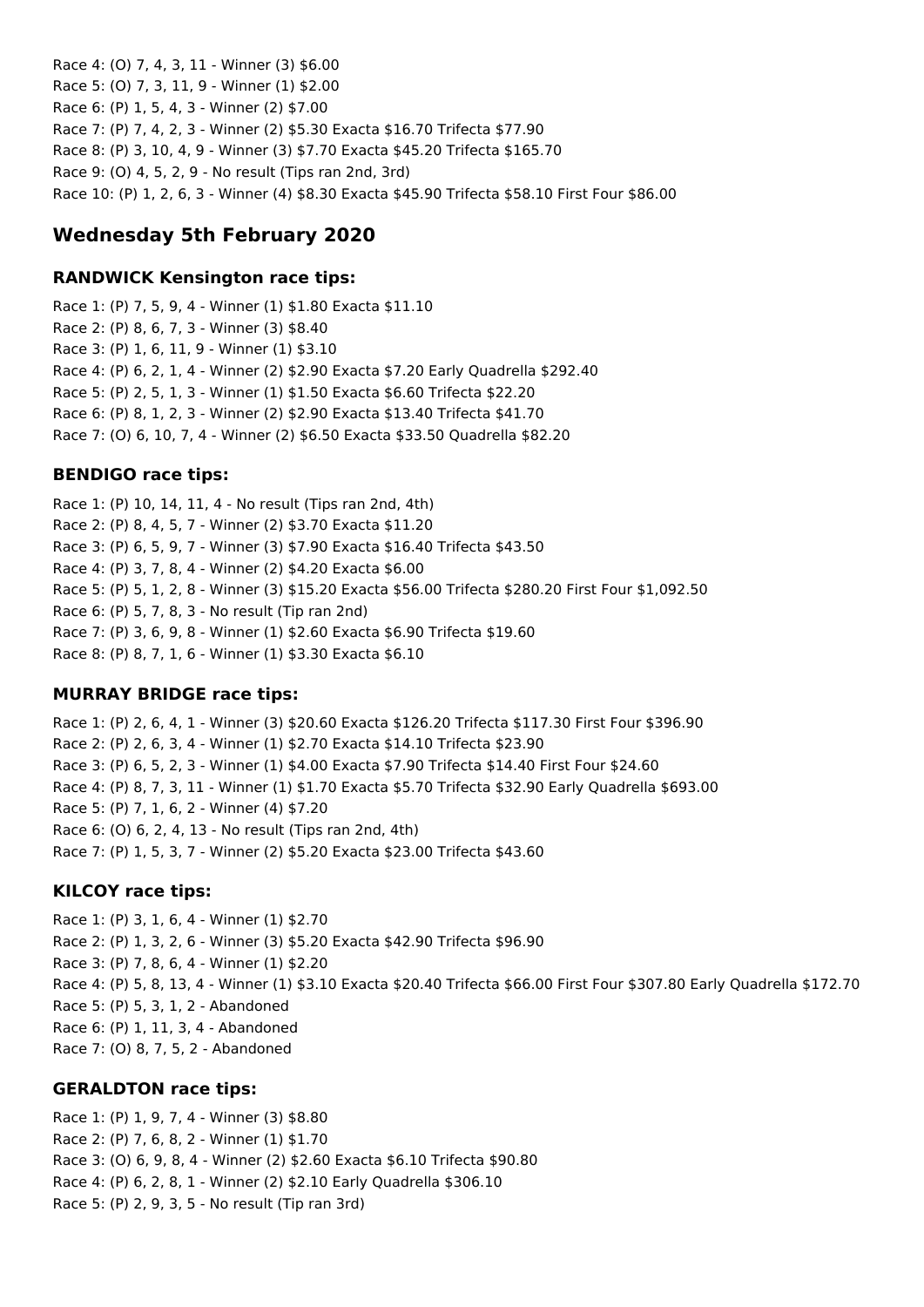Race 4: (O) 7, 4, 3, 11 - Winner (3) $6.00
Race 5: (O) 7, 3, 11, 9 - Winner (1) $2.00
Race 6: (P) 1, 5, 4, 3 - Winner (2) $7.00
Race 7: (P) 7, 4, 2, 3 - Winner (2) $5.30 Exacta $16.70 Trifecta $77.90
Race 8: (P) 3, 10, 4, 9 - Winner (3) $7.70 Exacta $45.20 Trifecta $165.70
Race 9: (O) 4, 5, 2, 9 - No result (Tips ran 2nd, 3rd)
Race 10: (P) 1, 2, 6, 3 - Winner (4) $8.30 Exacta $45.90 Trifecta $58.10 First Four $86.00

## Wednesday 5th February 2020

### RANDWICK Kensington race tips:

Race 1: (P) 7, 5, 9, 4 - Winner (1) $1.80 Exacta $11.10
Race 2: (P) 8, 6, 7, 3 - Winner (3) $8.40
Race 3: (P) 1, 6, 11, 9 - Winner (1) $3.10
Race 4: (P) 6, 2, 1, 4 - Winner (2) $2.90 Exacta $7.20 Early Quadrella $292.40
Race 5: (P) 2, 5, 1, 3 - Winner (1) $1.50 Exacta $6.60 Trifecta $22.20
Race 6: (P) 8, 1, 2, 3 - Winner (2) $2.90 Exacta $13.40 Trifecta $41.70
Race 7: (O) 6, 10, 7, 4 - Winner (2) $6.50 Exacta $33.50 Quadrella $82.20

### BENDIGO race tips:

Race 1: (P) 10, 14, 11, 4 - No result (Tips ran 2nd, 4th)
Race 2: (P) 8, 4, 5, 7 - Winner (2) $3.70 Exacta $11.20
Race 3: (P) 6, 5, 9, 7 - Winner (3) $7.90 Exacta $16.40 Trifecta $43.50
Race 4: (P) 3, 7, 8, 4 - Winner (2) $4.20 Exacta $6.00
Race 5: (P) 5, 1, 2, 8 - Winner (3) $15.20 Exacta $56.00 Trifecta $280.20 First Four $1,092.50
Race 6: (P) 5, 7, 8, 3 - No result (Tip ran 2nd)
Race 7: (P) 3, 6, 9, 8 - Winner (1) $2.60 Exacta $6.90 Trifecta $19.60
Race 8: (P) 8, 7, 1, 6 - Winner (1) $3.30 Exacta $6.10

### MURRAY BRIDGE race tips:

Race 1: (P) 2, 6, 4, 1 - Winner (3) $20.60 Exacta $126.20 Trifecta $117.30 First Four $396.90
Race 2: (P) 2, 6, 3, 4 - Winner (1) $2.70 Exacta $14.10 Trifecta $23.90
Race 3: (P) 6, 5, 2, 3 - Winner (1) $4.00 Exacta $7.90 Trifecta $14.40 First Four $24.60
Race 4: (P) 8, 7, 3, 11 - Winner (1) $1.70 Exacta $5.70 Trifecta $32.90 Early Quadrella $693.00
Race 5: (P) 7, 1, 6, 2 - Winner (4) $7.20
Race 6: (O) 6, 2, 4, 13 - No result (Tips ran 2nd, 4th)
Race 7: (P) 1, 5, 3, 7 - Winner (2) $5.20 Exacta $23.00 Trifecta $43.60

### KILCOY race tips:

Race 1: (P) 3, 1, 6, 4 - Winner (1) $2.70
Race 2: (P) 1, 3, 2, 6 - Winner (3) $5.20 Exacta $42.90 Trifecta $96.90
Race 3: (P) 7, 8, 6, 4 - Winner (1) $2.20
Race 4: (P) 5, 8, 13, 4 - Winner (1) $3.10 Exacta $20.40 Trifecta $66.00 First Four $307.80 Early Quadrella $172.70
Race 5: (P) 5, 3, 1, 2 - Abandoned
Race 6: (P) 1, 11, 3, 4 - Abandoned
Race 7: (O) 8, 7, 5, 2 - Abandoned

### GERALDTON race tips:

Race 1: (P) 1, 9, 7, 4 - Winner (3) $8.80
Race 2: (P) 7, 6, 8, 2 - Winner (1) $1.70
Race 3: (O) 6, 9, 8, 4 - Winner (2) $2.60 Exacta $6.10 Trifecta $90.80
Race 4: (P) 6, 2, 8, 1 - Winner (2) $2.10 Early Quadrella $306.10
Race 5: (P) 2, 9, 3, 5 - No result (Tip ran 3rd)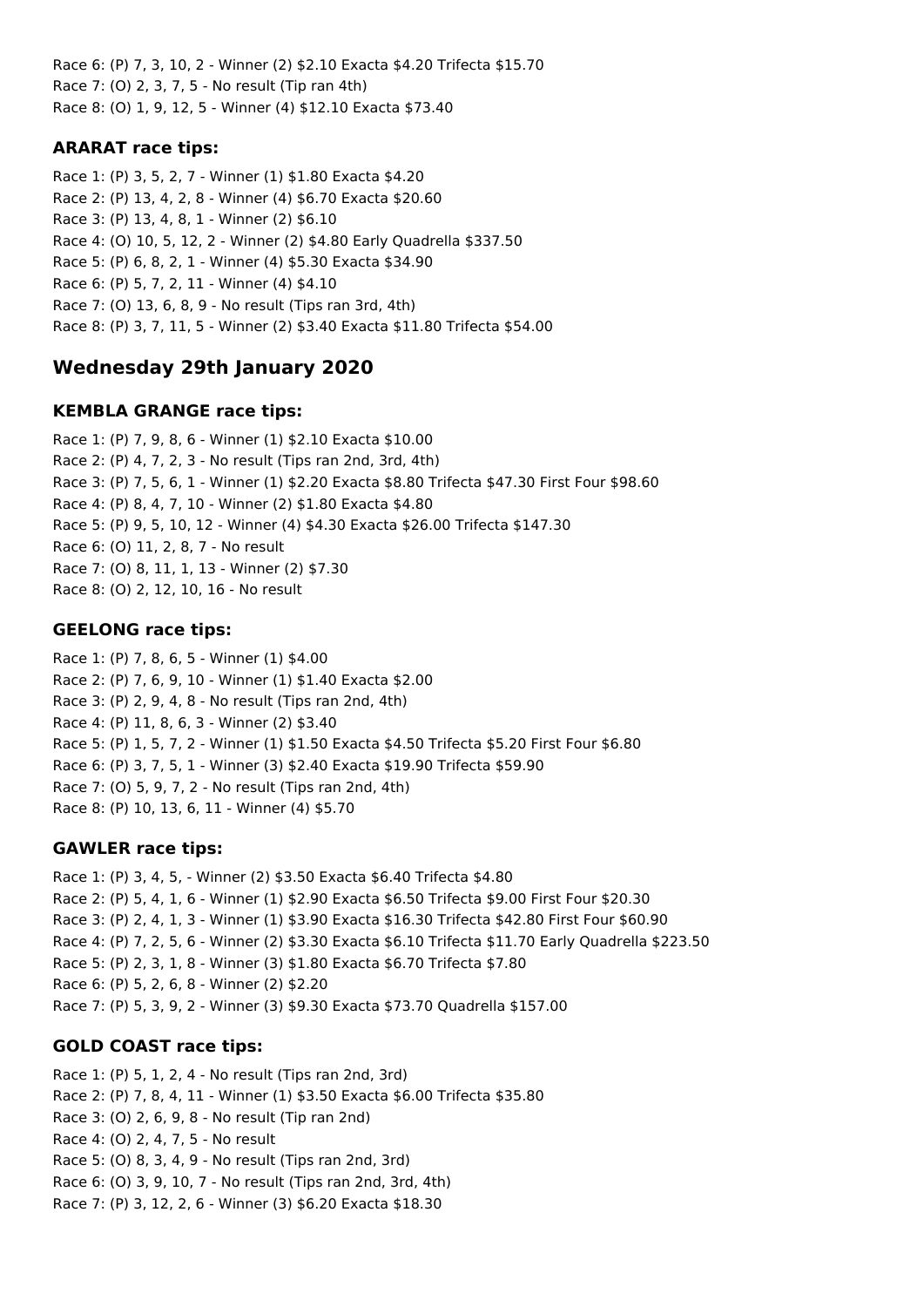Race 6: (P) 7, 3, 10, 2 - Winner (2) $2.10 Exacta $4.20 Trifecta $15.70
Race 7: (O) 2, 3, 7, 5 - No result (Tip ran 4th)
Race 8: (O) 1, 9, 12, 5 - Winner (4) $12.10 Exacta $73.40

### ARARAT race tips:

Race 1: (P) 3, 5, 2, 7 - Winner (1) $1.80 Exacta $4.20
Race 2: (P) 13, 4, 2, 8 - Winner (4) $6.70 Exacta $20.60
Race 3: (P) 13, 4, 8, 1 - Winner (2) $6.10
Race 4: (O) 10, 5, 12, 2 - Winner (2) $4.80 Early Quadrella $337.50
Race 5: (P) 6, 8, 2, 1 - Winner (4) $5.30 Exacta $34.90
Race 6: (P) 5, 7, 2, 11 - Winner (4) $4.10
Race 7: (O) 13, 6, 8, 9 - No result (Tips ran 3rd, 4th)
Race 8: (P) 3, 7, 11, 5 - Winner (2) $3.40 Exacta $11.80 Trifecta $54.00

## Wednesday 29th January 2020

### KEMBLA GRANGE race tips:

Race 1: (P) 7, 9, 8, 6 - Winner (1) $2.10 Exacta $10.00
Race 2: (P) 4, 7, 2, 3 - No result (Tips ran 2nd, 3rd, 4th)
Race 3: (P) 7, 5, 6, 1 - Winner (1) $2.20 Exacta $8.80 Trifecta $47.30 First Four $98.60
Race 4: (P) 8, 4, 7, 10 - Winner (2) $1.80 Exacta $4.80
Race 5: (P) 9, 5, 10, 12 - Winner (4) $4.30 Exacta $26.00 Trifecta $147.30
Race 6: (O) 11, 2, 8, 7 - No result
Race 7: (O) 8, 11, 1, 13 - Winner (2) $7.30
Race 8: (O) 2, 12, 10, 16 - No result

### GEELONG race tips:

Race 1: (P) 7, 8, 6, 5 - Winner (1) $4.00
Race 2: (P) 7, 6, 9, 10 - Winner (1) $1.40 Exacta $2.00
Race 3: (P) 2, 9, 4, 8 - No result (Tips ran 2nd, 4th)
Race 4: (P) 11, 8, 6, 3 - Winner (2) $3.40
Race 5: (P) 1, 5, 7, 2 - Winner (1) $1.50 Exacta $4.50 Trifecta $5.20 First Four $6.80
Race 6: (P) 3, 7, 5, 1 - Winner (3) $2.40 Exacta $19.90 Trifecta $59.90
Race 7: (O) 5, 9, 7, 2 - No result (Tips ran 2nd, 4th)
Race 8: (P) 10, 13, 6, 11 - Winner (4) $5.70

### GAWLER race tips:

Race 1: (P) 3, 4, 5, - Winner (2) $3.50 Exacta $6.40 Trifecta $4.80
Race 2: (P) 5, 4, 1, 6 - Winner (1) $2.90 Exacta $6.50 Trifecta $9.00 First Four $20.30
Race 3: (P) 2, 4, 1, 3 - Winner (1) $3.90 Exacta $16.30 Trifecta $42.80 First Four $60.90
Race 4: (P) 7, 2, 5, 6 - Winner (2) $3.30 Exacta $6.10 Trifecta $11.70 Early Quadrella $223.50
Race 5: (P) 2, 3, 1, 8 - Winner (3) $1.80 Exacta $6.70 Trifecta $7.80
Race 6: (P) 5, 2, 6, 8 - Winner (2) $2.20
Race 7: (P) 5, 3, 9, 2 - Winner (3) $9.30 Exacta $73.70 Quadrella $157.00

### GOLD COAST race tips:

Race 1: (P) 5, 1, 2, 4 - No result (Tips ran 2nd, 3rd)
Race 2: (P) 7, 8, 4, 11 - Winner (1) $3.50 Exacta $6.00 Trifecta $35.80
Race 3: (O) 2, 6, 9, 8 - No result (Tip ran 2nd)
Race 4: (O) 2, 4, 7, 5 - No result
Race 5: (O) 8, 3, 4, 9 - No result (Tips ran 2nd, 3rd)
Race 6: (O) 3, 9, 10, 7 - No result (Tips ran 2nd, 3rd, 4th)
Race 7: (P) 3, 12, 2, 6 - Winner (3) $6.20 Exacta $18.30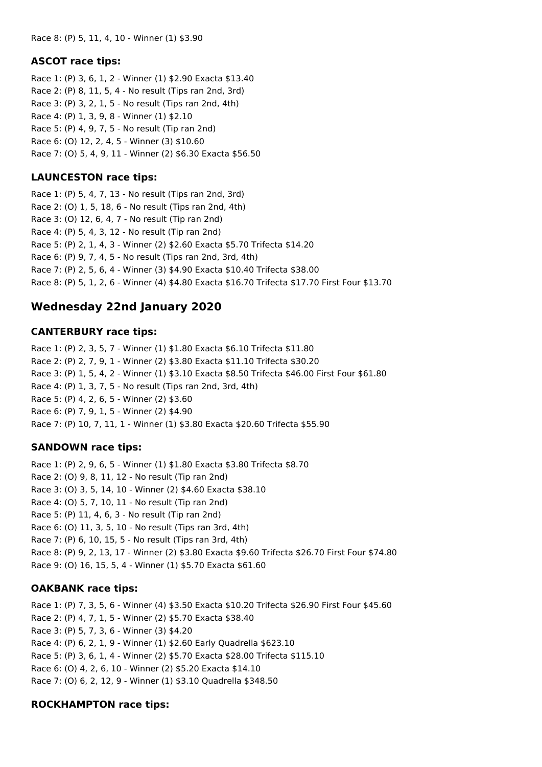Race 8: (P) 5, 11, 4, 10 - Winner (1) $3.90

### ASCOT race tips:

Race 1: (P) 3, 6, 1, 2 - Winner (1) $2.90 Exacta $13.40
Race 2: (P) 8, 11, 5, 4 - No result (Tips ran 2nd, 3rd)
Race 3: (P) 3, 2, 1, 5 - No result (Tips ran 2nd, 4th)
Race 4: (P) 1, 3, 9, 8 - Winner (1) $2.10
Race 5: (P) 4, 9, 7, 5 - No result (Tip ran 2nd)
Race 6: (O) 12, 2, 4, 5 - Winner (3) $10.60
Race 7: (O) 5, 4, 9, 11 - Winner (2) $6.30 Exacta $56.50

### LAUNCESTON race tips:

Race 1: (P) 5, 4, 7, 13 - No result (Tips ran 2nd, 3rd)
Race 2: (O) 1, 5, 18, 6 - No result (Tips ran 2nd, 4th)
Race 3: (O) 12, 6, 4, 7 - No result (Tip ran 2nd)
Race 4: (P) 5, 4, 3, 12 - No result (Tip ran 2nd)
Race 5: (P) 2, 1, 4, 3 - Winner (2) $2.60 Exacta $5.70 Trifecta $14.20
Race 6: (P) 9, 7, 4, 5 - No result (Tips ran 2nd, 3rd, 4th)
Race 7: (P) 2, 5, 6, 4 - Winner (3) $4.90 Exacta $10.40 Trifecta $38.00
Race 8: (P) 5, 1, 2, 6 - Winner (4) $4.80 Exacta $16.70 Trifecta $17.70 First Four $13.70

## Wednesday 22nd January 2020

### CANTERBURY race tips:

Race 1: (P) 2, 3, 5, 7 - Winner (1) $1.80 Exacta $6.10 Trifecta $11.80
Race 2: (P) 2, 7, 9, 1 - Winner (2) $3.80 Exacta $11.10 Trifecta $30.20
Race 3: (P) 1, 5, 4, 2 - Winner (1) $3.10 Exacta $8.50 Trifecta $46.00 First Four $61.80
Race 4: (P) 1, 3, 7, 5 - No result (Tips ran 2nd, 3rd, 4th)
Race 5: (P) 4, 2, 6, 5 - Winner (2) $3.60
Race 6: (P) 7, 9, 1, 5 - Winner (2) $4.90
Race 7: (P) 10, 7, 11, 1 - Winner (1) $3.80 Exacta $20.60 Trifecta $55.90

### SANDOWN race tips:

Race 1: (P) 2, 9, 6, 5 - Winner (1) $1.80 Exacta $3.80 Trifecta $8.70
Race 2: (O) 9, 8, 11, 12 - No result (Tip ran 2nd)
Race 3: (O) 3, 5, 14, 10 - Winner (2) $4.60 Exacta $38.10
Race 4: (O) 5, 7, 10, 11 - No result (Tip ran 2nd)
Race 5: (P) 11, 4, 6, 3 - No result (Tip ran 2nd)
Race 6: (O) 11, 3, 5, 10 - No result (Tips ran 3rd, 4th)
Race 7: (P) 6, 10, 15, 5 - No result (Tips ran 3rd, 4th)
Race 8: (P) 9, 2, 13, 17 - Winner (2) $3.80 Exacta $9.60 Trifecta $26.70 First Four $74.80
Race 9: (O) 16, 15, 5, 4 - Winner (1) $5.70 Exacta $61.60

### OAKBANK race tips:

Race 1: (P) 7, 3, 5, 6 - Winner (4) $3.50 Exacta $10.20 Trifecta $26.90 First Four $45.60
Race 2: (P) 4, 7, 1, 5 - Winner (2) $5.70 Exacta $38.40
Race 3: (P) 5, 7, 3, 6 - Winner (3) $4.20
Race 4: (P) 6, 2, 1, 9 - Winner (1) $2.60 Early Quadrella $623.10
Race 5: (P) 3, 6, 1, 4 - Winner (2) $5.70 Exacta $28.00 Trifecta $115.10
Race 6: (O) 4, 2, 6, 10 - Winner (2) $5.20 Exacta $14.10
Race 7: (O) 6, 2, 12, 9 - Winner (1) $3.10 Quadrella $348.50

### ROCKHAMPTON race tips: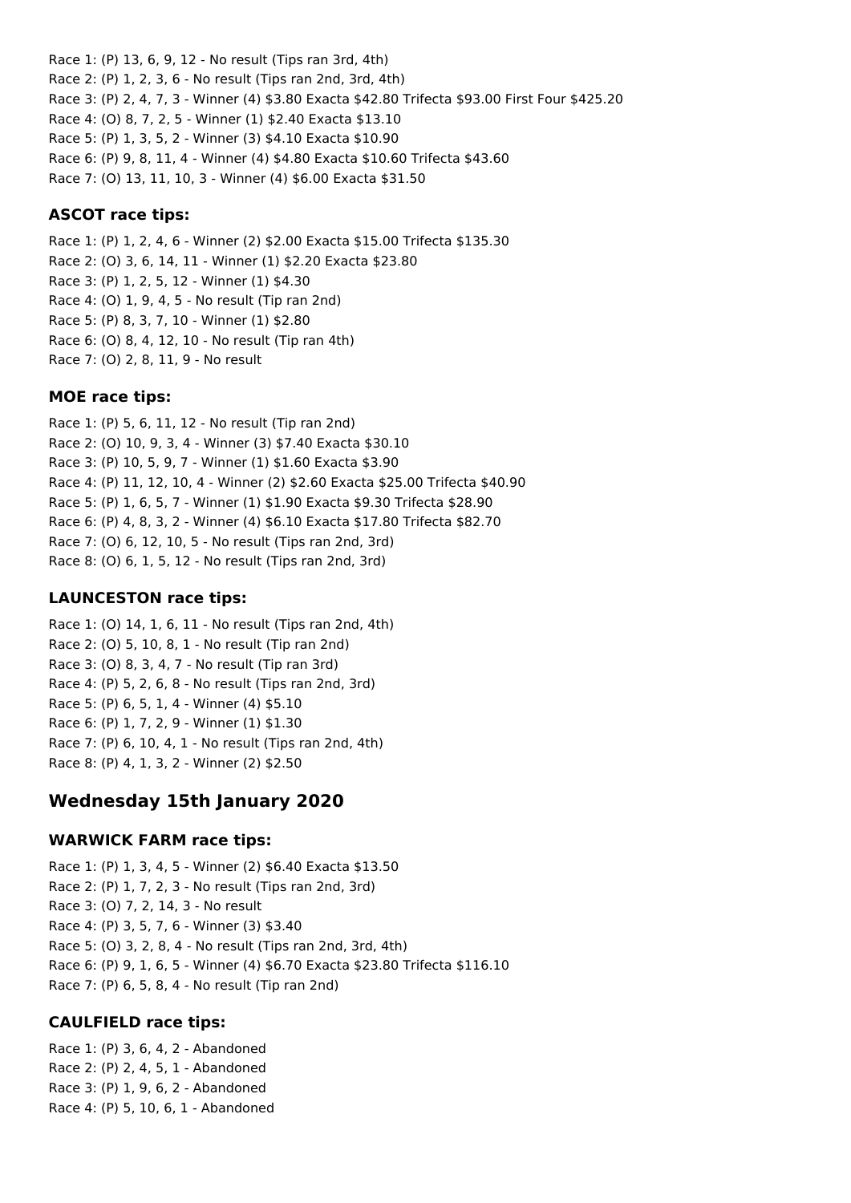Race 1: (P) 13, 6, 9, 12 - No result (Tips ran 3rd, 4th)
Race 2: (P) 1, 2, 3, 6 - No result (Tips ran 2nd, 3rd, 4th)
Race 3: (P) 2, 4, 7, 3 - Winner (4) $3.80 Exacta $42.80 Trifecta $93.00 First Four $425.20
Race 4: (O) 8, 7, 2, 5 - Winner (1) $2.40 Exacta $13.10
Race 5: (P) 1, 3, 5, 2 - Winner (3) $4.10 Exacta $10.90
Race 6: (P) 9, 8, 11, 4 - Winner (4) $4.80 Exacta $10.60 Trifecta $43.60
Race 7: (O) 13, 11, 10, 3 - Winner (4) $6.00 Exacta $31.50

### ASCOT race tips:

Race 1: (P) 1, 2, 4, 6 - Winner (2) $2.00 Exacta $15.00 Trifecta $135.30
Race 2: (O) 3, 6, 14, 11 - Winner (1) $2.20 Exacta $23.80
Race 3: (P) 1, 2, 5, 12 - Winner (1) $4.30
Race 4: (O) 1, 9, 4, 5 - No result (Tip ran 2nd)
Race 5: (P) 8, 3, 7, 10 - Winner (1) $2.80
Race 6: (O) 8, 4, 12, 10 - No result (Tip ran 4th)
Race 7: (O) 2, 8, 11, 9 - No result

### MOE race tips:

Race 1: (P) 5, 6, 11, 12 - No result (Tip ran 2nd)
Race 2: (O) 10, 9, 3, 4 - Winner (3) $7.40 Exacta $30.10
Race 3: (P) 10, 5, 9, 7 - Winner (1) $1.60 Exacta $3.90
Race 4: (P) 11, 12, 10, 4 - Winner (2) $2.60 Exacta $25.00 Trifecta $40.90
Race 5: (P) 1, 6, 5, 7 - Winner (1) $1.90 Exacta $9.30 Trifecta $28.90
Race 6: (P) 4, 8, 3, 2 - Winner (4) $6.10 Exacta $17.80 Trifecta $82.70
Race 7: (O) 6, 12, 10, 5 - No result (Tips ran 2nd, 3rd)
Race 8: (O) 6, 1, 5, 12 - No result (Tips ran 2nd, 3rd)

### LAUNCESTON race tips:

Race 1: (O) 14, 1, 6, 11 - No result (Tips ran 2nd, 4th)
Race 2: (O) 5, 10, 8, 1 - No result (Tip ran 2nd)
Race 3: (O) 8, 3, 4, 7 - No result (Tip ran 3rd)
Race 4: (P) 5, 2, 6, 8 - No result (Tips ran 2nd, 3rd)
Race 5: (P) 6, 5, 1, 4 - Winner (4) $5.10
Race 6: (P) 1, 7, 2, 9 - Winner (1) $1.30
Race 7: (P) 6, 10, 4, 1 - No result (Tips ran 2nd, 4th)
Race 8: (P) 4, 1, 3, 2 - Winner (2) $2.50

## Wednesday 15th January 2020

### WARWICK FARM race tips:

Race 1: (P) 1, 3, 4, 5 - Winner (2) $6.40 Exacta $13.50
Race 2: (P) 1, 7, 2, 3 - No result (Tips ran 2nd, 3rd)
Race 3: (O) 7, 2, 14, 3 - No result
Race 4: (P) 3, 5, 7, 6 - Winner (3) $3.40
Race 5: (O) 3, 2, 8, 4 - No result (Tips ran 2nd, 3rd, 4th)
Race 6: (P) 9, 1, 6, 5 - Winner (4) $6.70 Exacta $23.80 Trifecta $116.10
Race 7: (P) 6, 5, 8, 4 - No result (Tip ran 2nd)

### CAULFIELD race tips:

Race 1: (P) 3, 6, 4, 2 - Abandoned
Race 2: (P) 2, 4, 5, 1 - Abandoned
Race 3: (P) 1, 9, 6, 2 - Abandoned
Race 4: (P) 5, 10, 6, 1 - Abandoned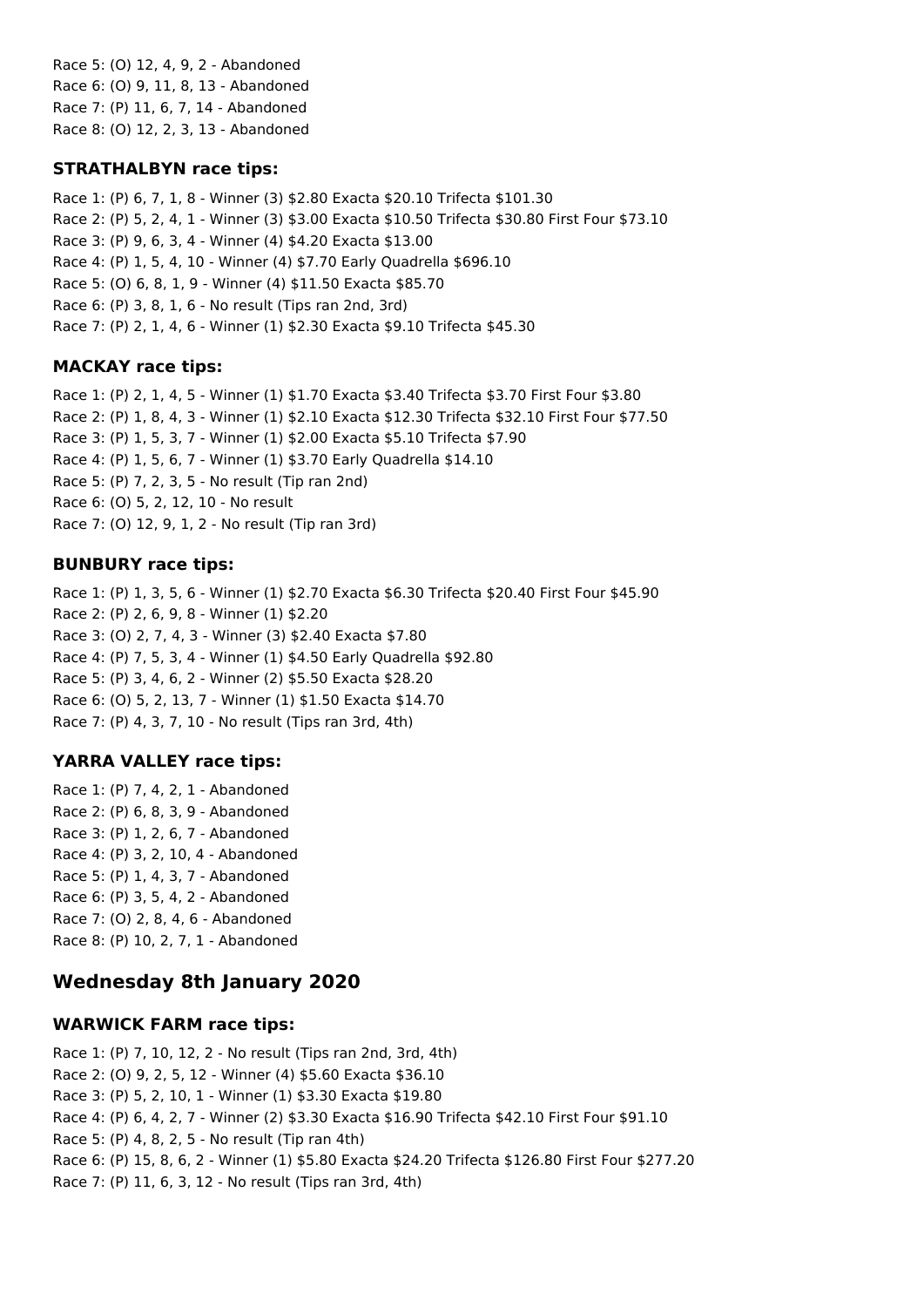Race 5: (O) 12, 4, 9, 2 - Abandoned
Race 6: (O) 9, 11, 8, 13 - Abandoned
Race 7: (P) 11, 6, 7, 14 - Abandoned
Race 8: (O) 12, 2, 3, 13 - Abandoned

### STRATHALBYN race tips:

Race 1: (P) 6, 7, 1, 8 - Winner (3) $2.80 Exacta $20.10 Trifecta $101.30
Race 2: (P) 5, 2, 4, 1 - Winner (3) $3.00 Exacta $10.50 Trifecta $30.80 First Four $73.10
Race 3: (P) 9, 6, 3, 4 - Winner (4) $4.20 Exacta $13.00
Race 4: (P) 1, 5, 4, 10 - Winner (4) $7.70 Early Quadrella $696.10
Race 5: (O) 6, 8, 1, 9 - Winner (4) $11.50 Exacta $85.70
Race 6: (P) 3, 8, 1, 6 - No result (Tips ran 2nd, 3rd)
Race 7: (P) 2, 1, 4, 6 - Winner (1) $2.30 Exacta $9.10 Trifecta $45.30

### MACKAY race tips:

Race 1: (P) 2, 1, 4, 5 - Winner (1) $1.70 Exacta $3.40 Trifecta $3.70 First Four $3.80
Race 2: (P) 1, 8, 4, 3 - Winner (1) $2.10 Exacta $12.30 Trifecta $32.10 First Four $77.50
Race 3: (P) 1, 5, 3, 7 - Winner (1) $2.00 Exacta $5.10 Trifecta $7.90
Race 4: (P) 1, 5, 6, 7 - Winner (1) $3.70 Early Quadrella $14.10
Race 5: (P) 7, 2, 3, 5 - No result (Tip ran 2nd)
Race 6: (O) 5, 2, 12, 10 - No result
Race 7: (O) 12, 9, 1, 2 - No result (Tip ran 3rd)

### BUNBURY race tips:

Race 1: (P) 1, 3, 5, 6 - Winner (1) $2.70 Exacta $6.30 Trifecta $20.40 First Four $45.90
Race 2: (P) 2, 6, 9, 8 - Winner (1) $2.20
Race 3: (O) 2, 7, 4, 3 - Winner (3) $2.40 Exacta $7.80
Race 4: (P) 7, 5, 3, 4 - Winner (1) $4.50 Early Quadrella $92.80
Race 5: (P) 3, 4, 6, 2 - Winner (2) $5.50 Exacta $28.20
Race 6: (O) 5, 2, 13, 7 - Winner (1) $1.50 Exacta $14.70
Race 7: (P) 4, 3, 7, 10 - No result (Tips ran 3rd, 4th)

### YARRA VALLEY race tips:

Race 1: (P) 7, 4, 2, 1 - Abandoned
Race 2: (P) 6, 8, 3, 9 - Abandoned
Race 3: (P) 1, 2, 6, 7 - Abandoned
Race 4: (P) 3, 2, 10, 4 - Abandoned
Race 5: (P) 1, 4, 3, 7 - Abandoned
Race 6: (P) 3, 5, 4, 2 - Abandoned
Race 7: (O) 2, 8, 4, 6 - Abandoned
Race 8: (P) 10, 2, 7, 1 - Abandoned

## Wednesday 8th January 2020

### WARWICK FARM race tips:

Race 1: (P) 7, 10, 12, 2 - No result (Tips ran 2nd, 3rd, 4th)
Race 2: (O) 9, 2, 5, 12 - Winner (4) $5.60 Exacta $36.10
Race 3: (P) 5, 2, 10, 1 - Winner (1) $3.30 Exacta $19.80
Race 4: (P) 6, 4, 2, 7 - Winner (2) $3.30 Exacta $16.90 Trifecta $42.10 First Four $91.10
Race 5: (P) 4, 8, 2, 5 - No result (Tip ran 4th)
Race 6: (P) 15, 8, 6, 2 - Winner (1) $5.80 Exacta $24.20 Trifecta $126.80 First Four $277.20
Race 7: (P) 11, 6, 3, 12 - No result (Tips ran 3rd, 4th)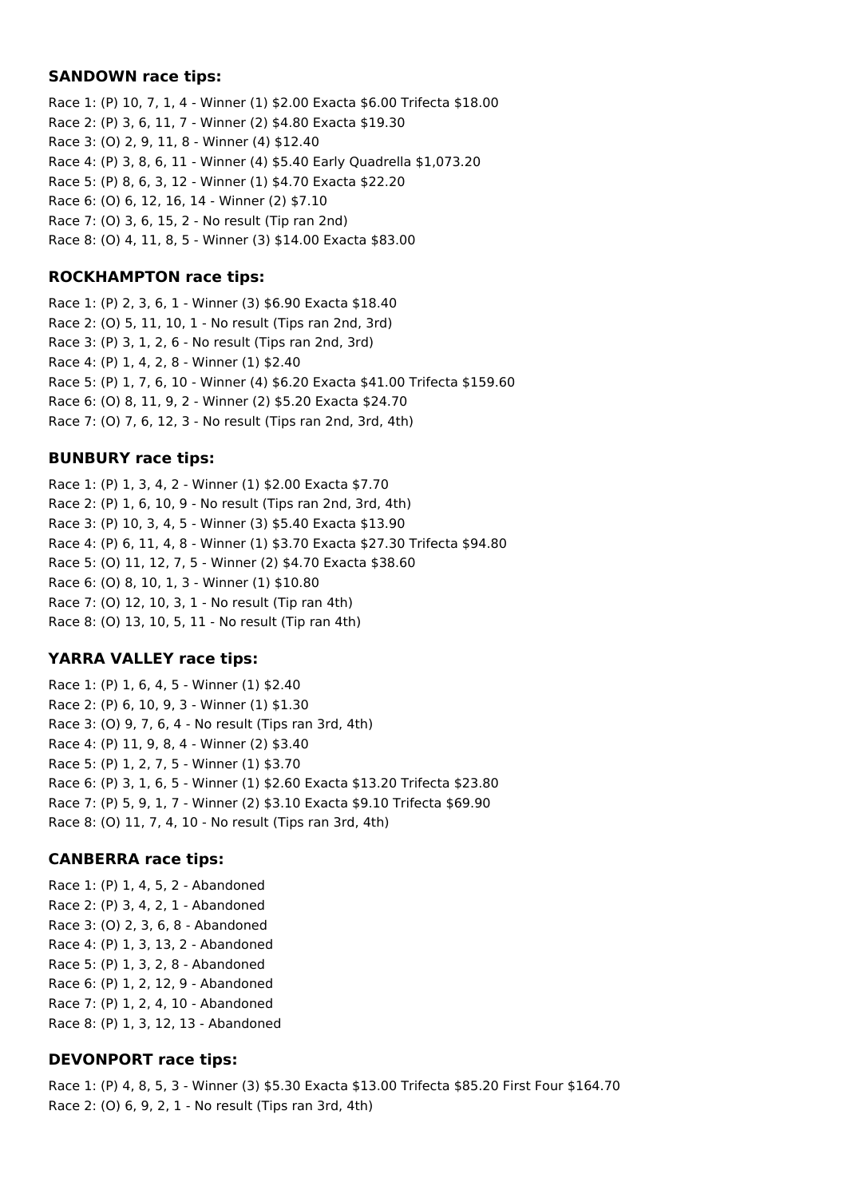### SANDOWN race tips:

Race 1: (P) 10, 7, 1, 4 - Winner (1) $2.00 Exacta $6.00 Trifecta $18.00
Race 2: (P) 3, 6, 11, 7 - Winner (2) $4.80 Exacta $19.30
Race 3: (O) 2, 9, 11, 8 - Winner (4) $12.40
Race 4: (P) 3, 8, 6, 11 - Winner (4) $5.40 Early Quadrella $1,073.20
Race 5: (P) 8, 6, 3, 12 - Winner (1) $4.70 Exacta $22.20
Race 6: (O) 6, 12, 16, 14 - Winner (2) $7.10
Race 7: (O) 3, 6, 15, 2 - No result (Tip ran 2nd)
Race 8: (O) 4, 11, 8, 5 - Winner (3) $14.00 Exacta $83.00

### ROCKHAMPTON race tips:

Race 1: (P) 2, 3, 6, 1 - Winner (3) $6.90 Exacta $18.40
Race 2: (O) 5, 11, 10, 1 - No result (Tips ran 2nd, 3rd)
Race 3: (P) 3, 1, 2, 6 - No result (Tips ran 2nd, 3rd)
Race 4: (P) 1, 4, 2, 8 - Winner (1) $2.40
Race 5: (P) 1, 7, 6, 10 - Winner (4) $6.20 Exacta $41.00 Trifecta $159.60
Race 6: (O) 8, 11, 9, 2 - Winner (2) $5.20 Exacta $24.70
Race 7: (O) 7, 6, 12, 3 - No result (Tips ran 2nd, 3rd, 4th)

### BUNBURY race tips:

Race 1: (P) 1, 3, 4, 2 - Winner (1) $2.00 Exacta $7.70
Race 2: (P) 1, 6, 10, 9 - No result (Tips ran 2nd, 3rd, 4th)
Race 3: (P) 10, 3, 4, 5 - Winner (3) $5.40 Exacta $13.90
Race 4: (P) 6, 11, 4, 8 - Winner (1) $3.70 Exacta $27.30 Trifecta $94.80
Race 5: (O) 11, 12, 7, 5 - Winner (2) $4.70 Exacta $38.60
Race 6: (O) 8, 10, 1, 3 - Winner (1) $10.80
Race 7: (O) 12, 10, 3, 1 - No result (Tip ran 4th)
Race 8: (O) 13, 10, 5, 11 - No result (Tip ran 4th)

### YARRA VALLEY race tips:

Race 1: (P) 1, 6, 4, 5 - Winner (1) $2.40
Race 2: (P) 6, 10, 9, 3 - Winner (1) $1.30
Race 3: (O) 9, 7, 6, 4 - No result (Tips ran 3rd, 4th)
Race 4: (P) 11, 9, 8, 4 - Winner (2) $3.40
Race 5: (P) 1, 2, 7, 5 - Winner (1) $3.70
Race 6: (P) 3, 1, 6, 5 - Winner (1) $2.60 Exacta $13.20 Trifecta $23.80
Race 7: (P) 5, 9, 1, 7 - Winner (2) $3.10 Exacta $9.10 Trifecta $69.90
Race 8: (O) 11, 7, 4, 10 - No result (Tips ran 3rd, 4th)

### CANBERRA race tips:

Race 1: (P) 1, 4, 5, 2 - Abandoned
Race 2: (P) 3, 4, 2, 1 - Abandoned
Race 3: (O) 2, 3, 6, 8 - Abandoned
Race 4: (P) 1, 3, 13, 2 - Abandoned
Race 5: (P) 1, 3, 2, 8 - Abandoned
Race 6: (P) 1, 2, 12, 9 - Abandoned
Race 7: (P) 1, 2, 4, 10 - Abandoned
Race 8: (P) 1, 3, 12, 13 - Abandoned

### DEVONPORT race tips:

Race 1: (P) 4, 8, 5, 3 - Winner (3) $5.30 Exacta $13.00 Trifecta $85.20 First Four $164.70
Race 2: (O) 6, 9, 2, 1 - No result (Tips ran 3rd, 4th)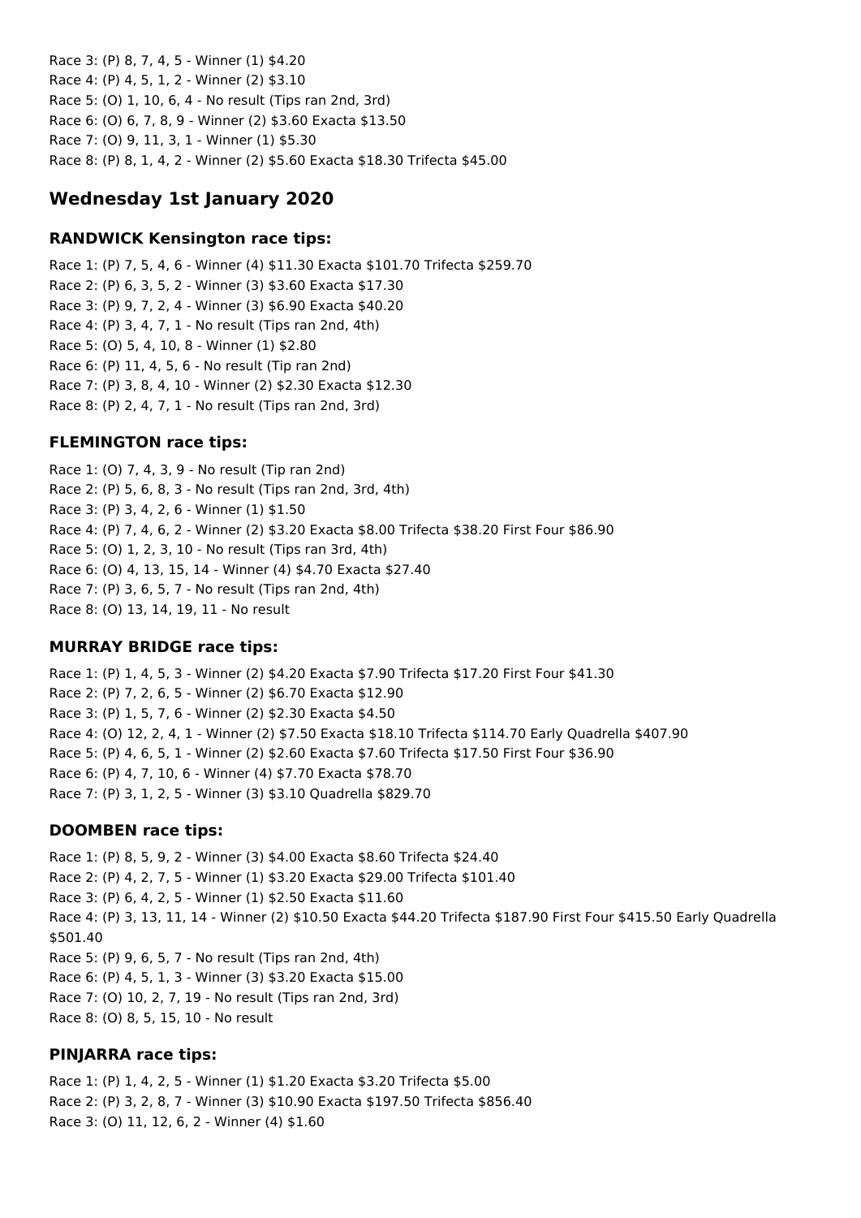Race 3: (P) 8, 7, 4, 5 - Winner (1) $4.20
Race 4: (P) 4, 5, 1, 2 - Winner (2) $3.10
Race 5: (O) 1, 10, 6, 4 - No result (Tips ran 2nd, 3rd)
Race 6: (O) 6, 7, 8, 9 - Winner (2) $3.60 Exacta $13.50
Race 7: (O) 9, 11, 3, 1 - Winner (1) $5.30
Race 8: (P) 8, 1, 4, 2 - Winner (2) $5.60 Exacta $18.30 Trifecta $45.00

## Wednesday 1st January 2020

### RANDWICK Kensington race tips:

Race 1: (P) 7, 5, 4, 6 - Winner (4) $11.30 Exacta $101.70 Trifecta $259.70
Race 2: (P) 6, 3, 5, 2 - Winner (3) $3.60 Exacta $17.30
Race 3: (P) 9, 7, 2, 4 - Winner (3) $6.90 Exacta $40.20
Race 4: (P) 3, 4, 7, 1 - No result (Tips ran 2nd, 4th)
Race 5: (O) 5, 4, 10, 8 - Winner (1) $2.80
Race 6: (P) 11, 4, 5, 6 - No result (Tip ran 2nd)
Race 7: (P) 3, 8, 4, 10 - Winner (2) $2.30 Exacta $12.30
Race 8: (P) 2, 4, 7, 1 - No result (Tips ran 2nd, 3rd)

### FLEMINGTON race tips:

Race 1: (O) 7, 4, 3, 9 - No result (Tip ran 2nd)
Race 2: (P) 5, 6, 8, 3 - No result (Tips ran 2nd, 3rd, 4th)
Race 3: (P) 3, 4, 2, 6 - Winner (1) $1.50
Race 4: (P) 7, 4, 6, 2 - Winner (2) $3.20 Exacta $8.00 Trifecta $38.20 First Four $86.90
Race 5: (O) 1, 2, 3, 10 - No result (Tips ran 3rd, 4th)
Race 6: (O) 4, 13, 15, 14 - Winner (4) $4.70 Exacta $27.40
Race 7: (P) 3, 6, 5, 7 - No result (Tips ran 2nd, 4th)
Race 8: (O) 13, 14, 19, 11 - No result

### MURRAY BRIDGE race tips:

Race 1: (P) 1, 4, 5, 3 - Winner (2) $4.20 Exacta $7.90 Trifecta $17.20 First Four $41.30
Race 2: (P) 7, 2, 6, 5 - Winner (2) $6.70 Exacta $12.90
Race 3: (P) 1, 5, 7, 6 - Winner (2) $2.30 Exacta $4.50
Race 4: (O) 12, 2, 4, 1 - Winner (2) $7.50 Exacta $18.10 Trifecta $114.70 Early Quadrella $407.90
Race 5: (P) 4, 6, 5, 1 - Winner (2) $2.60 Exacta $7.60 Trifecta $17.50 First Four $36.90
Race 6: (P) 4, 7, 10, 6 - Winner (4) $7.70 Exacta $78.70
Race 7: (P) 3, 1, 2, 5 - Winner (3) $3.10 Quadrella $829.70

### DOOMBEN race tips:

Race 1: (P) 8, 5, 9, 2 - Winner (3) $4.00 Exacta $8.60 Trifecta $24.40
Race 2: (P) 4, 2, 7, 5 - Winner (1) $3.20 Exacta $29.00 Trifecta $101.40
Race 3: (P) 6, 4, 2, 5 - Winner (1) $2.50 Exacta $11.60
Race 4: (P) 3, 13, 11, 14 - Winner (2) $10.50 Exacta $44.20 Trifecta $187.90 First Four $415.50 Early Quadrella $501.40
Race 5: (P) 9, 6, 5, 7 - No result (Tips ran 2nd, 4th)
Race 6: (P) 4, 5, 1, 3 - Winner (3) $3.20 Exacta $15.00
Race 7: (O) 10, 2, 7, 19 - No result (Tips ran 2nd, 3rd)
Race 8: (O) 8, 5, 15, 10 - No result

### PINJARRA race tips:

Race 1: (P) 1, 4, 2, 5 - Winner (1) $1.20 Exacta $3.20 Trifecta $5.00
Race 2: (P) 3, 2, 8, 7 - Winner (3) $10.90 Exacta $197.50 Trifecta $856.40
Race 3: (O) 11, 12, 6, 2 - Winner (4) $1.60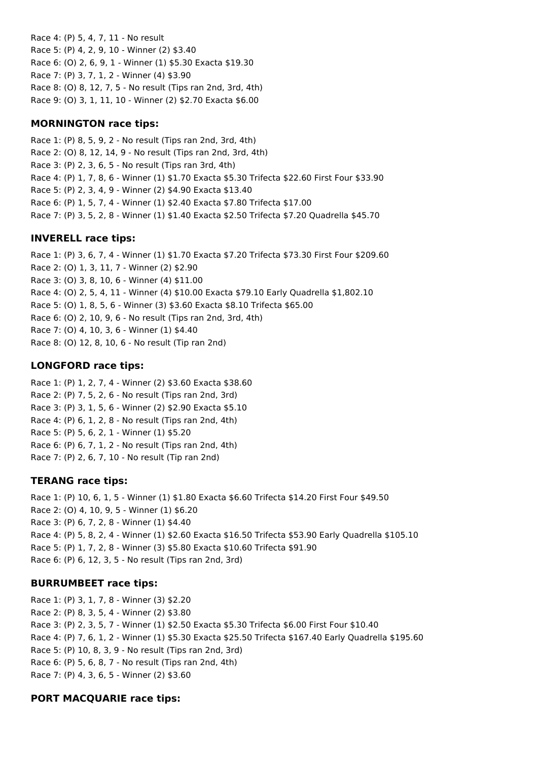Race 4: (P) 5, 4, 7, 11 - No result
Race 5: (P) 4, 2, 9, 10 - Winner (2) $3.40
Race 6: (O) 2, 6, 9, 1 - Winner (1) $5.30 Exacta $19.30
Race 7: (P) 3, 7, 1, 2 - Winner (4) $3.90
Race 8: (O) 8, 12, 7, 5 - No result (Tips ran 2nd, 3rd, 4th)
Race 9: (O) 3, 1, 11, 10 - Winner (2) $2.70 Exacta $6.00

### MORNINGTON race tips:

Race 1: (P) 8, 5, 9, 2 - No result (Tips ran 2nd, 3rd, 4th)
Race 2: (O) 8, 12, 14, 9 - No result (Tips ran 2nd, 3rd, 4th)
Race 3: (P) 2, 3, 6, 5 - No result (Tips ran 3rd, 4th)
Race 4: (P) 1, 7, 8, 6 - Winner (1) $1.70 Exacta $5.30 Trifecta $22.60 First Four $33.90
Race 5: (P) 2, 3, 4, 9 - Winner (2) $4.90 Exacta $13.40
Race 6: (P) 1, 5, 7, 4 - Winner (1) $2.40 Exacta $7.80 Trifecta $17.00
Race 7: (P) 3, 5, 2, 8 - Winner (1) $1.40 Exacta $2.50 Trifecta $7.20 Quadrella $45.70

### INVERELL race tips:

Race 1: (P) 3, 6, 7, 4 - Winner (1) $1.70 Exacta $7.20 Trifecta $73.30 First Four $209.60
Race 2: (O) 1, 3, 11, 7 - Winner (2) $2.90
Race 3: (O) 3, 8, 10, 6 - Winner (4) $11.00
Race 4: (O) 2, 5, 4, 11 - Winner (4) $10.00 Exacta $79.10 Early Quadrella $1,802.10
Race 5: (O) 1, 8, 5, 6 - Winner (3) $3.60 Exacta $8.10 Trifecta $65.00
Race 6: (O) 2, 10, 9, 6 - No result (Tips ran 2nd, 3rd, 4th)
Race 7: (O) 4, 10, 3, 6 - Winner (1) $4.40
Race 8: (O) 12, 8, 10, 6 - No result (Tip ran 2nd)

### LONGFORD race tips:

Race 1: (P) 1, 2, 7, 4 - Winner (2) $3.60 Exacta $38.60
Race 2: (P) 7, 5, 2, 6 - No result (Tips ran 2nd, 3rd)
Race 3: (P) 3, 1, 5, 6 - Winner (2) $2.90 Exacta $5.10
Race 4: (P) 6, 1, 2, 8 - No result (Tips ran 2nd, 4th)
Race 5: (P) 5, 6, 2, 1 - Winner (1) $5.20
Race 6: (P) 6, 7, 1, 2 - No result (Tips ran 2nd, 4th)
Race 7: (P) 2, 6, 7, 10 - No result (Tip ran 2nd)

### TERANG race tips:

Race 1: (P) 10, 6, 1, 5 - Winner (1) $1.80 Exacta $6.60 Trifecta $14.20 First Four $49.50
Race 2: (O) 4, 10, 9, 5 - Winner (1) $6.20
Race 3: (P) 6, 7, 2, 8 - Winner (1) $4.40
Race 4: (P) 5, 8, 2, 4 - Winner (1) $2.60 Exacta $16.50 Trifecta $53.90 Early Quadrella $105.10
Race 5: (P) 1, 7, 2, 8 - Winner (3) $5.80 Exacta $10.60 Trifecta $91.90
Race 6: (P) 6, 12, 3, 5 - No result (Tips ran 2nd, 3rd)

### BURRUMBEET race tips:

Race 1: (P) 3, 1, 7, 8 - Winner (3) $2.20
Race 2: (P) 8, 3, 5, 4 - Winner (2) $3.80
Race 3: (P) 2, 3, 5, 7 - Winner (1) $2.50 Exacta $5.30 Trifecta $6.00 First Four $10.40
Race 4: (P) 7, 6, 1, 2 - Winner (1) $5.30 Exacta $25.50 Trifecta $167.40 Early Quadrella $195.60
Race 5: (P) 10, 8, 3, 9 - No result (Tips ran 2nd, 3rd)
Race 6: (P) 5, 6, 8, 7 - No result (Tips ran 2nd, 4th)
Race 7: (P) 4, 3, 6, 5 - Winner (2) $3.60

### PORT MACQUARIE race tips: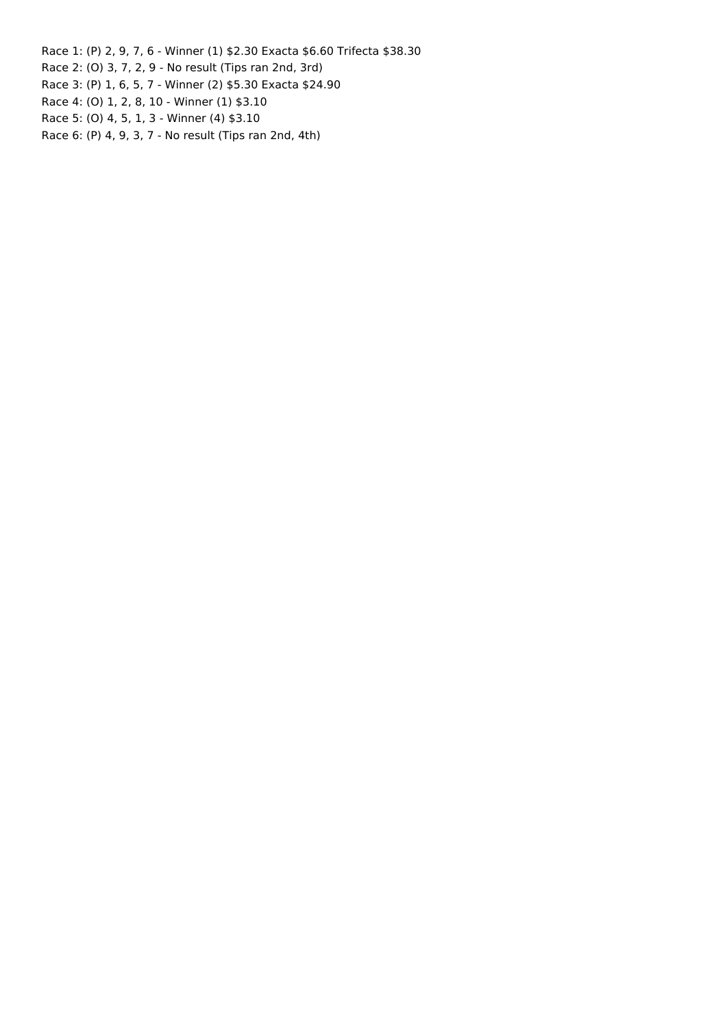Race 1: (P) 2, 9, 7, 6 - Winner (1) $2.30 Exacta $6.60 Trifecta $38.30

Race 2: (O) 3, 7, 2, 9 - No result (Tips ran 2nd, 3rd)

Race 3: (P) 1, 6, 5, 7 - Winner (2) $5.30 Exacta $24.90

Race 4: (O) 1, 2, 8, 10 - Winner (1) $3.10

Race 5: (O) 4, 5, 1, 3 - Winner (4) $3.10

Race 6: (P) 4, 9, 3, 7 - No result (Tips ran 2nd, 4th)